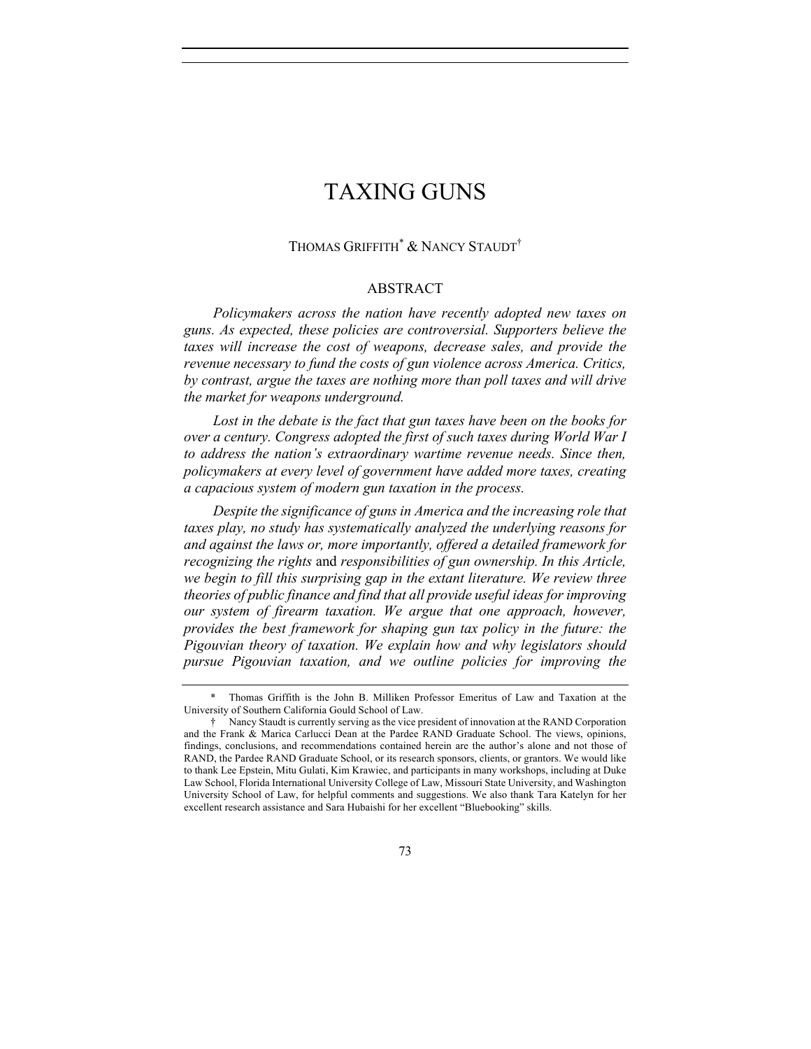# TAXING GUNS

THOMAS GRIFFITH[*] & NANCY STAUDT[†]

## ABSTRACT

*Policymakers across the nation have recently adopted new taxes on guns. As expected, these policies are controversial. Supporters believe the taxes will increase the cost of weapons, decrease sales, and provide the revenue necessary to fund the costs of gun violence across America. Critics, by contrast, argue the taxes are nothing more than poll taxes and will drive the market for weapons underground.*

*Lost in the debate is the fact that gun taxes have been on the books for over a century. Congress adopted the first of such taxes during World War I to address the nation's extraordinary wartime revenue needs. Since then, policymakers at every level of government have added more taxes, creating a capacious system of modern gun taxation in the process.*

*Despite the significance of guns in America and the increasing role that taxes play, no study has systematically analyzed the underlying reasons for and against the laws or, more importantly, offered a detailed framework for recognizing the rights* and *responsibilities of gun ownership. In this Article, we begin to fill this surprising gap in the extant literature. We review three theories of public finance and find that all provide useful ideas for improving our system of firearm taxation. We argue that one approach, however, provides the best framework for shaping gun tax policy in the future: the Pigouvian theory of taxation. We explain how and why legislators should pursue Pigouvian taxation, and we outline policies for improving the*

---

\* Thomas Griffith is the John B. Milliken Professor Emeritus of Law and Taxation at the University of Southern California Gould School of Law.

† Nancy Staudt is currently serving as the vice president of innovation at the RAND Corporation and the Frank & Marica Carlucci Dean at the Pardee RAND Graduate School. The views, opinions, findings, conclusions, and recommendations contained herein are the author's alone and not those of RAND, the Pardee RAND Graduate School, or its research sponsors, clients, or grantors. We would like to thank Lee Epstein, Mitu Gulati, Kim Krawiec, and participants in many workshops, including at Duke Law School, Florida International University College of Law, Missouri State University, and Washington University School of Law, for helpful comments and suggestions. We also thank Tara Katelyn for her excellent research assistance and Sara Hubaishi for her excellent "Bluebooking" skills.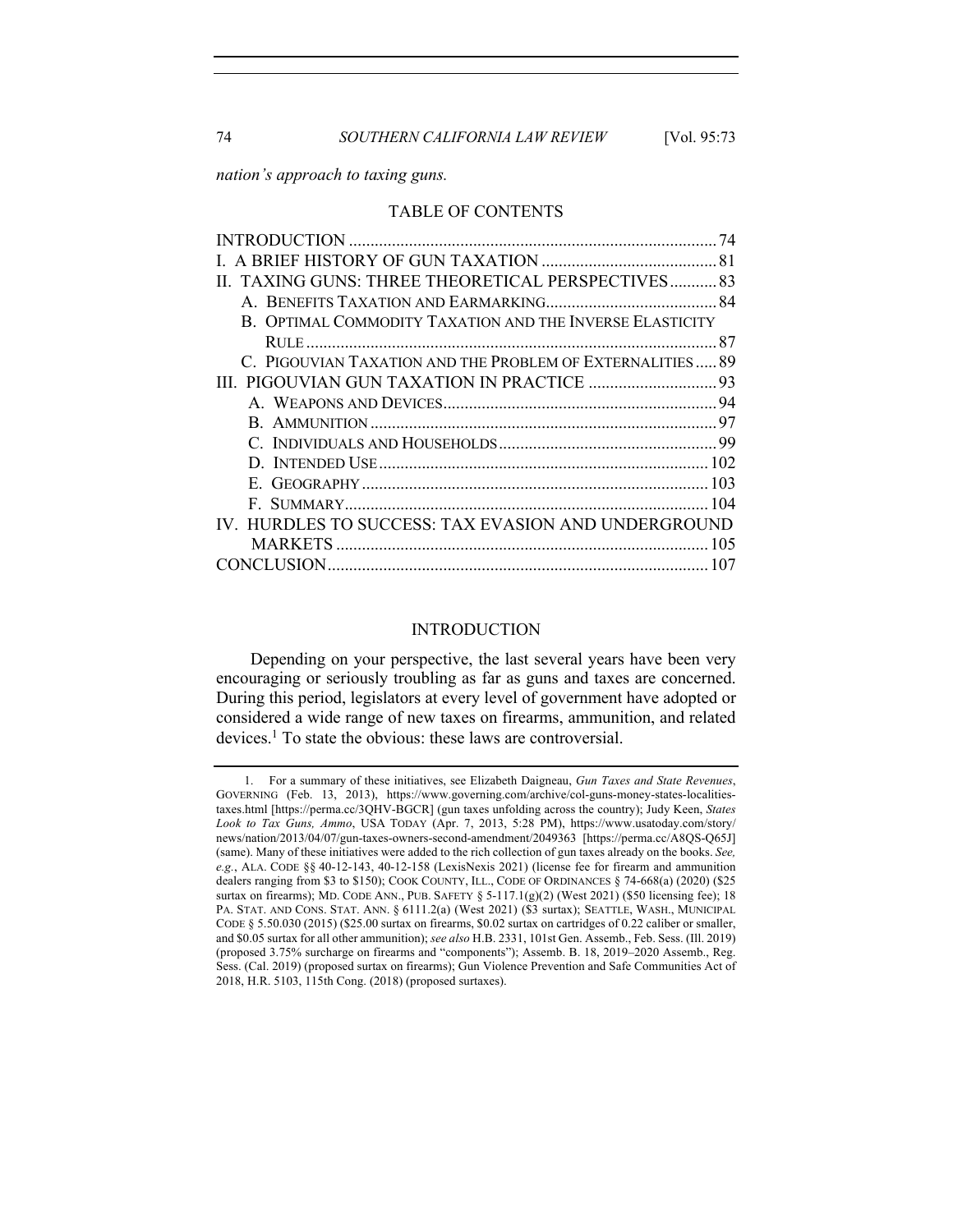*nation's approach to taxing guns.*

## TABLE OF CONTENTS

INTRODUCTION ..... 74
I. A BRIEF HISTORY OF GUN TAXATION ..... 81
II. TAXING GUNS: THREE THEORETICAL PERSPECTIVES ..... 83
  A. BENEFITS TAXATION AND EARMARKING ..... 84
  B. OPTIMAL COMMODITY TAXATION AND THE INVERSE ELASTICITY RULE ..... 87
  C. PIGOUVIAN TAXATION AND THE PROBLEM OF EXTERNALITIES ..... 89
III. PIGOUVIAN GUN TAXATION IN PRACTICE ..... 93
  A. WEAPONS AND DEVICES ..... 94
  B. AMMUNITION ..... 97
  C. INDIVIDUALS AND HOUSEHOLDS ..... 99
  D. INTENDED USE ..... 102
  E. GEOGRAPHY ..... 103
  F. SUMMARY ..... 104
IV. HURDLES TO SUCCESS: TAX EVASION AND UNDERGROUND MARKETS ..... 105
CONCLUSION ..... 107

## INTRODUCTION

Depending on your perspective, the last several years have been very encouraging or seriously troubling as far as guns and taxes are concerned. During this period, legislators at every level of government have adopted or considered a wide range of new taxes on firearms, ammunition, and related devices.[1] To state the obvious: these laws are controversial.

1. For a summary of these initiatives, see Elizabeth Daigneau, *Gun Taxes and State Revenues*, GOVERNING (Feb. 13, 2013), https://www.governing.com/archive/col-guns-money-states-localities-taxes.html [https://perma.cc/3QHV-BGCR] (gun taxes unfolding across the country); Judy Keen, *States Look to Tax Guns, Ammo*, USA TODAY (Apr. 7, 2013, 5:28 PM), https://www.usatoday.com/story/news/nation/2013/04/07/gun-taxes-owners-second-amendment/2049363 [https://perma.cc/A8QS-Q65J] (same). Many of these initiatives were added to the rich collection of gun taxes already on the books. *See, e.g.*, ALA. CODE §§ 40-12-143, 40-12-158 (LexisNexis 2021) (license fee for firearm and ammunition dealers ranging from $3 to $150); COOK COUNTY, ILL., CODE OF ORDINANCES § 74-668(a) (2020) ($25 surtax on firearms); MD. CODE ANN., PUB. SAFETY § 5-117.1(g)(2) (West 2021) ($50 licensing fee); 18 PA. STAT. AND CONS. STAT. ANN. § 6111.2(a) (West 2021) ($3 surtax); SEATTLE, WASH., MUNICIPAL CODE § 5.50.030 (2015) ($25.00 surtax on firearms, $0.02 surtax on cartridges of 0.22 caliber or smaller, and $0.05 surtax for all other ammunition); *see also* H.B. 2331, 101st Gen. Assemb., Feb. Sess. (Ill. 2019) (proposed 3.75% surcharge on firearms and "components"); Assemb. B. 18, 2019–2020 Assemb., Reg. Sess. (Cal. 2019) (proposed surtax on firearms); Gun Violence Prevention and Safe Communities Act of 2018, H.R. 5103, 115th Cong. (2018) (proposed surtaxes).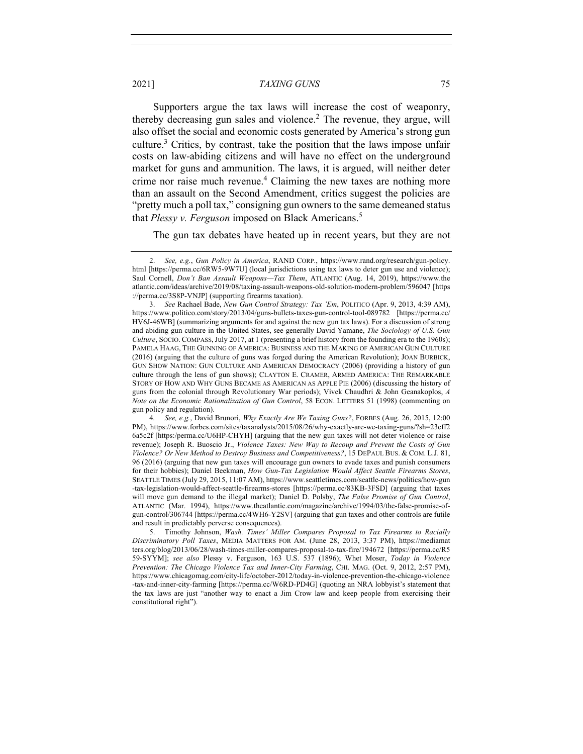Supporters argue the tax laws will increase the cost of weaponry, thereby decreasing gun sales and violence.[2] The revenue, they argue, will also offset the social and economic costs generated by America's strong gun culture.[3] Critics, by contrast, take the position that the laws impose unfair costs on law-abiding citizens and will have no effect on the underground market for guns and ammunition. The laws, it is argued, will neither deter crime nor raise much revenue.[4] Claiming the new taxes are nothing more than an assault on the Second Amendment, critics suggest the policies are "pretty much a poll tax," consigning gun owners to the same demeaned status that *Plessy v. Ferguson* imposed on Black Americans.[5]

The gun tax debates have heated up in recent years, but they are not

---

2. *See, e.g.*, *Gun Policy in America*, RAND CORP., https://www.rand.org/research/gun-policy.html [https://perma.cc/6RW5-9W7U] (local jurisdictions using tax laws to deter gun use and violence); Saul Cornell, *Don't Ban Assault Weapons—Tax Them*, ATLANTIC (Aug. 14, 2019), https://www.theatlantic.com/ideas/archive/2019/08/taxing-assault-weapons-old-solution-modern-problem/596047 [https://perma.cc/3S8P-VNJP] (supporting firearms taxation).

3. *See* Rachael Bade, *New Gun Control Strategy: Tax 'Em*, POLITICO (Apr. 9, 2013, 4:39 AM), https://www.politico.com/story/2013/04/guns-bullets-taxes-gun-control-tool-089782 [https://perma.cc/HV6J-46WB] (summarizing arguments for and against the new gun tax laws). For a discussion of strong and abiding gun culture in the United States, see generally David Yamane, *The Sociology of U.S. Gun Culture*, SOCIO. COMPASS, July 2017, at 1 (presenting a brief history from the founding era to the 1960s); PAMELA HAAG, THE GUNNING OF AMERICA: BUSINESS AND THE MAKING OF AMERICAN GUN CULTURE (2016) (arguing that the culture of guns was forged during the American Revolution); JOAN BURBICK, GUN SHOW NATION: GUN CULTURE AND AMERICAN DEMOCRACY (2006) (providing a history of gun culture through the lens of gun shows); CLAYTON E. CRAMER, ARMED AMERICA: THE REMARKABLE STORY OF HOW AND WHY GUNS BECAME AS AMERICAN AS APPLE PIE (2006) (discussing the history of guns from the colonial through Revolutionary War periods); Vivek Chaudhri & John Geanakoplos, *A Note on the Economic Rationalization of Gun Control*, 58 ECON. LETTERS 51 (1998) (commenting on gun policy and regulation).

4. *See, e.g.*, David Brunori, *Why Exactly Are We Taxing Guns?*, FORBES (Aug. 26, 2015, 12:00 PM), https://www.forbes.com/sites/taxanalysts/2015/08/26/why-exactly-are-we-taxing-guns/?sh=23cff26a5c2f [https:/perma.cc/U6HP-CHYH] (arguing that the new gun taxes will not deter violence or raise revenue); Joseph R. Buoscio Jr., *Violence Taxes: New Way to Recoup and Prevent the Costs of Gun Violence? Or New Method to Destroy Business and Competitiveness?*, 15 DEPAUL BUS. & COM. L.J. 81, 96 (2016) (arguing that new gun taxes will encourage gun owners to evade taxes and punish consumers for their hobbies); Daniel Beekman, *How Gun-Tax Legislation Would Affect Seattle Firearms Stores*, SEATTLE TIMES (July 29, 2015, 11:07 AM), https://www.seattletimes.com/seattle-news/politics/how-gun-tax-legislation-would-affect-seattle-firearms-stores [https://perma.cc/83KB-3FSD] (arguing that taxes will move gun demand to the illegal market); Daniel D. Polsby, *The False Promise of Gun Control*, ATLANTIC (Mar. 1994), https://www.theatlantic.com/magazine/archive/1994/03/the-false-promise-of-gun-control/306744 [https://perma.cc/4WH6-Y2SV] (arguing that gun taxes and other controls are futile and result in predictably perverse consequences).

5. Timothy Johnson, *Wash. Times' Miller Compares Proposal to Tax Firearms to Racially Discriminatory Poll Taxes*, MEDIA MATTERS FOR AM. (June 28, 2013, 3:37 PM), https://mediamatters.org/blog/2013/06/28/wash-times-miller-compares-proposal-to-tax-fire/194672 [https://perma.cc/R559-SYYM]; *see also* Plessy v. Ferguson, 163 U.S. 537 (1896); Whet Moser, *Today in Violence Prevention: The Chicago Violence Tax and Inner-City Farming*, CHI. MAG. (Oct. 9, 2012, 2:57 PM), https://www.chicagomag.com/city-life/october-2012/today-in-violence-prevention-the-chicago-violence-tax-and-inner-city-farming [https://perma.cc/W6RD-PD4G] (quoting an NRA lobbyist's statement that the tax laws are just "another way to enact a Jim Crow law and keep people from exercising their constitutional right").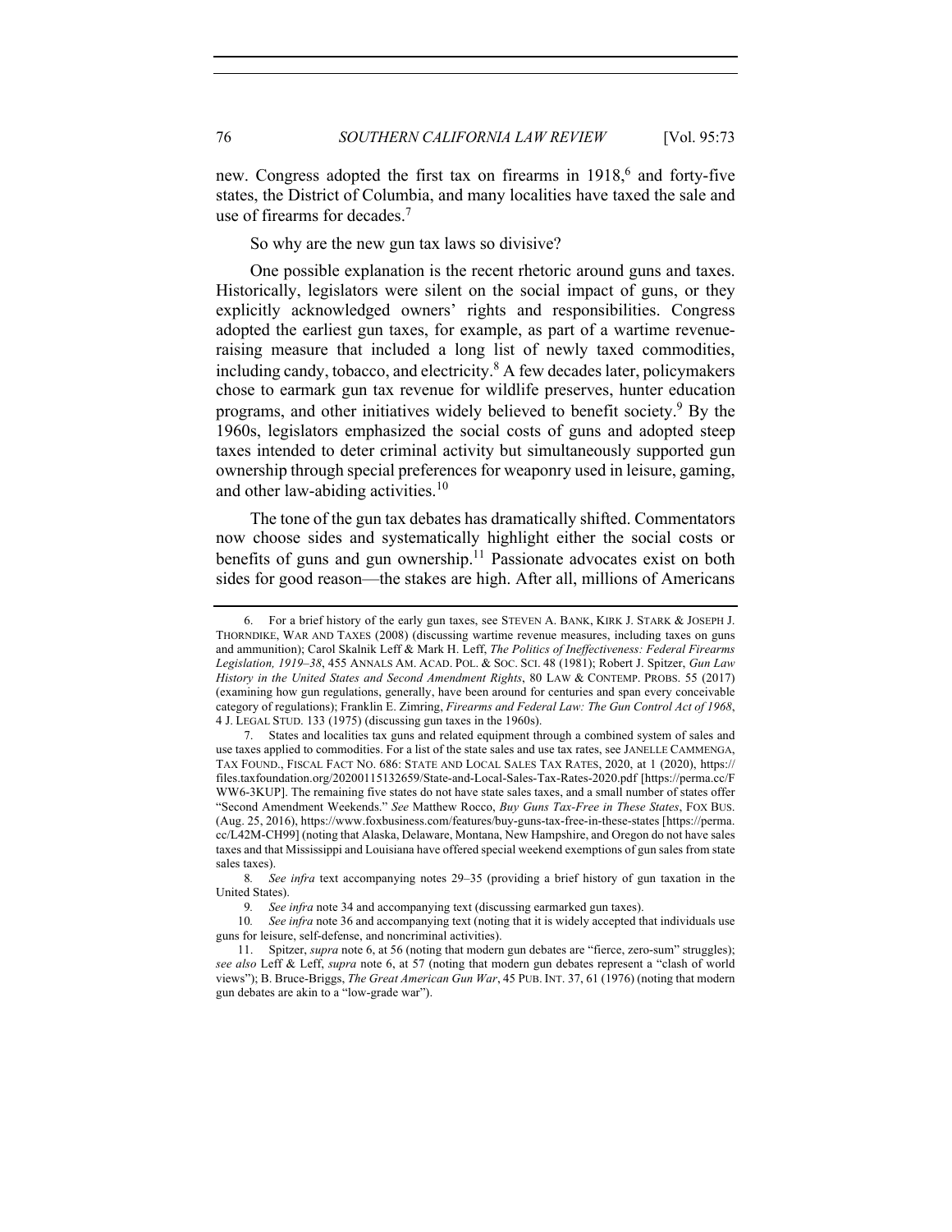new. Congress adopted the first tax on firearms in 1918,[6] and forty-five states, the District of Columbia, and many localities have taxed the sale and use of firearms for decades.[7]

So why are the new gun tax laws so divisive?

One possible explanation is the recent rhetoric around guns and taxes. Historically, legislators were silent on the social impact of guns, or they explicitly acknowledged owners' rights and responsibilities. Congress adopted the earliest gun taxes, for example, as part of a wartime revenue-raising measure that included a long list of newly taxed commodities, including candy, tobacco, and electricity.[8] A few decades later, policymakers chose to earmark gun tax revenue for wildlife preserves, hunter education programs, and other initiatives widely believed to benefit society.[9] By the 1960s, legislators emphasized the social costs of guns and adopted steep taxes intended to deter criminal activity but simultaneously supported gun ownership through special preferences for weaponry used in leisure, gaming, and other law-abiding activities.[10]

The tone of the gun tax debates has dramatically shifted. Commentators now choose sides and systematically highlight either the social costs or benefits of guns and gun ownership.[11] Passionate advocates exist on both sides for good reason—the stakes are high. After all, millions of Americans

---

6. For a brief history of the early gun taxes, see STEVEN A. BANK, KIRK J. STARK & JOSEPH J. THORNDIKE, WAR AND TAXES (2008) (discussing wartime revenue measures, including taxes on guns and ammunition); Carol Skalnik Leff & Mark H. Leff, *The Politics of Ineffectiveness: Federal Firearms Legislation, 1919–38*, 455 ANNALS AM. ACAD. POL. & SOC. SCI. 48 (1981); Robert J. Spitzer, *Gun Law History in the United States and Second Amendment Rights*, 80 LAW & CONTEMP. PROBS. 55 (2017) (examining how gun regulations, generally, have been around for centuries and span every conceivable category of regulations); Franklin E. Zimring, *Firearms and Federal Law: The Gun Control Act of 1968*, 4 J. LEGAL STUD. 133 (1975) (discussing gun taxes in the 1960s).

7. States and localities tax guns and related equipment through a combined system of sales and use taxes applied to commodities. For a list of the state sales and use tax rates, see JANELLE CAMMENGA, TAX FOUND., FISCAL FACT NO. 686: STATE AND LOCAL SALES TAX RATES, 2020, at 1 (2020), https://files.taxfoundation.org/20200115132659/State-and-Local-Sales-Tax-Rates-2020.pdf [https://perma.cc/FWW6-3KUP]. The remaining five states do not have state sales taxes, and a small number of states offer "Second Amendment Weekends." *See* Matthew Rocco, *Buy Guns Tax-Free in These States*, FOX BUS. (Aug. 25, 2016), https://www.foxbusiness.com/features/buy-guns-tax-free-in-these-states [https://perma.cc/L42M-CH99] (noting that Alaska, Delaware, Montana, New Hampshire, and Oregon do not have sales taxes and that Mississippi and Louisiana have offered special weekend exemptions of gun sales from state sales taxes).

8. *See infra* text accompanying notes 29–35 (providing a brief history of gun taxation in the United States).

9. *See infra* note 34 and accompanying text (discussing earmarked gun taxes).

10. *See infra* note 36 and accompanying text (noting that it is widely accepted that individuals use guns for leisure, self-defense, and noncriminal activities).

11. Spitzer, *supra* note 6, at 56 (noting that modern gun debates are "fierce, zero-sum" struggles); *see also* Leff & Leff, *supra* note 6, at 57 (noting that modern gun debates represent a "clash of world views"); B. Bruce-Briggs, *The Great American Gun War*, 45 PUB. INT. 37, 61 (1976) (noting that modern gun debates are akin to a "low-grade war").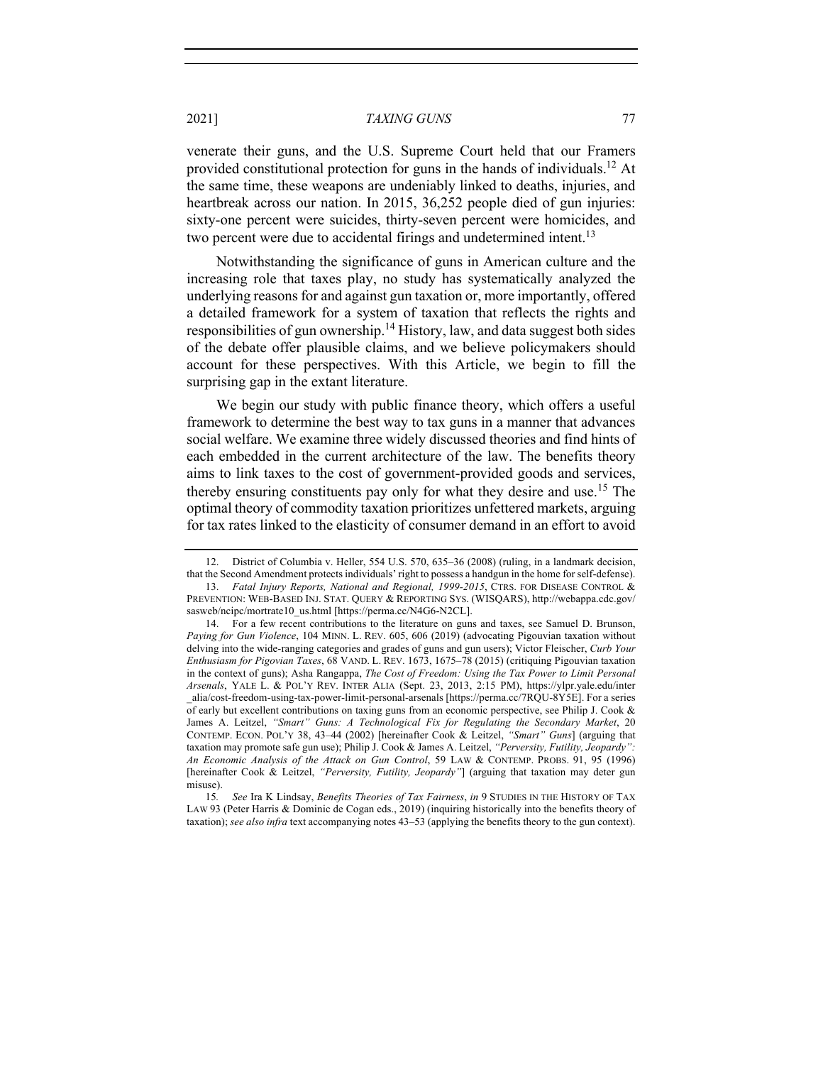venerate their guns, and the U.S. Supreme Court held that our Framers provided constitutional protection for guns in the hands of individuals.[12] At the same time, these weapons are undeniably linked to deaths, injuries, and heartbreak across our nation. In 2015, 36,252 people died of gun injuries: sixty-one percent were suicides, thirty-seven percent were homicides, and two percent were due to accidental firings and undetermined intent.[13]

Notwithstanding the significance of guns in American culture and the increasing role that taxes play, no study has systematically analyzed the underlying reasons for and against gun taxation or, more importantly, offered a detailed framework for a system of taxation that reflects the rights and responsibilities of gun ownership.[14] History, law, and data suggest both sides of the debate offer plausible claims, and we believe policymakers should account for these perspectives. With this Article, we begin to fill the surprising gap in the extant literature.

We begin our study with public finance theory, which offers a useful framework to determine the best way to tax guns in a manner that advances social welfare. We examine three widely discussed theories and find hints of each embedded in the current architecture of the law. The benefits theory aims to link taxes to the cost of government-provided goods and services, thereby ensuring constituents pay only for what they desire and use.[15] The optimal theory of commodity taxation prioritizes unfettered markets, arguing for tax rates linked to the elasticity of consumer demand in an effort to avoid

---

12. District of Columbia v. Heller, 554 U.S. 570, 635–36 (2008) (ruling, in a landmark decision, that the Second Amendment protects individuals' right to possess a handgun in the home for self-defense).

13. *Fatal Injury Reports, National and Regional, 1999-2015*, CTRS. FOR DISEASE CONTROL & PREVENTION: WEB-BASED INJ. STAT. QUERY & REPORTING SYS. (WISQARS), http://webappa.cdc.gov/sasweb/ncipc/mortrate10_us.html [https://perma.cc/N4G6-N2CL].

14. For a few recent contributions to the literature on guns and taxes, see Samuel D. Brunson, *Paying for Gun Violence*, 104 MINN. L. REV. 605, 606 (2019) (advocating Pigouvian taxation without delving into the wide-ranging categories and grades of guns and gun users); Victor Fleischer, *Curb Your Enthusiasm for Pigovian Taxes*, 68 VAND. L. REV. 1673, 1675–78 (2015) (critiquing Pigouvian taxation in the context of guns); Asha Rangappa, *The Cost of Freedom: Using the Tax Power to Limit Personal Arsenals*, YALE L. & POL'Y REV. INTER ALIA (Sept. 23, 2013, 2:15 PM), https://ylpr.yale.edu/inter_alia/cost-freedom-using-tax-power-limit-personal-arsenals [https://perma.cc/7RQU-8Y5E]. For a series of early but excellent contributions on taxing guns from an economic perspective, see Philip J. Cook & James A. Leitzel, *"Smart" Guns: A Technological Fix for Regulating the Secondary Market*, 20 CONTEMP. ECON. POL'Y 38, 43–44 (2002) [hereinafter Cook & Leitzel, *"Smart" Guns*] (arguing that taxation may promote safe gun use); Philip J. Cook & James A. Leitzel, *"Perversity, Futility, Jeopardy": An Economic Analysis of the Attack on Gun Control*, 59 LAW & CONTEMP. PROBS. 91, 95 (1996) [hereinafter Cook & Leitzel, *"Perversity, Futility, Jeopardy"*] (arguing that taxation may deter gun misuse).

15. *See* Ira K Lindsay, *Benefits Theories of Tax Fairness*, *in* 9 STUDIES IN THE HISTORY OF TAX LAW 93 (Peter Harris & Dominic de Cogan eds., 2019) (inquiring historically into the benefits theory of taxation); *see also infra* text accompanying notes 43–53 (applying the benefits theory to the gun context).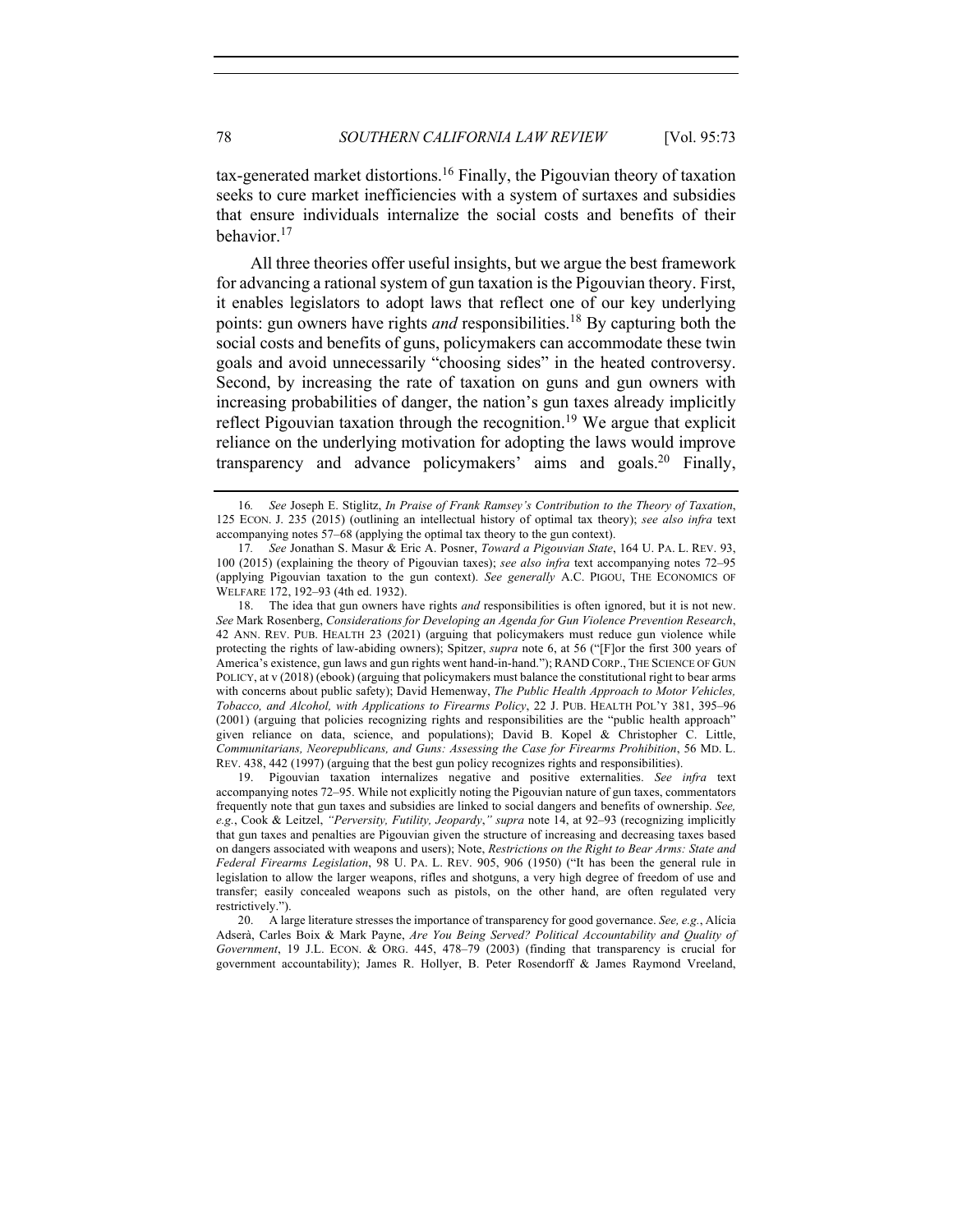tax-generated market distortions.[16] Finally, the Pigouvian theory of taxation seeks to cure market inefficiencies with a system of surtaxes and subsidies that ensure individuals internalize the social costs and benefits of their behavior.[17]

All three theories offer useful insights, but we argue the best framework for advancing a rational system of gun taxation is the Pigouvian theory. First, it enables legislators to adopt laws that reflect one of our key underlying points: gun owners have rights *and* responsibilities.[18] By capturing both the social costs and benefits of guns, policymakers can accommodate these twin goals and avoid unnecessarily "choosing sides" in the heated controversy. Second, by increasing the rate of taxation on guns and gun owners with increasing probabilities of danger, the nation's gun taxes already implicitly reflect Pigouvian taxation through the recognition.[19] We argue that explicit reliance on the underlying motivation for adopting the laws would improve transparency and advance policymakers' aims and goals.[20] Finally,

---

16. *See* Joseph E. Stiglitz, *In Praise of Frank Ramsey's Contribution to the Theory of Taxation*, 125 ECON. J. 235 (2015) (outlining an intellectual history of optimal tax theory); *see also infra* text accompanying notes 57–68 (applying the optimal tax theory to the gun context).

17. *See* Jonathan S. Masur & Eric A. Posner, *Toward a Pigouvian State*, 164 U. PA. L. REV. 93, 100 (2015) (explaining the theory of Pigouvian taxes); *see also infra* text accompanying notes 72–95 (applying Pigouvian taxation to the gun context). *See generally* A.C. PIGOU, THE ECONOMICS OF WELFARE 172, 192–93 (4th ed. 1932).

18. The idea that gun owners have rights *and* responsibilities is often ignored, but it is not new. *See* Mark Rosenberg, *Considerations for Developing an Agenda for Gun Violence Prevention Research*, 42 ANN. REV. PUB. HEALTH 23 (2021) (arguing that policymakers must reduce gun violence while protecting the rights of law-abiding owners); Spitzer, *supra* note 6, at 56 ("[F]or the first 300 years of America's existence, gun laws and gun rights went hand-in-hand."); RAND CORP., THE SCIENCE OF GUN POLICY, at v (2018) (ebook) (arguing that policymakers must balance the constitutional right to bear arms with concerns about public safety); David Hemenway, *The Public Health Approach to Motor Vehicles, Tobacco, and Alcohol, with Applications to Firearms Policy*, 22 J. PUB. HEALTH POL'Y 381, 395–96 (2001) (arguing that policies recognizing rights and responsibilities are the "public health approach" given reliance on data, science, and populations); David B. Kopel & Christopher C. Little, *Communitarians, Neorepublicans, and Guns: Assessing the Case for Firearms Prohibition*, 56 MD. L. REV. 438, 442 (1997) (arguing that the best gun policy recognizes rights and responsibilities).

19. Pigouvian taxation internalizes negative and positive externalities. *See infra* text accompanying notes 72–95. While not explicitly noting the Pigouvian nature of gun taxes, commentators frequently note that gun taxes and subsidies are linked to social dangers and benefits of ownership. *See, e.g.*, Cook & Leitzel, *"Perversity, Futility, Jeopardy*," *supra* note 14, at 92–93 (recognizing implicitly that gun taxes and penalties are Pigouvian given the structure of increasing and decreasing taxes based on dangers associated with weapons and users); Note, *Restrictions on the Right to Bear Arms: State and Federal Firearms Legislation*, 98 U. PA. L. REV. 905, 906 (1950) ("It has been the general rule in legislation to allow the larger weapons, rifles and shotguns, a very high degree of freedom of use and transfer; easily concealed weapons such as pistols, on the other hand, are often regulated very restrictively.").

20. A large literature stresses the importance of transparency for good governance. *See, e.g.*, Alícia Adserà, Carles Boix & Mark Payne, *Are You Being Served? Political Accountability and Quality of Government*, 19 J.L. ECON. & ORG. 445, 478–79 (2003) (finding that transparency is crucial for government accountability); James R. Hollyer, B. Peter Rosendorff & James Raymond Vreeland,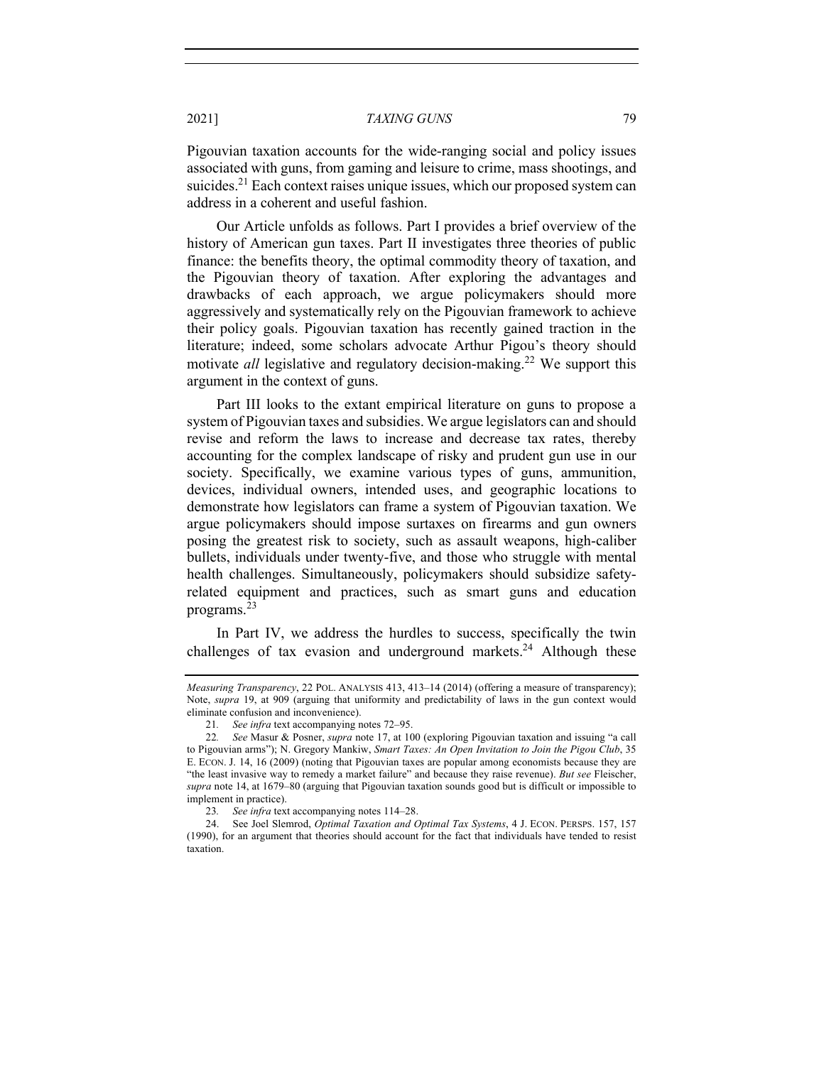Pigouvian taxation accounts for the wide-ranging social and policy issues associated with guns, from gaming and leisure to crime, mass shootings, and suicides.[21] Each context raises unique issues, which our proposed system can address in a coherent and useful fashion.

Our Article unfolds as follows. Part I provides a brief overview of the history of American gun taxes. Part II investigates three theories of public finance: the benefits theory, the optimal commodity theory of taxation, and the Pigouvian theory of taxation. After exploring the advantages and drawbacks of each approach, we argue policymakers should more aggressively and systematically rely on the Pigouvian framework to achieve their policy goals. Pigouvian taxation has recently gained traction in the literature; indeed, some scholars advocate Arthur Pigou's theory should motivate *all* legislative and regulatory decision-making.[22] We support this argument in the context of guns.

Part III looks to the extant empirical literature on guns to propose a system of Pigouvian taxes and subsidies. We argue legislators can and should revise and reform the laws to increase and decrease tax rates, thereby accounting for the complex landscape of risky and prudent gun use in our society. Specifically, we examine various types of guns, ammunition, devices, individual owners, intended uses, and geographic locations to demonstrate how legislators can frame a system of Pigouvian taxation. We argue policymakers should impose surtaxes on firearms and gun owners posing the greatest risk to society, such as assault weapons, high-caliber bullets, individuals under twenty-five, and those who struggle with mental health challenges. Simultaneously, policymakers should subsidize safety-related equipment and practices, such as smart guns and education programs.[23]

In Part IV, we address the hurdles to success, specifically the twin challenges of tax evasion and underground markets.[24] Although these

---

*Measuring Transparency*, 22 POL. ANALYSIS 413, 413–14 (2014) (offering a measure of transparency); Note, *supra* 19, at 909 (arguing that uniformity and predictability of laws in the gun context would eliminate confusion and inconvenience).

21. *See infra* text accompanying notes 72–95.

22. *See* Masur & Posner, *supra* note 17, at 100 (exploring Pigouvian taxation and issuing "a call to Pigouvian arms"); N. Gregory Mankiw, *Smart Taxes: An Open Invitation to Join the Pigou Club*, 35 E. ECON. J. 14, 16 (2009) (noting that Pigouvian taxes are popular among economists because they are "the least invasive way to remedy a market failure" and because they raise revenue). *But see* Fleischer, *supra* note 14, at 1679–80 (arguing that Pigouvian taxation sounds good but is difficult or impossible to implement in practice).

23. *See infra* text accompanying notes 114–28.

24. See Joel Slemrod, *Optimal Taxation and Optimal Tax Systems*, 4 J. ECON. PERSPS. 157, 157 (1990), for an argument that theories should account for the fact that individuals have tended to resist taxation.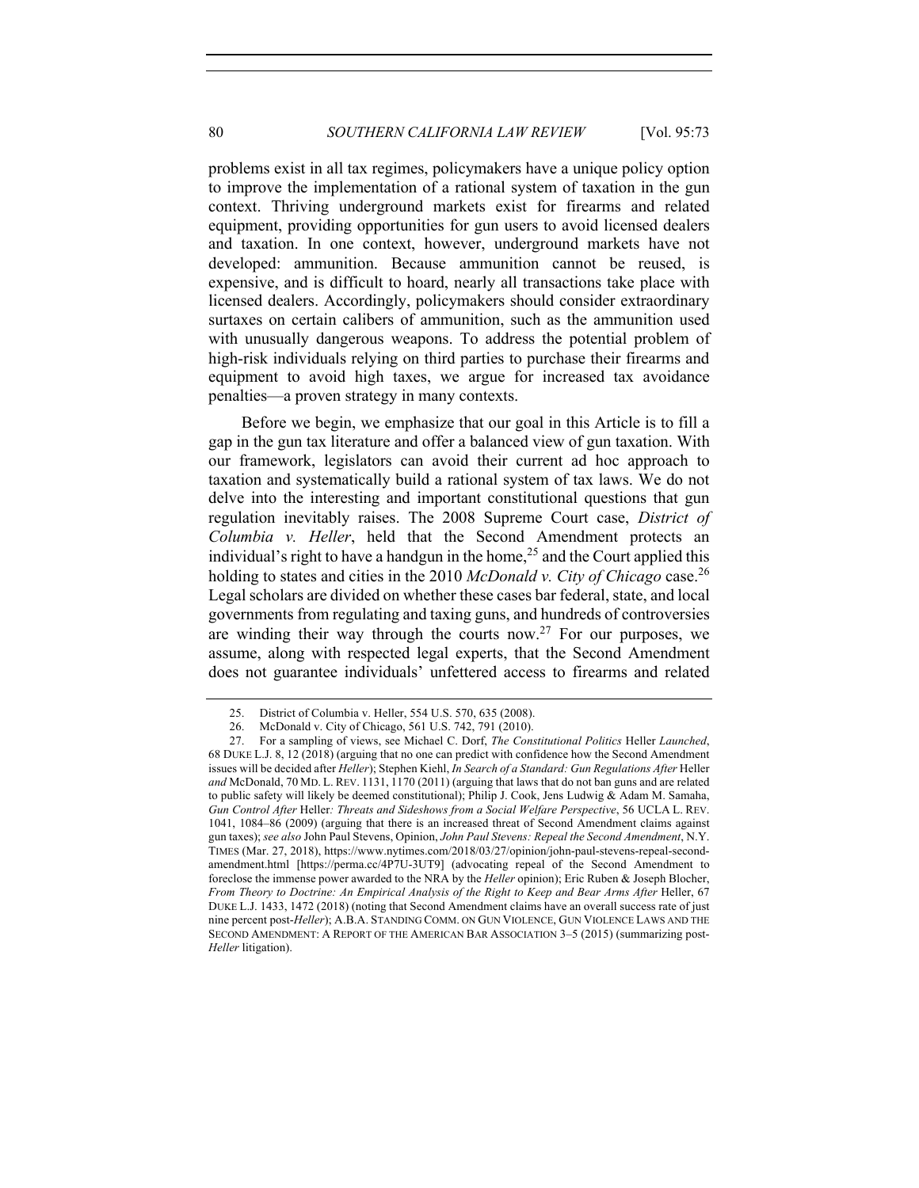problems exist in all tax regimes, policymakers have a unique policy option to improve the implementation of a rational system of taxation in the gun context. Thriving underground markets exist for firearms and related equipment, providing opportunities for gun users to avoid licensed dealers and taxation. In one context, however, underground markets have not developed: ammunition. Because ammunition cannot be reused, is expensive, and is difficult to hoard, nearly all transactions take place with licensed dealers. Accordingly, policymakers should consider extraordinary surtaxes on certain calibers of ammunition, such as the ammunition used with unusually dangerous weapons. To address the potential problem of high-risk individuals relying on third parties to purchase their firearms and equipment to avoid high taxes, we argue for increased tax avoidance penalties—a proven strategy in many contexts.

Before we begin, we emphasize that our goal in this Article is to fill a gap in the gun tax literature and offer a balanced view of gun taxation. With our framework, legislators can avoid their current ad hoc approach to taxation and systematically build a rational system of tax laws. We do not delve into the interesting and important constitutional questions that gun regulation inevitably raises. The 2008 Supreme Court case, *District of Columbia v. Heller*, held that the Second Amendment protects an individual's right to have a handgun in the home,[25] and the Court applied this holding to states and cities in the 2010 *McDonald v. City of Chicago* case.[26] Legal scholars are divided on whether these cases bar federal, state, and local governments from regulating and taxing guns, and hundreds of controversies are winding their way through the courts now.[27] For our purposes, we assume, along with respected legal experts, that the Second Amendment does not guarantee individuals' unfettered access to firearms and related

25. District of Columbia v. Heller, 554 U.S. 570, 635 (2008).

26. McDonald v. City of Chicago, 561 U.S. 742, 791 (2010).

27. For a sampling of views, see Michael C. Dorf, *The Constitutional Politics* Heller *Launched*, 68 DUKE L.J. 8, 12 (2018) (arguing that no one can predict with confidence how the Second Amendment issues will be decided after *Heller*); Stephen Kiehl, *In Search of a Standard: Gun Regulations After* Heller *and* McDonald, 70 MD. L. REV. 1131, 1170 (2011) (arguing that laws that do not ban guns and are related to public safety will likely be deemed constitutional); Philip J. Cook, Jens Ludwig & Adam M. Samaha, *Gun Control After* Heller*: Threats and Sideshows from a Social Welfare Perspective*, 56 UCLA L. REV. 1041, 1084–86 (2009) (arguing that there is an increased threat of Second Amendment claims against gun taxes); *see also* John Paul Stevens, Opinion, *John Paul Stevens: Repeal the Second Amendment*, N.Y. TIMES (Mar. 27, 2018), https://www.nytimes.com/2018/03/27/opinion/john-paul-stevens-repeal-second-amendment.html [https://perma.cc/4P7U-3UT9] (advocating repeal of the Second Amendment to foreclose the immense power awarded to the NRA by the *Heller* opinion); Eric Ruben & Joseph Blocher, *From Theory to Doctrine: An Empirical Analysis of the Right to Keep and Bear Arms After* Heller, 67 DUKE L.J. 1433, 1472 (2018) (noting that Second Amendment claims have an overall success rate of just nine percent post-*Heller*); A.B.A. STANDING COMM. ON GUN VIOLENCE, GUN VIOLENCE LAWS AND THE SECOND AMENDMENT: A REPORT OF THE AMERICAN BAR ASSOCIATION 3–5 (2015) (summarizing post-*Heller* litigation).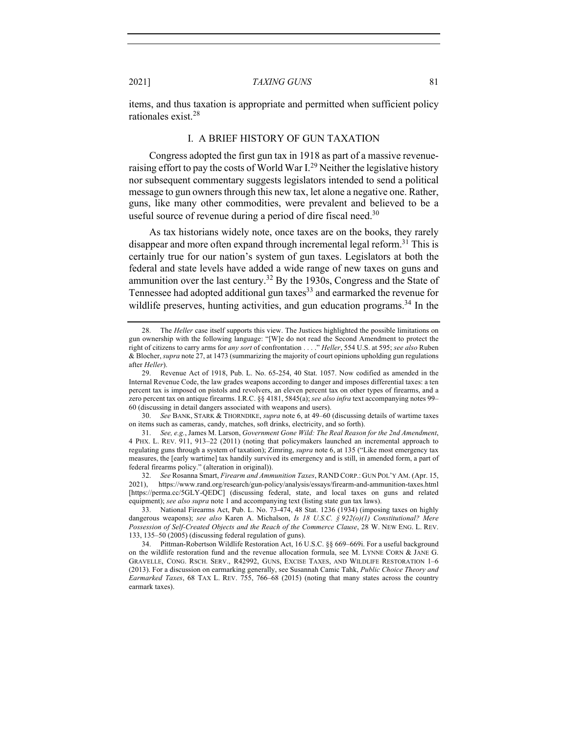items, and thus taxation is appropriate and permitted when sufficient policy rationales exist.[28]

## I. A BRIEF HISTORY OF GUN TAXATION

Congress adopted the first gun tax in 1918 as part of a massive revenue-raising effort to pay the costs of World War I.[29] Neither the legislative history nor subsequent commentary suggests legislators intended to send a political message to gun owners through this new tax, let alone a negative one. Rather, guns, like many other commodities, were prevalent and believed to be a useful source of revenue during a period of dire fiscal need.[30]

As tax historians widely note, once taxes are on the books, they rarely disappear and more often expand through incremental legal reform.[31] This is certainly true for our nation's system of gun taxes. Legislators at both the federal and state levels have added a wide range of new taxes on guns and ammunition over the last century.[32] By the 1930s, Congress and the State of Tennessee had adopted additional gun taxes[33] and earmarked the revenue for wildlife preserves, hunting activities, and gun education programs.[34] In the

---

28. The *Heller* case itself supports this view. The Justices highlighted the possible limitations on gun ownership with the following language: "[W]e do not read the Second Amendment to protect the right of citizens to carry arms for *any sort* of confrontation . . . ." *Heller*, 554 U.S. at 595; *see also* Ruben & Blocher, *supra* note 27, at 1473 (summarizing the majority of court opinions upholding gun regulations after *Heller*).

29. Revenue Act of 1918, Pub. L. No. 65-254, 40 Stat. 1057. Now codified as amended in the Internal Revenue Code, the law grades weapons according to danger and imposes differential taxes: a ten percent tax is imposed on pistols and revolvers, an eleven percent tax on other types of firearms, and a zero percent tax on antique firearms. I.R.C. §§ 4181, 5845(a); *see also infra* text accompanying notes 99–60 (discussing in detail dangers associated with weapons and users).

30. *See* BANK, STARK & THORNDIKE, *supra* note 6, at 49–60 (discussing details of wartime taxes on items such as cameras, candy, matches, soft drinks, electricity, and so forth).

31. *See, e.g.*, James M. Larson, *Government Gone Wild: The Real Reason for the 2nd Amendment*, 4 PHX. L. REV. 911, 913–22 (2011) (noting that policymakers launched an incremental approach to regulating guns through a system of taxation); Zimring, *supra* note 6, at 135 ("Like most emergency tax measures, the [early wartime] tax handily survived its emergency and is still, in amended form, a part of federal firearms policy." (alteration in original)).

32. *See* Rosanna Smart, *Firearm and Ammunition Taxes*, RAND CORP.: GUN POL'Y AM. (Apr. 15, 2021), https://www.rand.org/research/gun-policy/analysis/essays/firearm-and-ammunition-taxes.html [https://perma.cc/5GLY-QEDC] (discussing federal, state, and local taxes on guns and related equipment); *see also supra* note 1 and accompanying text (listing state gun tax laws).

33. National Firearms Act, Pub. L. No. 73-474, 48 Stat. 1236 (1934) (imposing taxes on highly dangerous weapons); *see also* Karen A. Michalson, *Is 18 U.S.C. § 922(o)(1) Constitutional? Mere Possession of Self-Created Objects and the Reach of the Commerce Clause*, 28 W. NEW ENG. L. REV. 133, 135–50 (2005) (discussing federal regulation of guns).

34. Pittman-Robertson Wildlife Restoration Act, 16 U.S.C. §§ 669–669i. For a useful background on the wildlife restoration fund and the revenue allocation formula, see M. LYNNE CORN & JANE G. GRAVELLE, CONG. RSCH. SERV., R42992, GUNS, EXCISE TAXES, AND WILDLIFE RESTORATION 1–6 (2013). For a discussion on earmarking generally, see Susannah Camic Tahk, *Public Choice Theory and Earmarked Taxes*, 68 TAX L. REV. 755, 766–68 (2015) (noting that many states across the country earmark taxes).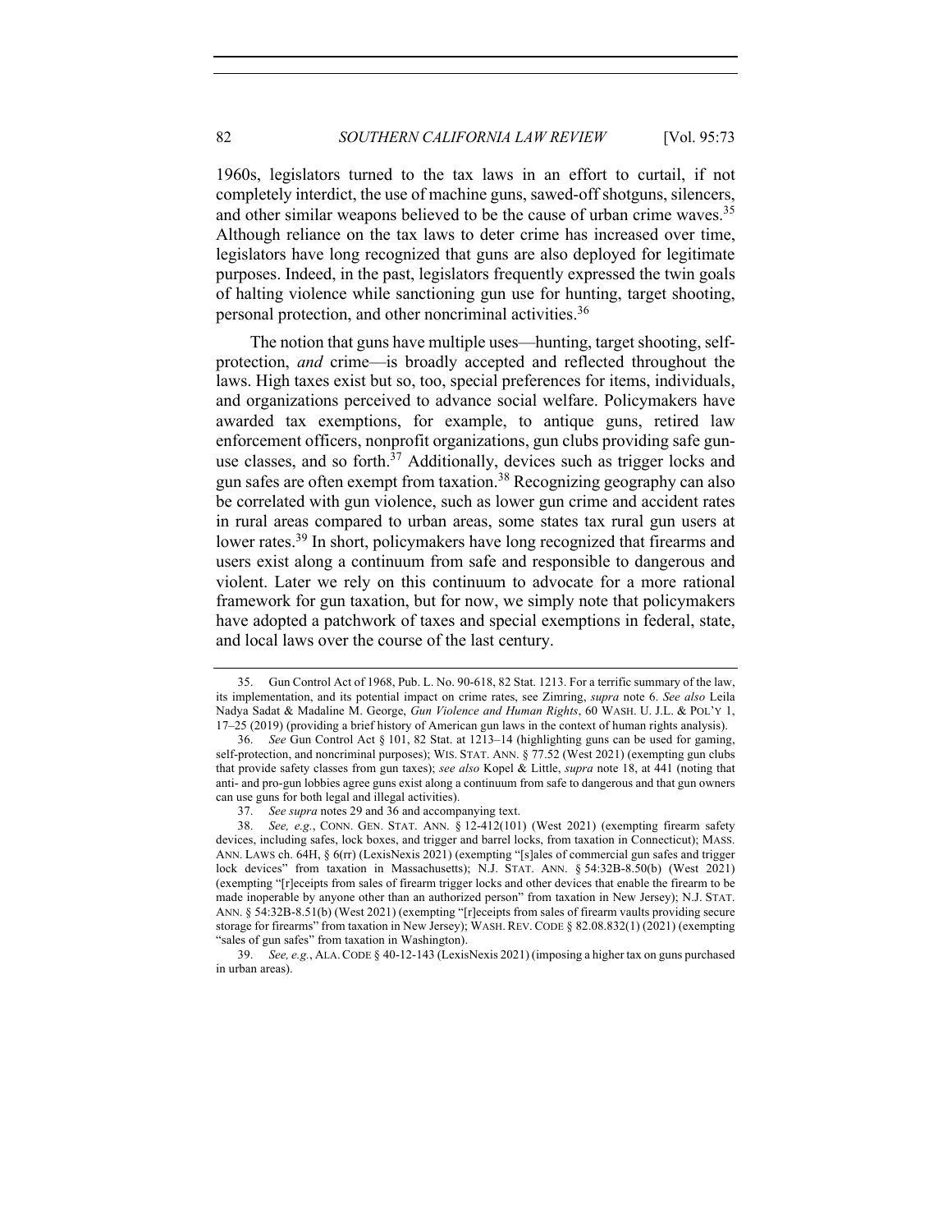1960s, legislators turned to the tax laws in an effort to curtail, if not completely interdict, the use of machine guns, sawed-off shotguns, silencers, and other similar weapons believed to be the cause of urban crime waves.[35] Although reliance on the tax laws to deter crime has increased over time, legislators have long recognized that guns are also deployed for legitimate purposes. Indeed, in the past, legislators frequently expressed the twin goals of halting violence while sanctioning gun use for hunting, target shooting, personal protection, and other noncriminal activities.[36]

The notion that guns have multiple uses—hunting, target shooting, self-protection, *and* crime—is broadly accepted and reflected throughout the laws. High taxes exist but so, too, special preferences for items, individuals, and organizations perceived to advance social welfare. Policymakers have awarded tax exemptions, for example, to antique guns, retired law enforcement officers, nonprofit organizations, gun clubs providing safe gun-use classes, and so forth.[37] Additionally, devices such as trigger locks and gun safes are often exempt from taxation.[38] Recognizing geography can also be correlated with gun violence, such as lower gun crime and accident rates in rural areas compared to urban areas, some states tax rural gun users at lower rates.[39] In short, policymakers have long recognized that firearms and users exist along a continuum from safe and responsible to dangerous and violent. Later we rely on this continuum to advocate for a more rational framework for gun taxation, but for now, we simply note that policymakers have adopted a patchwork of taxes and special exemptions in federal, state, and local laws over the course of the last century.

---

35. Gun Control Act of 1968, Pub. L. No. 90-618, 82 Stat. 1213. For a terrific summary of the law, its implementation, and its potential impact on crime rates, see Zimring, *supra* note 6. *See also* Leila Nadya Sadat & Madaline M. George, *Gun Violence and Human Rights*, 60 WASH. U. J.L. & POL'Y 1, 17–25 (2019) (providing a brief history of American gun laws in the context of human rights analysis).

36. *See* Gun Control Act § 101, 82 Stat. at 1213–14 (highlighting guns can be used for gaming, self-protection, and noncriminal purposes); WIS. STAT. ANN. § 77.52 (West 2021) (exempting gun clubs that provide safety classes from gun taxes); *see also* Kopel & Little, *supra* note 18, at 441 (noting that anti- and pro-gun lobbies agree guns exist along a continuum from safe to dangerous and that gun owners can use guns for both legal and illegal activities).

37. *See supra* notes 29 and 36 and accompanying text.

38. *See, e.g.*, CONN. GEN. STAT. ANN. § 12-412(101) (West 2021) (exempting firearm safety devices, including safes, lock boxes, and trigger and barrel locks, from taxation in Connecticut); MASS. ANN. LAWS ch. 64H, § 6(rr) (LexisNexis 2021) (exempting "[s]ales of commercial gun safes and trigger lock devices" from taxation in Massachusetts); N.J. STAT. ANN. § 54:32B-8.50(b) (West 2021) (exempting "[r]eceipts from sales of firearm trigger locks and other devices that enable the firearm to be made inoperable by anyone other than an authorized person" from taxation in New Jersey); N.J. STAT. ANN. § 54:32B-8.51(b) (West 2021) (exempting "[r]eceipts from sales of firearm vaults providing secure storage for firearms" from taxation in New Jersey); WASH. REV. CODE § 82.08.832(1) (2021) (exempting "sales of gun safes" from taxation in Washington).

39. *See, e.g.*, ALA. CODE § 40-12-143 (LexisNexis 2021) (imposing a higher tax on guns purchased in urban areas).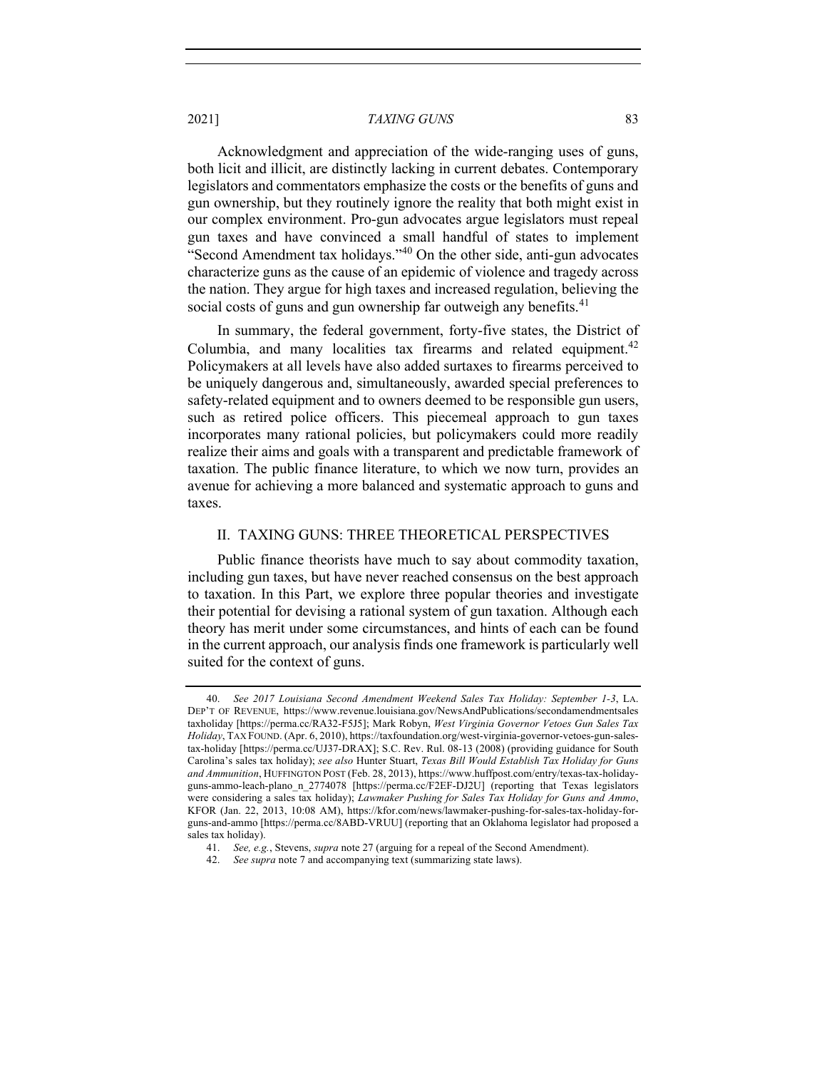Acknowledgment and appreciation of the wide-ranging uses of guns, both licit and illicit, are distinctly lacking in current debates. Contemporary legislators and commentators emphasize the costs or the benefits of guns and gun ownership, but they routinely ignore the reality that both might exist in our complex environment. Pro-gun advocates argue legislators must repeal gun taxes and have convinced a small handful of states to implement "Second Amendment tax holidays."[40] On the other side, anti-gun advocates characterize guns as the cause of an epidemic of violence and tragedy across the nation. They argue for high taxes and increased regulation, believing the social costs of guns and gun ownership far outweigh any benefits.[41]

In summary, the federal government, forty-five states, the District of Columbia, and many localities tax firearms and related equipment.[42] Policymakers at all levels have also added surtaxes to firearms perceived to be uniquely dangerous and, simultaneously, awarded special preferences to safety-related equipment and to owners deemed to be responsible gun users, such as retired police officers. This piecemeal approach to gun taxes incorporates many rational policies, but policymakers could more readily realize their aims and goals with a transparent and predictable framework of taxation. The public finance literature, to which we now turn, provides an avenue for achieving a more balanced and systematic approach to guns and taxes.

## II. TAXING GUNS: THREE THEORETICAL PERSPECTIVES

Public finance theorists have much to say about commodity taxation, including gun taxes, but have never reached consensus on the best approach to taxation. In this Part, we explore three popular theories and investigate their potential for devising a rational system of gun taxation. Although each theory has merit under some circumstances, and hints of each can be found in the current approach, our analysis finds one framework is particularly well suited for the context of guns.

---

40. *See 2017 Louisiana Second Amendment Weekend Sales Tax Holiday: September 1-3*, LA. DEP'T OF REVENUE, https://www.revenue.louisiana.gov/NewsAndPublications/secondamendmentsales taxholiday [https://perma.cc/RA32-F5J5]; Mark Robyn, *West Virginia Governor Vetoes Gun Sales Tax Holiday*, TAX FOUND. (Apr. 6, 2010), https://taxfoundation.org/west-virginia-governor-vetoes-gun-sales-tax-holiday [https://perma.cc/UJ37-DRAX]; S.C. Rev. Rul. 08-13 (2008) (providing guidance for South Carolina's sales tax holiday); *see also* Hunter Stuart, *Texas Bill Would Establish Tax Holiday for Guns and Ammunition*, HUFFINGTON POST (Feb. 28, 2013), https://www.huffpost.com/entry/texas-tax-holiday-guns-ammo-leach-plano_n_2774078 [https://perma.cc/F2EF-DJ2U] (reporting that Texas legislators were considering a sales tax holiday); *Lawmaker Pushing for Sales Tax Holiday for Guns and Ammo*, KFOR (Jan. 22, 2013, 10:08 AM), https://kfor.com/news/lawmaker-pushing-for-sales-tax-holiday-for-guns-and-ammo [https://perma.cc/8ABD-VRUU] (reporting that an Oklahoma legislator had proposed a sales tax holiday).

41. *See, e.g.*, Stevens, *supra* note 27 (arguing for a repeal of the Second Amendment).

42. *See supra* note 7 and accompanying text (summarizing state laws).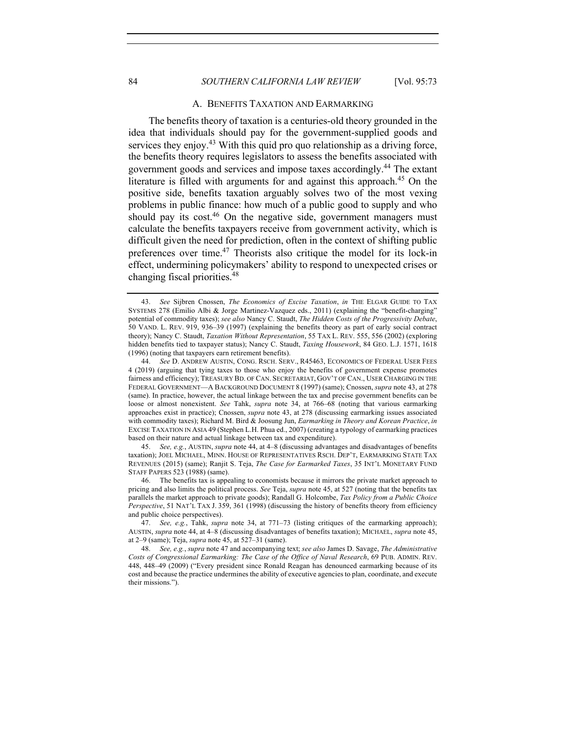### A. BENEFITS TAXATION AND EARMARKING

The benefits theory of taxation is a centuries-old theory grounded in the idea that individuals should pay for the government-supplied goods and services they enjoy.[43] With this quid pro quo relationship as a driving force, the benefits theory requires legislators to assess the benefits associated with government goods and services and impose taxes accordingly.[44] The extant literature is filled with arguments for and against this approach.[45] On the positive side, benefits taxation arguably solves two of the most vexing problems in public finance: how much of a public good to supply and who should pay its cost.[46] On the negative side, government managers must calculate the benefits taxpayers receive from government activity, which is difficult given the need for prediction, often in the context of shifting public preferences over time.[47] Theorists also critique the model for its lock-in effect, undermining policymakers' ability to respond to unexpected crises or changing fiscal priorities.[48]

---

43. *See* Sijbren Cnossen, *The Economics of Excise Taxation*, *in* THE ELGAR GUIDE TO TAX SYSTEMS 278 (Emilio Albi & Jorge Martinez-Vazquez eds., 2011) (explaining the "benefit-charging" potential of commodity taxes); *see also* Nancy C. Staudt, *The Hidden Costs of the Progressivity Debate*, 50 VAND. L. REV. 919, 936–39 (1997) (explaining the benefits theory as part of early social contract theory); Nancy C. Staudt, *Taxation Without Representation*, 55 TAX L. REV. 555, 556 (2002) (exploring hidden benefits tied to taxpayer status); Nancy C. Staudt, *Taxing Housework*, 84 GEO. L.J. 1571, 1618 (1996) (noting that taxpayers earn retirement benefits).

44. *See* D. ANDREW AUSTIN, CONG. RSCH. SERV., R45463, ECONOMICS OF FEDERAL USER FEES 4 (2019) (arguing that tying taxes to those who enjoy the benefits of government expense promotes fairness and efficiency); TREASURY BD. OF CAN. SECRETARIAT, GOV'T OF CAN., USER CHARGING IN THE FEDERAL GOVERNMENT—A BACKGROUND DOCUMENT 8 (1997) (same); Cnossen, *supra* note 43, at 278 (same). In practice, however, the actual linkage between the tax and precise government benefits can be loose or almost nonexistent. *See* Tahk, *supra* note 34, at 766–68 (noting that various earmarking approaches exist in practice); Cnossen, *supra* note 43, at 278 (discussing earmarking issues associated with commodity taxes); Richard M. Bird & Joosung Jun, *Earmarking in Theory and Korean Practice*, *in* EXCISE TAXATION IN ASIA 49 (Stephen L.H. Phua ed., 2007) (creating a typology of earmarking practices based on their nature and actual linkage between tax and expenditure).

45. *See, e.g.*, AUSTIN, *supra* note 44, at 4–8 (discussing advantages and disadvantages of benefits taxation); JOEL MICHAEL, MINN. HOUSE OF REPRESENTATIVES RSCH. DEP'T, EARMARKING STATE TAX REVENUES (2015) (same); Ranjit S. Teja, *The Case for Earmarked Taxes*, 35 INT'L MONETARY FUND STAFF PAPERS 523 (1988) (same).

46. The benefits tax is appealing to economists because it mirrors the private market approach to pricing and also limits the political process. *See* Teja, *supra* note 45, at 527 (noting that the benefits tax parallels the market approach to private goods); Randall G. Holcombe, *Tax Policy from a Public Choice Perspective*, 51 NAT'L TAX J. 359, 361 (1998) (discussing the history of benefits theory from efficiency and public choice perspectives).

47. *See, e.g.*, Tahk, *supra* note 34, at 771–73 (listing critiques of the earmarking approach); AUSTIN, *supra* note 44, at 4–8 (discussing disadvantages of benefits taxation); MICHAEL, *supra* note 45, at 2–9 (same); Teja, *supra* note 45, at 527–31 (same).

48. *See, e.g.*, *supra* note 47 and accompanying text; *see also* James D. Savage, *The Administrative Costs of Congressional Earmarking: The Case of the Office of Naval Research*, 69 PUB. ADMIN. REV. 448, 448–49 (2009) ("Every president since Ronald Reagan has denounced earmarking because of its cost and because the practice undermines the ability of executive agencies to plan, coordinate, and execute their missions.").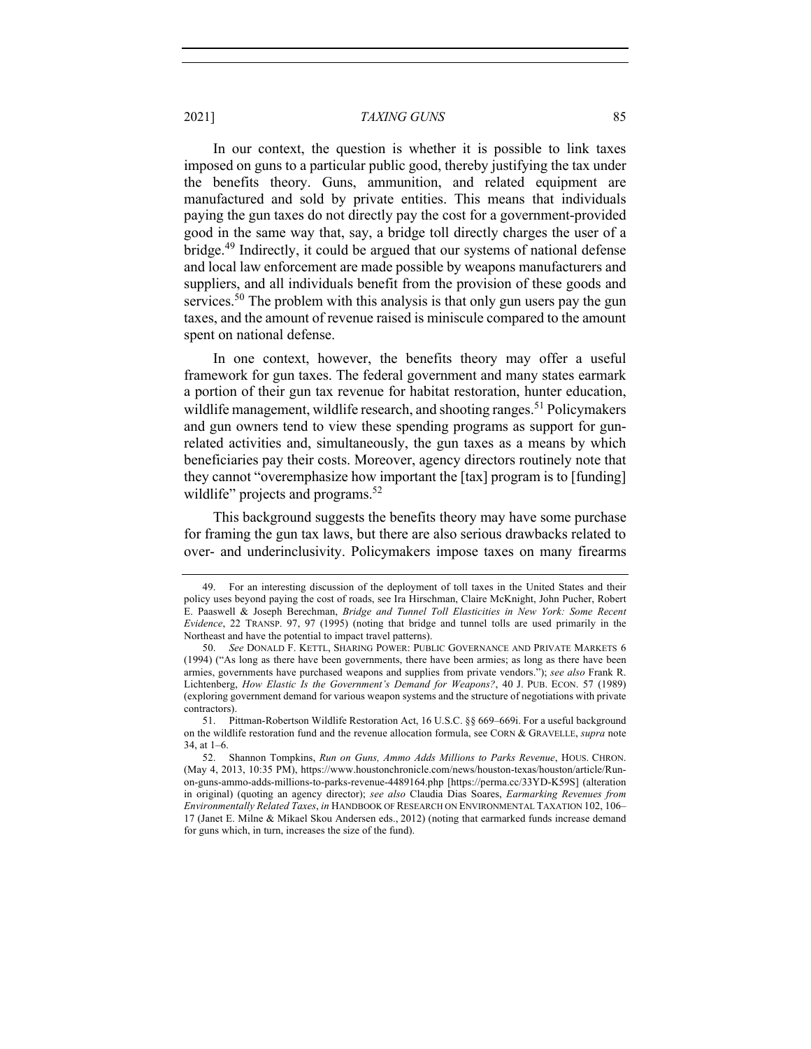In our context, the question is whether it is possible to link taxes imposed on guns to a particular public good, thereby justifying the tax under the benefits theory. Guns, ammunition, and related equipment are manufactured and sold by private entities. This means that individuals paying the gun taxes do not directly pay the cost for a government-provided good in the same way that, say, a bridge toll directly charges the user of a bridge.[49] Indirectly, it could be argued that our systems of national defense and local law enforcement are made possible by weapons manufacturers and suppliers, and all individuals benefit from the provision of these goods and services.[50] The problem with this analysis is that only gun users pay the gun taxes, and the amount of revenue raised is miniscule compared to the amount spent on national defense.

In one context, however, the benefits theory may offer a useful framework for gun taxes. The federal government and many states earmark a portion of their gun tax revenue for habitat restoration, hunter education, wildlife management, wildlife research, and shooting ranges.[51] Policymakers and gun owners tend to view these spending programs as support for gun-related activities and, simultaneously, the gun taxes as a means by which beneficiaries pay their costs. Moreover, agency directors routinely note that they cannot "overemphasize how important the [tax] program is to [funding] wildlife" projects and programs.[52]

This background suggests the benefits theory may have some purchase for framing the gun tax laws, but there are also serious drawbacks related to over- and underinclusivity. Policymakers impose taxes on many firearms

---

49. For an interesting discussion of the deployment of toll taxes in the United States and their policy uses beyond paying the cost of roads, see Ira Hirschman, Claire McKnight, John Pucher, Robert E. Paaswell & Joseph Berechman, *Bridge and Tunnel Toll Elasticities in New York: Some Recent Evidence*, 22 TRANSP. 97, 97 (1995) (noting that bridge and tunnel tolls are used primarily in the Northeast and have the potential to impact travel patterns).

50. *See* DONALD F. KETTL, SHARING POWER: PUBLIC GOVERNANCE AND PRIVATE MARKETS 6 (1994) ("As long as there have been governments, there have been armies; as long as there have been armies, governments have purchased weapons and supplies from private vendors."); *see also* Frank R. Lichtenberg, *How Elastic Is the Government's Demand for Weapons?*, 40 J. PUB. ECON. 57 (1989) (exploring government demand for various weapon systems and the structure of negotiations with private contractors).

51. Pittman-Robertson Wildlife Restoration Act, 16 U.S.C. §§ 669–669i. For a useful background on the wildlife restoration fund and the revenue allocation formula, see CORN & GRAVELLE, *supra* note 34, at 1–6.

52. Shannon Tompkins, *Run on Guns, Ammo Adds Millions to Parks Revenue*, HOUS. CHRON. (May 4, 2013, 10:35 PM), https://www.houstonchronicle.com/news/houston-texas/houston/article/Run-on-guns-ammo-adds-millions-to-parks-revenue-4489164.php [https://perma.cc/33YD-K59S] (alteration in original) (quoting an agency director); *see also* Claudia Dias Soares, *Earmarking Revenues from Environmentally Related Taxes*, *in* HANDBOOK OF RESEARCH ON ENVIRONMENTAL TAXATION 102, 106–17 (Janet E. Milne & Mikael Skou Andersen eds., 2012) (noting that earmarked funds increase demand for guns which, in turn, increases the size of the fund).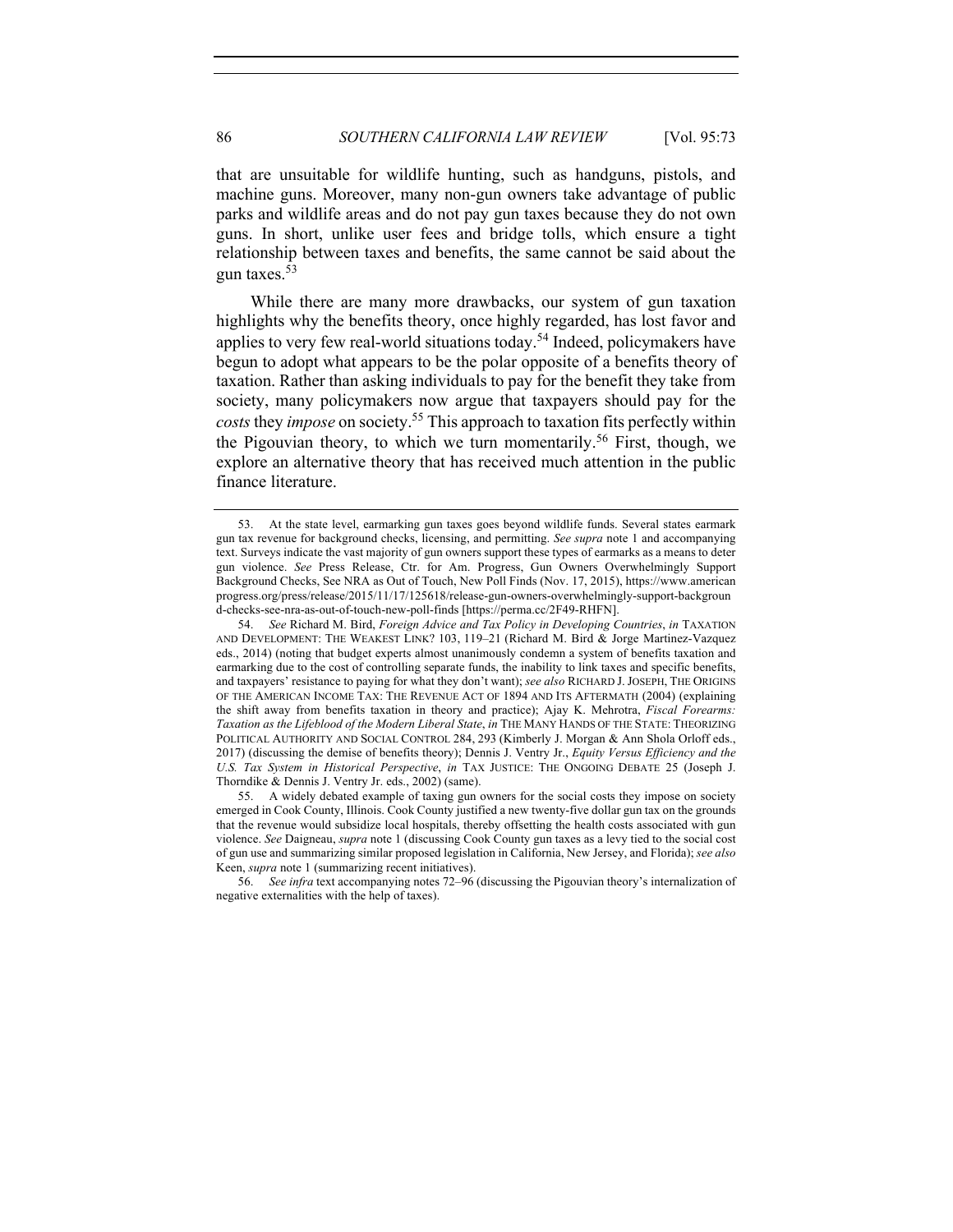that are unsuitable for wildlife hunting, such as handguns, pistols, and machine guns. Moreover, many non-gun owners take advantage of public parks and wildlife areas and do not pay gun taxes because they do not own guns. In short, unlike user fees and bridge tolls, which ensure a tight relationship between taxes and benefits, the same cannot be said about the gun taxes.[53]

While there are many more drawbacks, our system of gun taxation highlights why the benefits theory, once highly regarded, has lost favor and applies to very few real-world situations today.[54] Indeed, policymakers have begun to adopt what appears to be the polar opposite of a benefits theory of taxation. Rather than asking individuals to pay for the benefit they take from society, many policymakers now argue that taxpayers should pay for the *costs* they *impose* on society.[55] This approach to taxation fits perfectly within the Pigouvian theory, to which we turn momentarily.[56] First, though, we explore an alternative theory that has received much attention in the public finance literature.

---

53. At the state level, earmarking gun taxes goes beyond wildlife funds. Several states earmark gun tax revenue for background checks, licensing, and permitting. *See supra* note 1 and accompanying text. Surveys indicate the vast majority of gun owners support these types of earmarks as a means to deter gun violence. *See* Press Release, Ctr. for Am. Progress, Gun Owners Overwhelmingly Support Background Checks, See NRA as Out of Touch, New Poll Finds (Nov. 17, 2015), https://www.americanprogress.org/press/release/2015/11/17/125618/release-gun-owners-overwhelmingly-support-background-checks-see-nra-as-out-of-touch-new-poll-finds [https://perma.cc/2F49-RHFN].

54. *See* Richard M. Bird, *Foreign Advice and Tax Policy in Developing Countries*, *in* TAXATION AND DEVELOPMENT: THE WEAKEST LINK? 103, 119–21 (Richard M. Bird & Jorge Martinez-Vazquez eds., 2014) (noting that budget experts almost unanimously condemn a system of benefits taxation and earmarking due to the cost of controlling separate funds, the inability to link taxes and specific benefits, and taxpayers' resistance to paying for what they don't want); *see also* RICHARD J. JOSEPH, THE ORIGINS OF THE AMERICAN INCOME TAX: THE REVENUE ACT OF 1894 AND ITS AFTERMATH (2004) (explaining the shift away from benefits taxation in theory and practice); Ajay K. Mehrotra, *Fiscal Forearms: Taxation as the Lifeblood of the Modern Liberal State*, *in* THE MANY HANDS OF THE STATE: THEORIZING POLITICAL AUTHORITY AND SOCIAL CONTROL 284, 293 (Kimberly J. Morgan & Ann Shola Orloff eds., 2017) (discussing the demise of benefits theory); Dennis J. Ventry Jr., *Equity Versus Efficiency and the U.S. Tax System in Historical Perspective*, *in* TAX JUSTICE: THE ONGOING DEBATE 25 (Joseph J. Thorndike & Dennis J. Ventry Jr. eds., 2002) (same).

55. A widely debated example of taxing gun owners for the social costs they impose on society emerged in Cook County, Illinois. Cook County justified a new twenty-five dollar gun tax on the grounds that the revenue would subsidize local hospitals, thereby offsetting the health costs associated with gun violence. *See* Daigneau, *supra* note 1 (discussing Cook County gun taxes as a levy tied to the social cost of gun use and summarizing similar proposed legislation in California, New Jersey, and Florida); *see also* Keen, *supra* note 1 (summarizing recent initiatives).

56. *See infra* text accompanying notes 72–96 (discussing the Pigouvian theory's internalization of negative externalities with the help of taxes).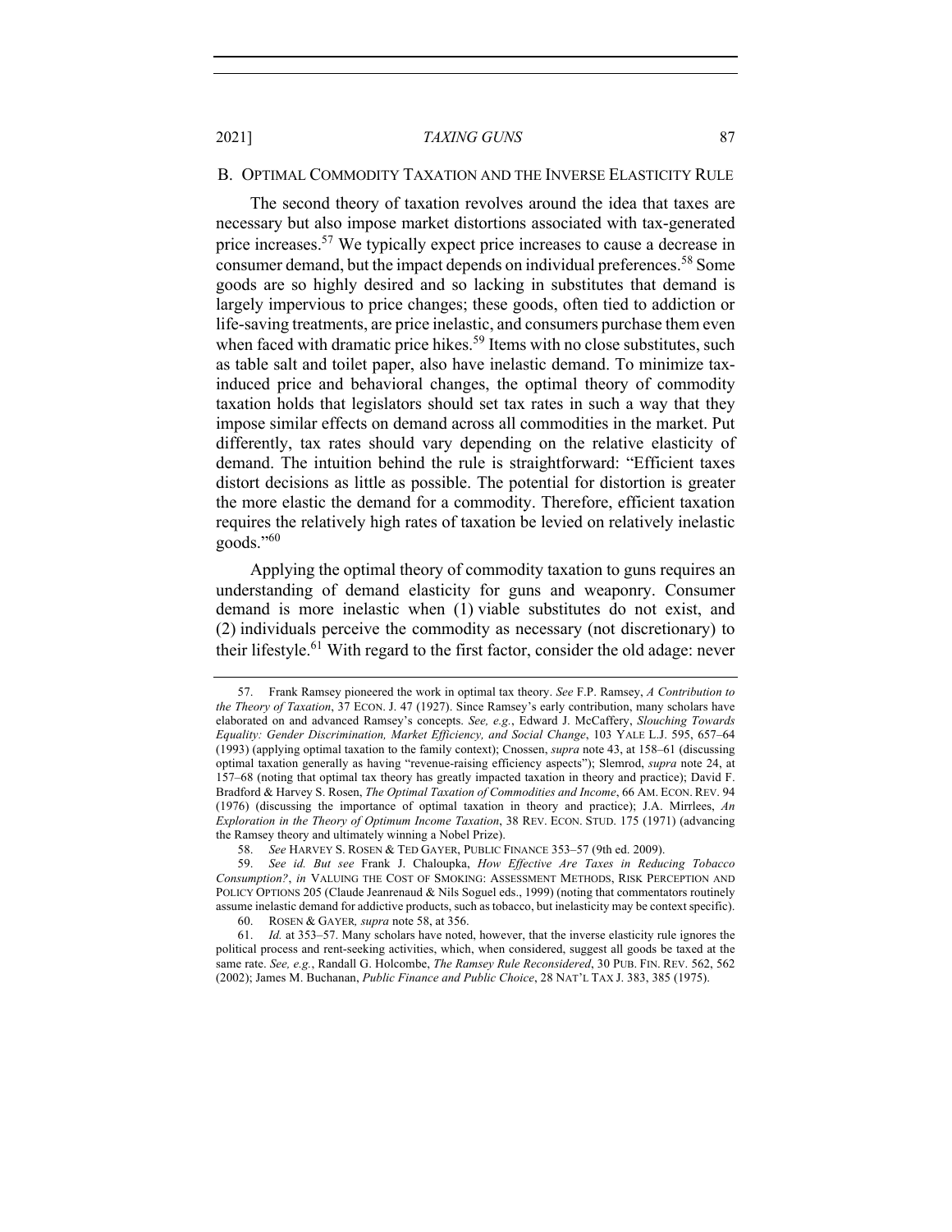## B. Optimal Commodity Taxation and the Inverse Elasticity Rule

The second theory of taxation revolves around the idea that taxes are necessary but also impose market distortions associated with tax-generated price increases.[57] We typically expect price increases to cause a decrease in consumer demand, but the impact depends on individual preferences.[58] Some goods are so highly desired and so lacking in substitutes that demand is largely impervious to price changes; these goods, often tied to addiction or life-saving treatments, are price inelastic, and consumers purchase them even when faced with dramatic price hikes.[59] Items with no close substitutes, such as table salt and toilet paper, also have inelastic demand. To minimize tax-induced price and behavioral changes, the optimal theory of commodity taxation holds that legislators should set tax rates in such a way that they impose similar effects on demand across all commodities in the market. Put differently, tax rates should vary depending on the relative elasticity of demand. The intuition behind the rule is straightforward: "Efficient taxes distort decisions as little as possible. The potential for distortion is greater the more elastic the demand for a commodity. Therefore, efficient taxation requires the relatively high rates of taxation be levied on relatively inelastic goods."[60]

Applying the optimal theory of commodity taxation to guns requires an understanding of demand elasticity for guns and weaponry. Consumer demand is more inelastic when (1) viable substitutes do not exist, and (2) individuals perceive the commodity as necessary (not discretionary) to their lifestyle.[61] With regard to the first factor, consider the old adage: never

---

57. Frank Ramsey pioneered the work in optimal tax theory. *See* F.P. Ramsey, *A Contribution to the Theory of Taxation*, 37 ECON. J. 47 (1927). Since Ramsey's early contribution, many scholars have elaborated on and advanced Ramsey's concepts. *See, e.g.*, Edward J. McCaffery, *Slouching Towards Equality: Gender Discrimination, Market Efficiency, and Social Change*, 103 YALE L.J. 595, 657–64 (1993) (applying optimal taxation to the family context); Cnossen, *supra* note 43, at 158–61 (discussing optimal taxation generally as having "revenue-raising efficiency aspects"); Slemrod, *supra* note 24, at 157–68 (noting that optimal tax theory has greatly impacted taxation in theory and practice); David F. Bradford & Harvey S. Rosen, *The Optimal Taxation of Commodities and Income*, 66 AM. ECON. REV. 94 (1976) (discussing the importance of optimal taxation in theory and practice); J.A. Mirrlees, *An Exploration in the Theory of Optimum Income Taxation*, 38 REV. ECON. STUD. 175 (1971) (advancing the Ramsey theory and ultimately winning a Nobel Prize).

58. *See* HARVEY S. ROSEN & TED GAYER, PUBLIC FINANCE 353–57 (9th ed. 2009).

59. *See id. But see* Frank J. Chaloupka, *How Effective Are Taxes in Reducing Tobacco Consumption?*, *in* VALUING THE COST OF SMOKING: ASSESSMENT METHODS, RISK PERCEPTION AND POLICY OPTIONS 205 (Claude Jeanrenaud & Nils Soguel eds., 1999) (noting that commentators routinely assume inelastic demand for addictive products, such as tobacco, but inelasticity may be context specific).

60. ROSEN & GAYER, *supra* note 58, at 356.

61. *Id.* at 353–57. Many scholars have noted, however, that the inverse elasticity rule ignores the political process and rent-seeking activities, which, when considered, suggest all goods be taxed at the same rate. *See, e.g.*, Randall G. Holcombe, *The Ramsey Rule Reconsidered*, 30 PUB. FIN. REV. 562, 562 (2002); James M. Buchanan, *Public Finance and Public Choice*, 28 NAT'L TAX J. 383, 385 (1975).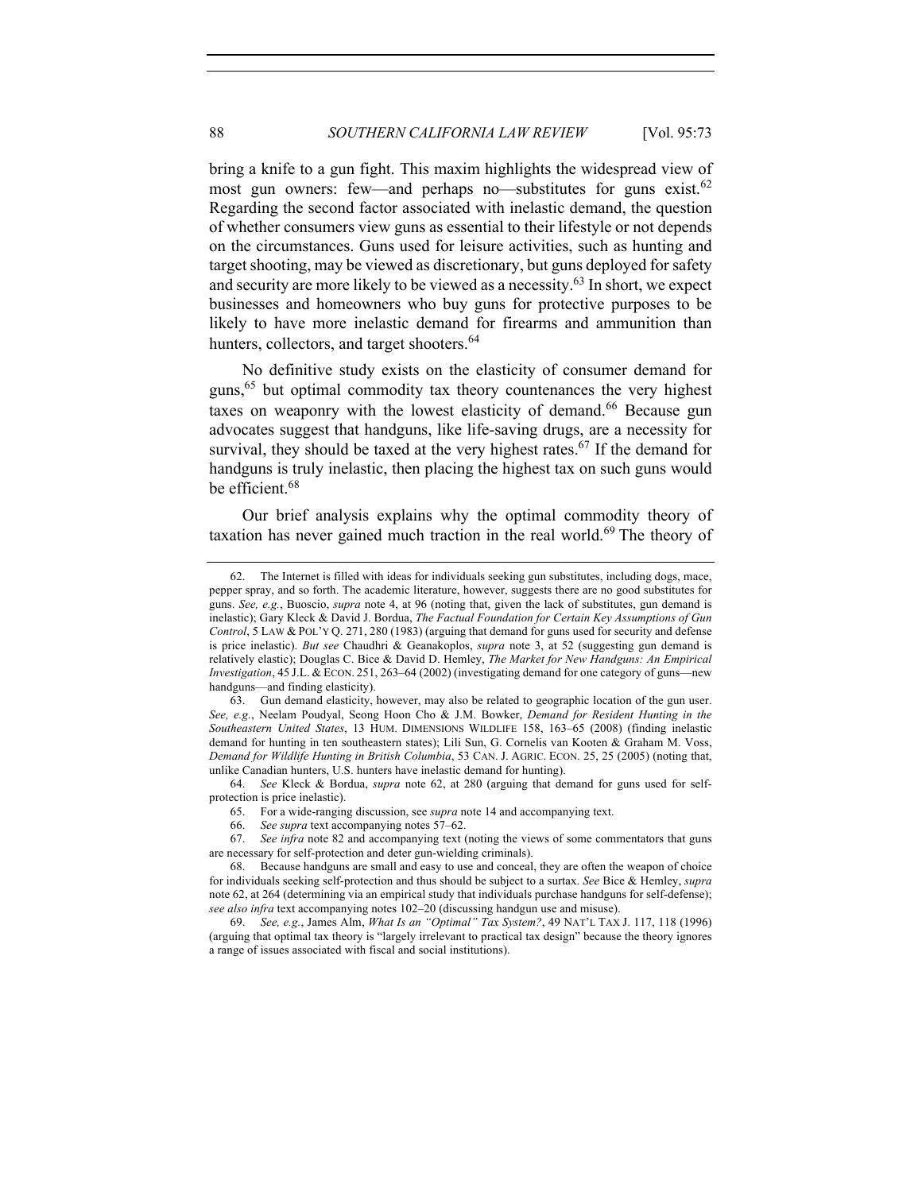bring a knife to a gun fight. This maxim highlights the widespread view of most gun owners: few—and perhaps no—substitutes for guns exist.[62] Regarding the second factor associated with inelastic demand, the question of whether consumers view guns as essential to their lifestyle or not depends on the circumstances. Guns used for leisure activities, such as hunting and target shooting, may be viewed as discretionary, but guns deployed for safety and security are more likely to be viewed as a necessity.[63] In short, we expect businesses and homeowners who buy guns for protective purposes to be likely to have more inelastic demand for firearms and ammunition than hunters, collectors, and target shooters.[64]

No definitive study exists on the elasticity of consumer demand for guns,[65] but optimal commodity tax theory countenances the very highest taxes on weaponry with the lowest elasticity of demand.[66] Because gun advocates suggest that handguns, like life-saving drugs, are a necessity for survival, they should be taxed at the very highest rates.[67] If the demand for handguns is truly inelastic, then placing the highest tax on such guns would be efficient.[68]

Our brief analysis explains why the optimal commodity theory of taxation has never gained much traction in the real world.[69] The theory of

---

62. The Internet is filled with ideas for individuals seeking gun substitutes, including dogs, mace, pepper spray, and so forth. The academic literature, however, suggests there are no good substitutes for guns. *See, e.g.*, Buoscio, *supra* note 4, at 96 (noting that, given the lack of substitutes, gun demand is inelastic); Gary Kleck & David J. Bordua, *The Factual Foundation for Certain Key Assumptions of Gun Control*, 5 LAW & POL'Y Q. 271, 280 (1983) (arguing that demand for guns used for security and defense is price inelastic). *But see* Chaudhri & Geanakoplos, *supra* note 3, at 52 (suggesting gun demand is relatively elastic); Douglas C. Bice & David D. Hemley, *The Market for New Handguns: An Empirical Investigation*, 45 J.L. & ECON. 251, 263–64 (2002) (investigating demand for one category of guns—new handguns—and finding elasticity).

63. Gun demand elasticity, however, may also be related to geographic location of the gun user. *See, e.g.*, Neelam Poudyal, Seong Hoon Cho & J.M. Bowker, *Demand for Resident Hunting in the Southeastern United States*, 13 HUM. DIMENSIONS WILDLIFE 158, 163–65 (2008) (finding inelastic demand for hunting in ten southeastern states); Lili Sun, G. Cornelis van Kooten & Graham M. Voss, *Demand for Wildlife Hunting in British Columbia*, 53 CAN. J. AGRIC. ECON. 25, 25 (2005) (noting that, unlike Canadian hunters, U.S. hunters have inelastic demand for hunting).

64. *See* Kleck & Bordua, *supra* note 62, at 280 (arguing that demand for guns used for self-protection is price inelastic).

65. For a wide-ranging discussion, see *supra* note 14 and accompanying text.

66. *See supra* text accompanying notes 57–62.

67. *See infra* note 82 and accompanying text (noting the views of some commentators that guns are necessary for self-protection and deter gun-wielding criminals).

68. Because handguns are small and easy to use and conceal, they are often the weapon of choice for individuals seeking self-protection and thus should be subject to a surtax. *See* Bice & Hemley, *supra* note 62, at 264 (determining via an empirical study that individuals purchase handguns for self-defense); *see also infra* text accompanying notes 102–20 (discussing handgun use and misuse).

69. *See, e.g.*, James Alm, *What Is an "Optimal" Tax System?*, 49 NAT'L TAX J. 117, 118 (1996) (arguing that optimal tax theory is "largely irrelevant to practical tax design" because the theory ignores a range of issues associated with fiscal and social institutions).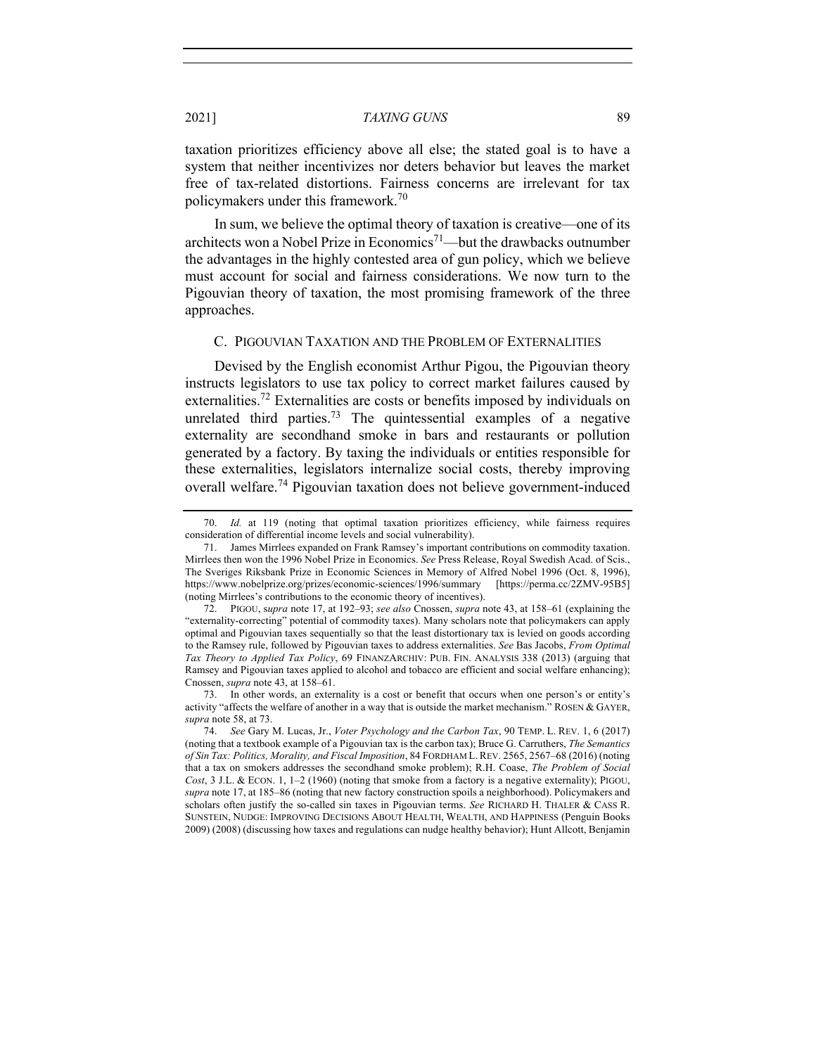taxation prioritizes efficiency above all else; the stated goal is to have a system that neither incentivizes nor deters behavior but leaves the market free of tax-related distortions. Fairness concerns are irrelevant for tax policymakers under this framework.[70]

In sum, we believe the optimal theory of taxation is creative—one of its architects won a Nobel Prize in Economics[71]—but the drawbacks outnumber the advantages in the highly contested area of gun policy, which we believe must account for social and fairness considerations. We now turn to the Pigouvian theory of taxation, the most promising framework of the three approaches.

### C. PIGOUVIAN TAXATION AND THE PROBLEM OF EXTERNALITIES

Devised by the English economist Arthur Pigou, the Pigouvian theory instructs legislators to use tax policy to correct market failures caused by externalities.[72] Externalities are costs or benefits imposed by individuals on unrelated third parties.[73] The quintessential examples of a negative externality are secondhand smoke in bars and restaurants or pollution generated by a factory. By taxing the individuals or entities responsible for these externalities, legislators internalize social costs, thereby improving overall welfare.[74] Pigouvian taxation does not believe government-induced

---

70. *Id.* at 119 (noting that optimal taxation prioritizes efficiency, while fairness requires consideration of differential income levels and social vulnerability).

71. James Mirrlees expanded on Frank Ramsey's important contributions on commodity taxation. Mirrlees then won the 1996 Nobel Prize in Economics. *See* Press Release, Royal Swedish Acad. of Scis., The Sveriges Riksbank Prize in Economic Sciences in Memory of Alfred Nobel 1996 (Oct. 8, 1996), https://www.nobelprize.org/prizes/economic-sciences/1996/summary [https://perma.cc/2ZMV-95B5] (noting Mirrlees's contributions to the economic theory of incentives).

72. PIGOU, *supra* note 17, at 192–93; *see also* Cnossen, *supra* note 43, at 158–61 (explaining the "externality-correcting" potential of commodity taxes). Many scholars note that policymakers can apply optimal and Pigouvian taxes sequentially so that the least distortionary tax is levied on goods according to the Ramsey rule, followed by Pigouvian taxes to address externalities. *See* Bas Jacobs, *From Optimal Tax Theory to Applied Tax Policy*, 69 FINANZARCHIV: PUB. FIN. ANALYSIS 338 (2013) (arguing that Ramsey and Pigouvian taxes applied to alcohol and tobacco are efficient and social welfare enhancing); Cnossen, *supra* note 43, at 158–61.

73. In other words, an externality is a cost or benefit that occurs when one person's or entity's activity "affects the welfare of another in a way that is outside the market mechanism." ROSEN & GAYER, *supra* note 58, at 73.

74. *See* Gary M. Lucas, Jr., *Voter Psychology and the Carbon Tax*, 90 TEMP. L. REV. 1, 6 (2017) (noting that a textbook example of a Pigouvian tax is the carbon tax); Bruce G. Carruthers, *The Semantics of Sin Tax: Politics, Morality, and Fiscal Imposition*, 84 FORDHAM L. REV. 2565, 2567–68 (2016) (noting that a tax on smokers addresses the secondhand smoke problem); R.H. Coase, *The Problem of Social Cost*, 3 J.L. & ECON. 1, 1–2 (1960) (noting that smoke from a factory is a negative externality); PIGOU, *supra* note 17, at 185–86 (noting that new factory construction spoils a neighborhood). Policymakers and scholars often justify the so-called sin taxes in Pigouvian terms. *See* RICHARD H. THALER & CASS R. SUNSTEIN, NUDGE: IMPROVING DECISIONS ABOUT HEALTH, WEALTH, AND HAPPINESS (Penguin Books 2009) (2008) (discussing how taxes and regulations can nudge healthy behavior); Hunt Allcott, Benjamin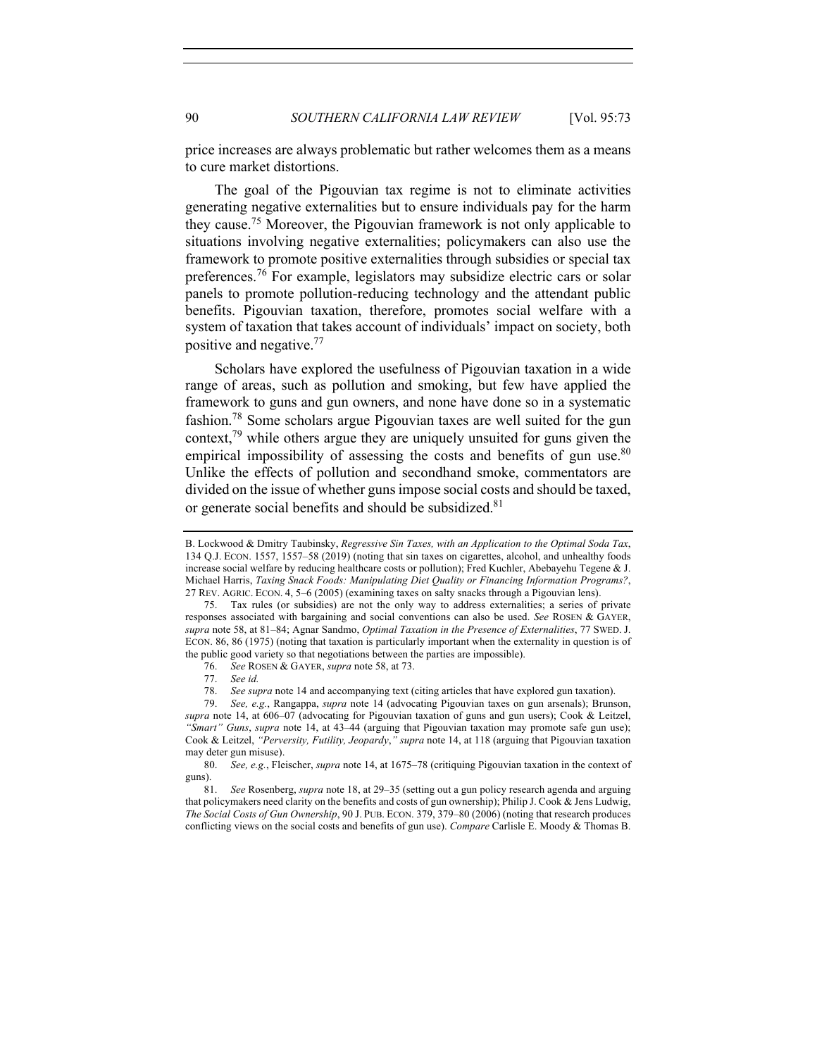price increases are always problematic but rather welcomes them as a means to cure market distortions.

The goal of the Pigouvian tax regime is not to eliminate activities generating negative externalities but to ensure individuals pay for the harm they cause.[75] Moreover, the Pigouvian framework is not only applicable to situations involving negative externalities; policymakers can also use the framework to promote positive externalities through subsidies or special tax preferences.[76] For example, legislators may subsidize electric cars or solar panels to promote pollution-reducing technology and the attendant public benefits. Pigouvian taxation, therefore, promotes social welfare with a system of taxation that takes account of individuals' impact on society, both positive and negative.[77]

Scholars have explored the usefulness of Pigouvian taxation in a wide range of areas, such as pollution and smoking, but few have applied the framework to guns and gun owners, and none have done so in a systematic fashion.[78] Some scholars argue Pigouvian taxes are well suited for the gun context,[79] while others argue they are uniquely unsuited for guns given the empirical impossibility of assessing the costs and benefits of gun use.[80] Unlike the effects of pollution and secondhand smoke, commentators are divided on the issue of whether guns impose social costs and should be taxed, or generate social benefits and should be subsidized.[81]

---

B. Lockwood & Dmitry Taubinsky, *Regressive Sin Taxes, with an Application to the Optimal Soda Tax*, 134 Q.J. ECON. 1557, 1557–58 (2019) (noting that sin taxes on cigarettes, alcohol, and unhealthy foods increase social welfare by reducing healthcare costs or pollution); Fred Kuchler, Abebayehu Tegene & J. Michael Harris, *Taxing Snack Foods: Manipulating Diet Quality or Financing Information Programs?*, 27 REV. AGRIC. ECON. 4, 5–6 (2005) (examining taxes on salty snacks through a Pigouvian lens).

75. Tax rules (or subsidies) are not the only way to address externalities; a series of private responses associated with bargaining and social conventions can also be used. *See* ROSEN & GAYER, *supra* note 58, at 81–84; Agnar Sandmo, *Optimal Taxation in the Presence of Externalities*, 77 SWED. J. ECON. 86, 86 (1975) (noting that taxation is particularly important when the externality in question is of the public good variety so that negotiations between the parties are impossible).

76. *See* ROSEN & GAYER, *supra* note 58, at 73.

77. *See id.*

78. *See supra* note 14 and accompanying text (citing articles that have explored gun taxation).

79. *See, e.g.*, Rangappa, *supra* note 14 (advocating Pigouvian taxes on gun arsenals); Brunson, *supra* note 14, at 606–07 (advocating for Pigouvian taxation of guns and gun users); Cook & Leitzel, *"Smart" Guns*, *supra* note 14, at 43–44 (arguing that Pigouvian taxation may promote safe gun use); Cook & Leitzel, *"Perversity, Futility, Jeopardy*,*" supra* note 14, at 118 (arguing that Pigouvian taxation may deter gun misuse).

80. *See, e.g.*, Fleischer, *supra* note 14, at 1675–78 (critiquing Pigouvian taxation in the context of guns).

81. *See* Rosenberg, *supra* note 18, at 29–35 (setting out a gun policy research agenda and arguing that policymakers need clarity on the benefits and costs of gun ownership); Philip J. Cook & Jens Ludwig, *The Social Costs of Gun Ownership*, 90 J. PUB. ECON. 379, 379–80 (2006) (noting that research produces conflicting views on the social costs and benefits of gun use). *Compare* Carlisle E. Moody & Thomas B.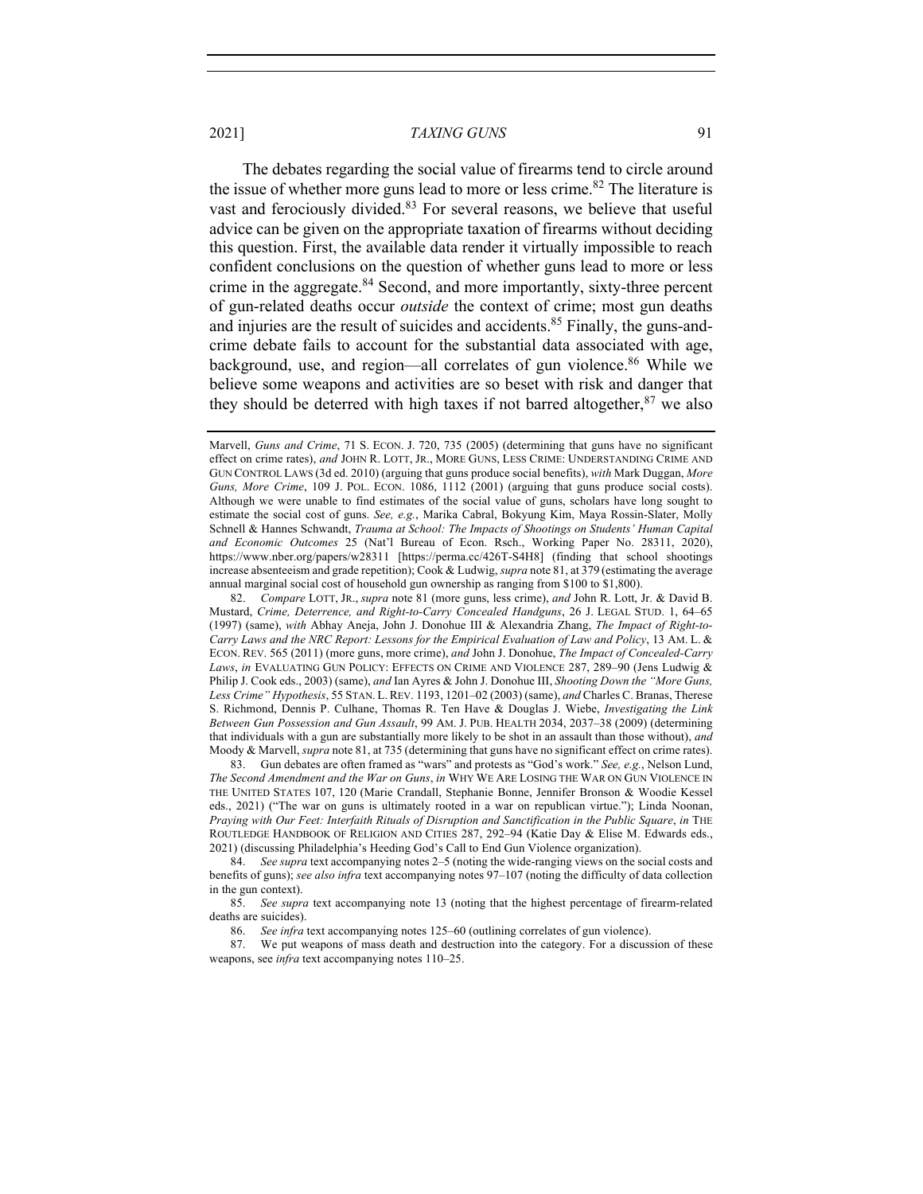The debates regarding the social value of firearms tend to circle around the issue of whether more guns lead to more or less crime.[82] The literature is vast and ferociously divided.[83] For several reasons, we believe that useful advice can be given on the appropriate taxation of firearms without deciding this question. First, the available data render it virtually impossible to reach confident conclusions on the question of whether guns lead to more or less crime in the aggregate.[84] Second, and more importantly, sixty-three percent of gun-related deaths occur *outside* the context of crime; most gun deaths and injuries are the result of suicides and accidents.[85] Finally, the guns-and-crime debate fails to account for the substantial data associated with age, background, use, and region—all correlates of gun violence.[86] While we believe some weapons and activities are so beset with risk and danger that they should be deterred with high taxes if not barred altogether,[87] we also

---

Marvell, *Guns and Crime*, 71 S. ECON. J. 720, 735 (2005) (determining that guns have no significant effect on crime rates), *and* JOHN R. LOTT, JR., MORE GUNS, LESS CRIME: UNDERSTANDING CRIME AND GUN CONTROL LAWS (3d ed. 2010) (arguing that guns produce social benefits), *with* Mark Duggan, *More Guns, More Crime*, 109 J. POL. ECON. 1086, 1112 (2001) (arguing that guns produce social costs). Although we were unable to find estimates of the social value of guns, scholars have long sought to estimate the social cost of guns. *See, e.g.*, Marika Cabral, Bokyung Kim, Maya Rossin-Slater, Molly Schnell & Hannes Schwandt, *Trauma at School: The Impacts of Shootings on Students' Human Capital and Economic Outcomes* 25 (Nat'l Bureau of Econ. Rsch., Working Paper No. 28311, 2020), https://www.nber.org/papers/w28311 [https://perma.cc/426T-S4H8] (finding that school shootings increase absenteeism and grade repetition); Cook & Ludwig, *supra* note 81, at 379 (estimating the average annual marginal social cost of household gun ownership as ranging from $100 to $1,800).

82. *Compare* LOTT, JR., *supra* note 81 (more guns, less crime), *and* John R. Lott, Jr. & David B. Mustard, *Crime, Deterrence, and Right-to-Carry Concealed Handguns*, 26 J. LEGAL STUD. 1, 64–65 (1997) (same), *with* Abhay Aneja, John J. Donohue III & Alexandria Zhang, *The Impact of Right-to-Carry Laws and the NRC Report: Lessons for the Empirical Evaluation of Law and Policy*, 13 AM. L. & ECON. REV. 565 (2011) (more guns, more crime), *and* John J. Donohue, *The Impact of Concealed-Carry Laws*, *in* EVALUATING GUN POLICY: EFFECTS ON CRIME AND VIOLENCE 287, 289–90 (Jens Ludwig & Philip J. Cook eds., 2003) (same), *and* Ian Ayres & John J. Donohue III, *Shooting Down the "More Guns, Less Crime" Hypothesis*, 55 STAN. L. REV. 1193, 1201–02 (2003) (same), *and* Charles C. Branas, Therese S. Richmond, Dennis P. Culhane, Thomas R. Ten Have & Douglas J. Wiebe, *Investigating the Link Between Gun Possession and Gun Assault*, 99 AM. J. PUB. HEALTH 2034, 2037–38 (2009) (determining that individuals with a gun are substantially more likely to be shot in an assault than those without), *and* Moody & Marvell, *supra* note 81, at 735 (determining that guns have no significant effect on crime rates).

83. Gun debates are often framed as "wars" and protests as "God's work." *See, e.g.*, Nelson Lund, *The Second Amendment and the War on Guns*, *in* WHY WE ARE LOSING THE WAR ON GUN VIOLENCE IN THE UNITED STATES 107, 120 (Marie Crandall, Stephanie Bonne, Jennifer Bronson & Woodie Kessel eds., 2021) ("The war on guns is ultimately rooted in a war on republican virtue."); Linda Noonan, *Praying with Our Feet: Interfaith Rituals of Disruption and Sanctification in the Public Square*, *in* THE ROUTLEDGE HANDBOOK OF RELIGION AND CITIES 287, 292–94 (Katie Day & Elise M. Edwards eds., 2021) (discussing Philadelphia's Heeding God's Call to End Gun Violence organization).

84. *See supra* text accompanying notes 2–5 (noting the wide-ranging views on the social costs and benefits of guns); *see also infra* text accompanying notes 97–107 (noting the difficulty of data collection in the gun context).

85. *See supra* text accompanying note 13 (noting that the highest percentage of firearm-related deaths are suicides).

86. *See infra* text accompanying notes 125–60 (outlining correlates of gun violence).

87. We put weapons of mass death and destruction into the category. For a discussion of these weapons, see *infra* text accompanying notes 110–25.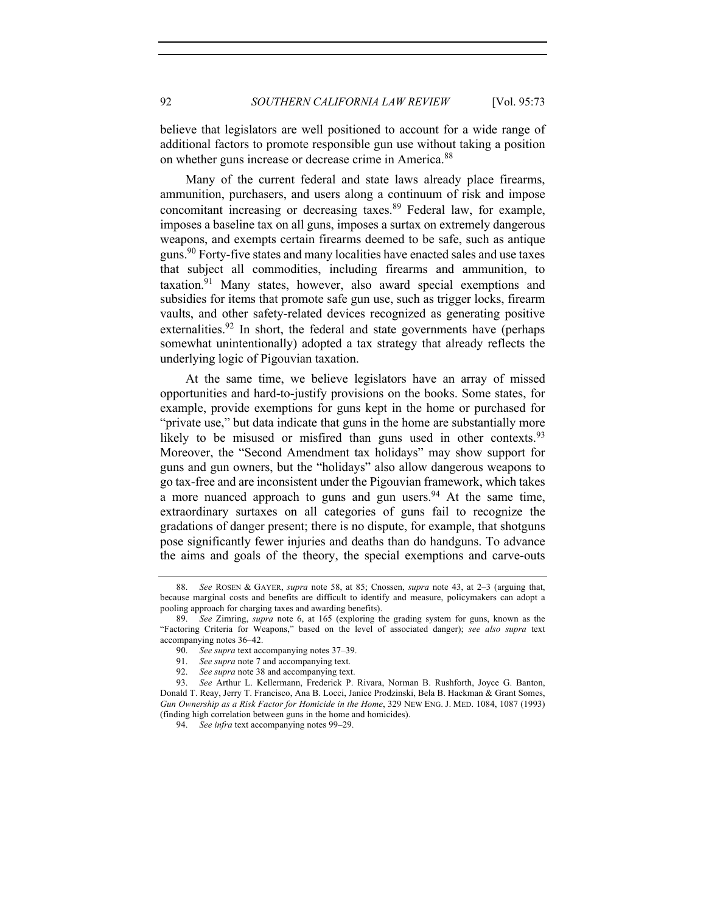believe that legislators are well positioned to account for a wide range of additional factors to promote responsible gun use without taking a position on whether guns increase or decrease crime in America.[88]

Many of the current federal and state laws already place firearms, ammunition, purchasers, and users along a continuum of risk and impose concomitant increasing or decreasing taxes.[89] Federal law, for example, imposes a baseline tax on all guns, imposes a surtax on extremely dangerous weapons, and exempts certain firearms deemed to be safe, such as antique guns.[90] Forty-five states and many localities have enacted sales and use taxes that subject all commodities, including firearms and ammunition, to taxation.[91] Many states, however, also award special exemptions and subsidies for items that promote safe gun use, such as trigger locks, firearm vaults, and other safety-related devices recognized as generating positive externalities.[92] In short, the federal and state governments have (perhaps somewhat unintentionally) adopted a tax strategy that already reflects the underlying logic of Pigouvian taxation.

At the same time, we believe legislators have an array of missed opportunities and hard-to-justify provisions on the books. Some states, for example, provide exemptions for guns kept in the home or purchased for "private use," but data indicate that guns in the home are substantially more likely to be misused or misfired than guns used in other contexts.[93] Moreover, the "Second Amendment tax holidays" may show support for guns and gun owners, but the "holidays" also allow dangerous weapons to go tax-free and are inconsistent under the Pigouvian framework, which takes a more nuanced approach to guns and gun users.[94] At the same time, extraordinary surtaxes on all categories of guns fail to recognize the gradations of danger present; there is no dispute, for example, that shotguns pose significantly fewer injuries and deaths than do handguns. To advance the aims and goals of the theory, the special exemptions and carve-outs

---

88. *See* ROSEN & GAYER, *supra* note 58, at 85; Cnossen, *supra* note 43, at 2–3 (arguing that, because marginal costs and benefits are difficult to identify and measure, policymakers can adopt a pooling approach for charging taxes and awarding benefits).

89. *See* Zimring, *supra* note 6, at 165 (exploring the grading system for guns, known as the "Factoring Criteria for Weapons," based on the level of associated danger); *see also supra* text accompanying notes 36–42.

90. *See supra* text accompanying notes 37–39.

91. *See supra* note 7 and accompanying text.

92. *See supra* note 38 and accompanying text.

93. *See* Arthur L. Kellermann, Frederick P. Rivara, Norman B. Rushforth, Joyce G. Banton, Donald T. Reay, Jerry T. Francisco, Ana B. Locci, Janice Prodzinski, Bela B. Hackman & Grant Somes, *Gun Ownership as a Risk Factor for Homicide in the Home*, 329 NEW ENG. J. MED. 1084, 1087 (1993) (finding high correlation between guns in the home and homicides).

94. *See infra* text accompanying notes 99–29.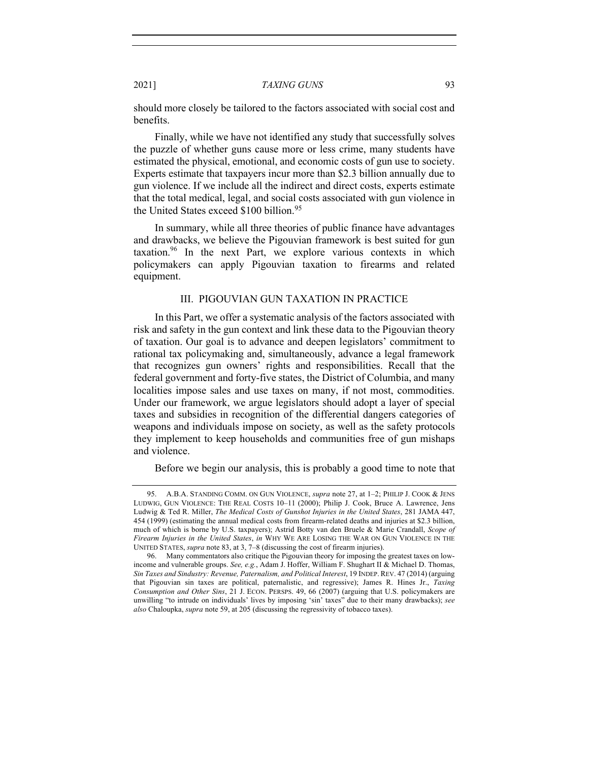should more closely be tailored to the factors associated with social cost and benefits.

Finally, while we have not identified any study that successfully solves the puzzle of whether guns cause more or less crime, many students have estimated the physical, emotional, and economic costs of gun use to society. Experts estimate that taxpayers incur more than $2.3 billion annually due to gun violence. If we include all the indirect and direct costs, experts estimate that the total medical, legal, and social costs associated with gun violence in the United States exceed $100 billion.[95]

In summary, while all three theories of public finance have advantages and drawbacks, we believe the Pigouvian framework is best suited for gun taxation.[96] In the next Part, we explore various contexts in which policymakers can apply Pigouvian taxation to firearms and related equipment.

## III. PIGOUVIAN GUN TAXATION IN PRACTICE

In this Part, we offer a systematic analysis of the factors associated with risk and safety in the gun context and link these data to the Pigouvian theory of taxation. Our goal is to advance and deepen legislators' commitment to rational tax policymaking and, simultaneously, advance a legal framework that recognizes gun owners' rights and responsibilities. Recall that the federal government and forty-five states, the District of Columbia, and many localities impose sales and use taxes on many, if not most, commodities. Under our framework, we argue legislators should adopt a layer of special taxes and subsidies in recognition of the differential dangers categories of weapons and individuals impose on society, as well as the safety protocols they implement to keep households and communities free of gun mishaps and violence.

Before we begin our analysis, this is probably a good time to note that

---

95. A.B.A. STANDING COMM. ON GUN VIOLENCE, *supra* note 27, at 1–2; PHILIP J. COOK & JENS LUDWIG, GUN VIOLENCE: THE REAL COSTS 10–11 (2000); Philip J. Cook, Bruce A. Lawrence, Jens Ludwig & Ted R. Miller, *The Medical Costs of Gunshot Injuries in the United States*, 281 JAMA 447, 454 (1999) (estimating the annual medical costs from firearm-related deaths and injuries at $2.3 billion, much of which is borne by U.S. taxpayers); Astrid Botty van den Bruele & Marie Crandall, *Scope of Firearm Injuries in the United States*, *in* WHY WE ARE LOSING THE WAR ON GUN VIOLENCE IN THE UNITED STATES, *supra* note 83, at 3, 7–8 (discussing the cost of firearm injuries).

96. Many commentators also critique the Pigouvian theory for imposing the greatest taxes on low-income and vulnerable groups. *See, e.g.*, Adam J. Hoffer, William F. Shughart II & Michael D. Thomas, *Sin Taxes and Sindustry: Revenue, Paternalism, and Political Interest*, 19 INDEP. REV. 47 (2014) (arguing that Pigouvian sin taxes are political, paternalistic, and regressive); James R. Hines Jr., *Taxing Consumption and Other Sins*, 21 J. ECON. PERSPS. 49, 66 (2007) (arguing that U.S. policymakers are unwilling "to intrude on individuals' lives by imposing 'sin' taxes" due to their many drawbacks); *see also* Chaloupka, *supra* note 59, at 205 (discussing the regressivity of tobacco taxes).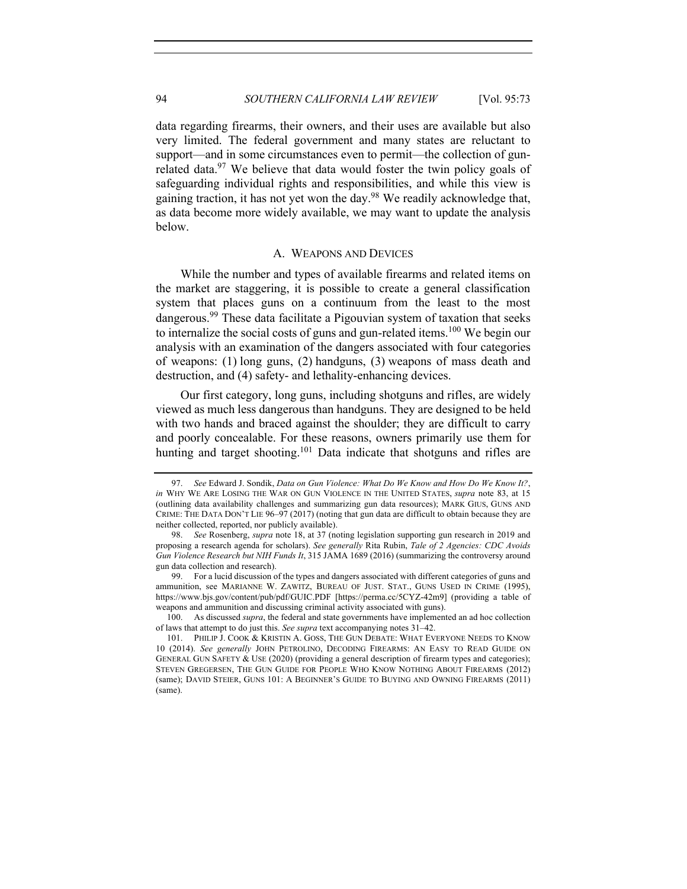data regarding firearms, their owners, and their uses are available but also very limited. The federal government and many states are reluctant to support—and in some circumstances even to permit—the collection of gun-related data.[97] We believe that data would foster the twin policy goals of safeguarding individual rights and responsibilities, and while this view is gaining traction, it has not yet won the day.[98] We readily acknowledge that, as data become more widely available, we may want to update the analysis below.

### A. WEAPONS AND DEVICES

While the number and types of available firearms and related items on the market are staggering, it is possible to create a general classification system that places guns on a continuum from the least to the most dangerous.[99] These data facilitate a Pigouvian system of taxation that seeks to internalize the social costs of guns and gun-related items.[100] We begin our analysis with an examination of the dangers associated with four categories of weapons: (1) long guns, (2) handguns, (3) weapons of mass death and destruction, and (4) safety- and lethality-enhancing devices.

Our first category, long guns, including shotguns and rifles, are widely viewed as much less dangerous than handguns. They are designed to be held with two hands and braced against the shoulder; they are difficult to carry and poorly concealable. For these reasons, owners primarily use them for hunting and target shooting.[101] Data indicate that shotguns and rifles are

---

97. *See* Edward J. Sondik, *Data on Gun Violence: What Do We Know and How Do We Know It?*, *in* WHY WE ARE LOSING THE WAR ON GUN VIOLENCE IN THE UNITED STATES, *supra* note 83, at 15 (outlining data availability challenges and summarizing gun data resources); MARK GIUS, GUNS AND CRIME: THE DATA DON'T LIE 96–97 (2017) (noting that gun data are difficult to obtain because they are neither collected, reported, nor publicly available).

98. *See* Rosenberg, *supra* note 18, at 37 (noting legislation supporting gun research in 2019 and proposing a research agenda for scholars). *See generally* Rita Rubin, *Tale of 2 Agencies: CDC Avoids Gun Violence Research but NIH Funds It*, 315 JAMA 1689 (2016) (summarizing the controversy around gun data collection and research).

99. For a lucid discussion of the types and dangers associated with different categories of guns and ammunition, see MARIANNE W. ZAWITZ, BUREAU OF JUST. STAT., GUNS USED IN CRIME (1995), https://www.bjs.gov/content/pub/pdf/GUIC.PDF [https://perma.cc/5CYZ-42m9] (providing a table of weapons and ammunition and discussing criminal activity associated with guns).

100. As discussed *supra*, the federal and state governments have implemented an ad hoc collection of laws that attempt to do just this. *See supra* text accompanying notes 31–42.

101. PHILIP J. COOK & KRISTIN A. GOSS, THE GUN DEBATE: WHAT EVERYONE NEEDS TO KNOW 10 (2014). *See generally* JOHN PETROLINO, DECODING FIREARMS: AN EASY TO READ GUIDE ON GENERAL GUN SAFETY & USE (2020) (providing a general description of firearm types and categories); STEVEN GREGERSEN, THE GUN GUIDE FOR PEOPLE WHO KNOW NOTHING ABOUT FIREARMS (2012) (same); DAVID STEIER, GUNS 101: A BEGINNER'S GUIDE TO BUYING AND OWNING FIREARMS (2011) (same).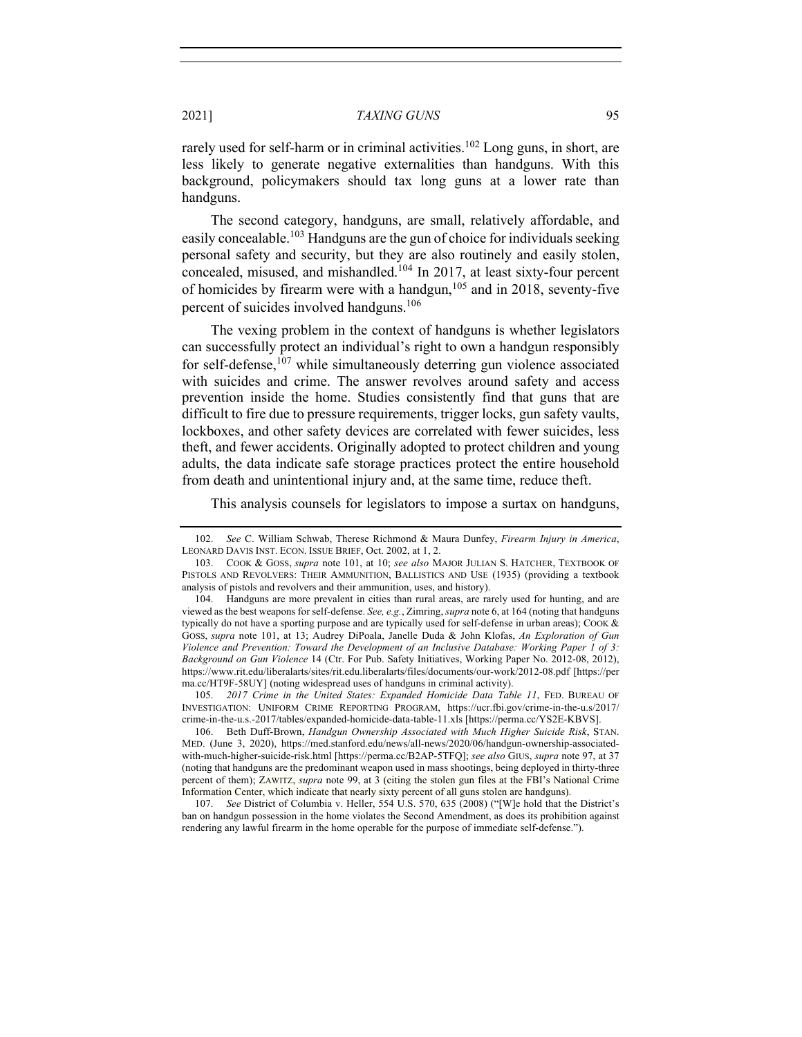rarely used for self-harm or in criminal activities.[102] Long guns, in short, are less likely to generate negative externalities than handguns. With this background, policymakers should tax long guns at a lower rate than handguns.

The second category, handguns, are small, relatively affordable, and easily concealable.[103] Handguns are the gun of choice for individuals seeking personal safety and security, but they are also routinely and easily stolen, concealed, misused, and mishandled.[104] In 2017, at least sixty-four percent of homicides by firearm were with a handgun,[105] and in 2018, seventy-five percent of suicides involved handguns.[106]

The vexing problem in the context of handguns is whether legislators can successfully protect an individual's right to own a handgun responsibly for self-defense,[107] while simultaneously deterring gun violence associated with suicides and crime. The answer revolves around safety and access prevention inside the home. Studies consistently find that guns that are difficult to fire due to pressure requirements, trigger locks, gun safety vaults, lockboxes, and other safety devices are correlated with fewer suicides, less theft, and fewer accidents. Originally adopted to protect children and young adults, the data indicate safe storage practices protect the entire household from death and unintentional injury and, at the same time, reduce theft.

This analysis counsels for legislators to impose a surtax on handguns,

---

102. *See* C. William Schwab, Therese Richmond & Maura Dunfey, *Firearm Injury in America*, LEONARD DAVIS INST. ECON. ISSUE BRIEF, Oct. 2002, at 1, 2.

103. COOK & GOSS, *supra* note 101, at 10; *see also* MAJOR JULIAN S. HATCHER, TEXTBOOK OF PISTOLS AND REVOLVERS: THEIR AMMUNITION, BALLISTICS AND USE (1935) (providing a textbook analysis of pistols and revolvers and their ammunition, uses, and history).

104. Handguns are more prevalent in cities than rural areas, are rarely used for hunting, and are viewed as the best weapons for self-defense. *See, e.g.*, Zimring, *supra* note 6, at 164 (noting that handguns typically do not have a sporting purpose and are typically used for self-defense in urban areas); COOK & GOSS, *supra* note 101, at 13; Audrey DiPoala, Janelle Duda & John Klofas, *An Exploration of Gun Violence and Prevention: Toward the Development of an Inclusive Database: Working Paper 1 of 3: Background on Gun Violence* 14 (Ctr. For Pub. Safety Initiatives, Working Paper No. 2012-08, 2012), https://www.rit.edu/liberalarts/sites/rit.edu.liberalarts/files/documents/our-work/2012-08.pdf [https://perma.cc/HT9F-58UY] (noting widespread uses of handguns in criminal activity).

105. *2017 Crime in the United States: Expanded Homicide Data Table 11*, FED. BUREAU OF INVESTIGATION: UNIFORM CRIME REPORTING PROGRAM, https://ucr.fbi.gov/crime-in-the-u.s/2017/crime-in-the-u.s.-2017/tables/expanded-homicide-data-table-11.xls [https://perma.cc/YS2E-KBVS].

106. Beth Duff-Brown, *Handgun Ownership Associated with Much Higher Suicide Risk*, STAN. MED. (June 3, 2020), https://med.stanford.edu/news/all-news/2020/06/handgun-ownership-associated-with-much-higher-suicide-risk.html [https://perma.cc/B2AP-5TFQ]; *see also* GIUS, *supra* note 97, at 37 (noting that handguns are the predominant weapon used in mass shootings, being deployed in thirty-three percent of them); ZAWITZ, *supra* note 99, at 3 (citing the stolen gun files at the FBI's National Crime Information Center, which indicate that nearly sixty percent of all guns stolen are handguns).

107. *See* District of Columbia v. Heller, 554 U.S. 570, 635 (2008) ("[W]e hold that the District's ban on handgun possession in the home violates the Second Amendment, as does its prohibition against rendering any lawful firearm in the home operable for the purpose of immediate self-defense.").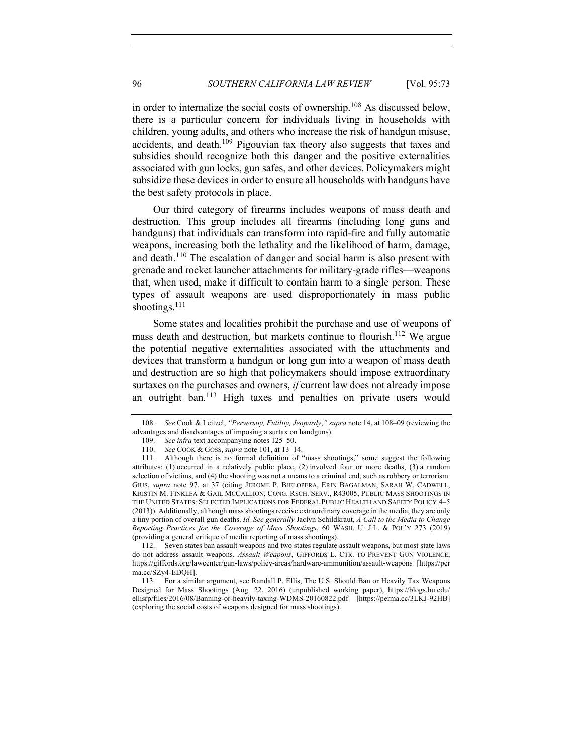in order to internalize the social costs of ownership.[108] As discussed below, there is a particular concern for individuals living in households with children, young adults, and others who increase the risk of handgun misuse, accidents, and death.[109] Pigouvian tax theory also suggests that taxes and subsidies should recognize both this danger and the positive externalities associated with gun locks, gun safes, and other devices. Policymakers might subsidize these devices in order to ensure all households with handguns have the best safety protocols in place.

Our third category of firearms includes weapons of mass death and destruction. This group includes all firearms (including long guns and handguns) that individuals can transform into rapid-fire and fully automatic weapons, increasing both the lethality and the likelihood of harm, damage, and death.[110] The escalation of danger and social harm is also present with grenade and rocket launcher attachments for military-grade rifles—weapons that, when used, make it difficult to contain harm to a single person. These types of assault weapons are used disproportionately in mass public shootings.[111]

Some states and localities prohibit the purchase and use of weapons of mass death and destruction, but markets continue to flourish.[112] We argue the potential negative externalities associated with the attachments and devices that transform a handgun or long gun into a weapon of mass death and destruction are so high that policymakers should impose extraordinary surtaxes on the purchases and owners, *if* current law does not already impose an outright ban.[113] High taxes and penalties on private users would

---

108. *See* Cook & Leitzel, *"Perversity, Futility, Jeopardy*,*" supra* note 14, at 108–09 (reviewing the advantages and disadvantages of imposing a surtax on handguns).

109. *See infra* text accompanying notes 125–50.

110. *See* COOK & GOSS, *supra* note 101, at 13–14.

111. Although there is no formal definition of "mass shootings," some suggest the following attributes: (1) occurred in a relatively public place, (2) involved four or more deaths, (3) a random selection of victims, and (4) the shooting was not a means to a criminal end, such as robbery or terrorism. GIUS, *supra* note 97, at 37 (citing JEROME P. BJELOPERA, ERIN BAGALMAN, SARAH W. CADWELL, KRISTIN M. FINKLEA & GAIL MCCALLION, CONG. RSCH. SERV., R43005, PUBLIC MASS SHOOTINGS IN THE UNITED STATES: SELECTED IMPLICATIONS FOR FEDERAL PUBLIC HEALTH AND SAFETY POLICY 4–5 (2013)). Additionally, although mass shootings receive extraordinary coverage in the media, they are only a tiny portion of overall gun deaths. *Id. See generally* Jaclyn Schildkraut, *A Call to the Media to Change Reporting Practices for the Coverage of Mass Shootings*, 60 WASH. U. J.L. & POL'Y 273 (2019) (providing a general critique of media reporting of mass shootings).

112. Seven states ban assault weapons and two states regulate assault weapons, but most state laws do not address assault weapons. *Assault Weapons*, GIFFORDS L. CTR. TO PREVENT GUN VIOLENCE, https://giffords.org/lawcenter/gun-laws/policy-areas/hardware-ammunition/assault-weapons [https://perma.cc/SZy4-EDQH].

113. For a similar argument, see Randall P. Ellis, The U.S. Should Ban or Heavily Tax Weapons Designed for Mass Shootings (Aug. 22, 2016) (unpublished working paper), https://blogs.bu.edu/ellisrp/files/2016/08/Banning-or-heavily-taxing-WDMS-20160822.pdf [https://perma.cc/3LKJ-92HB] (exploring the social costs of weapons designed for mass shootings).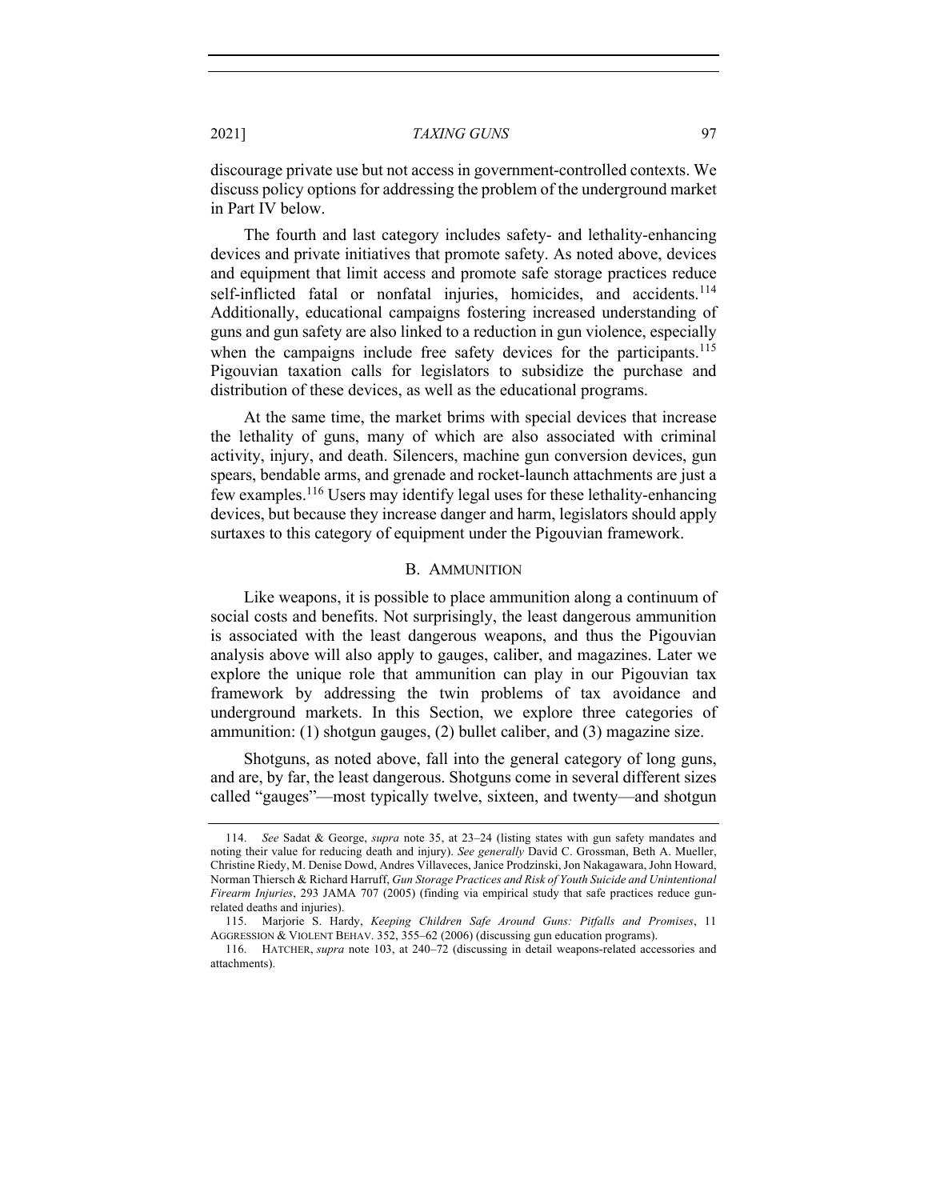discourage private use but not access in government-controlled contexts. We discuss policy options for addressing the problem of the underground market in Part IV below.

The fourth and last category includes safety- and lethality-enhancing devices and private initiatives that promote safety. As noted above, devices and equipment that limit access and promote safe storage practices reduce self-inflicted fatal or nonfatal injuries, homicides, and accidents.[114] Additionally, educational campaigns fostering increased understanding of guns and gun safety are also linked to a reduction in gun violence, especially when the campaigns include free safety devices for the participants.[115] Pigouvian taxation calls for legislators to subsidize the purchase and distribution of these devices, as well as the educational programs.

At the same time, the market brims with special devices that increase the lethality of guns, many of which are also associated with criminal activity, injury, and death. Silencers, machine gun conversion devices, gun spears, bendable arms, and grenade and rocket-launch attachments are just a few examples.[116] Users may identify legal uses for these lethality-enhancing devices, but because they increase danger and harm, legislators should apply surtaxes to this category of equipment under the Pigouvian framework.

### B. AMMUNITION

Like weapons, it is possible to place ammunition along a continuum of social costs and benefits. Not surprisingly, the least dangerous ammunition is associated with the least dangerous weapons, and thus the Pigouvian analysis above will also apply to gauges, caliber, and magazines. Later we explore the unique role that ammunition can play in our Pigouvian tax framework by addressing the twin problems of tax avoidance and underground markets. In this Section, we explore three categories of ammunition: (1) shotgun gauges, (2) bullet caliber, and (3) magazine size.

Shotguns, as noted above, fall into the general category of long guns, and are, by far, the least dangerous. Shotguns come in several different sizes called "gauges"—most typically twelve, sixteen, and twenty—and shotgun

---

114. *See* Sadat & George, *supra* note 35, at 23–24 (listing states with gun safety mandates and noting their value for reducing death and injury). *See generally* David C. Grossman, Beth A. Mueller, Christine Riedy, M. Denise Dowd, Andres Villaveces, Janice Prodzinski, Jon Nakagawara, John Howard, Norman Thiersch & Richard Harruff, *Gun Storage Practices and Risk of Youth Suicide and Unintentional Firearm Injuries*, 293 JAMA 707 (2005) (finding via empirical study that safe practices reduce gun-related deaths and injuries).

115. Marjorie S. Hardy, *Keeping Children Safe Around Guns: Pitfalls and Promises*, 11 AGGRESSION & VIOLENT BEHAV. 352, 355–62 (2006) (discussing gun education programs).

116. HATCHER, *supra* note 103, at 240–72 (discussing in detail weapons-related accessories and attachments).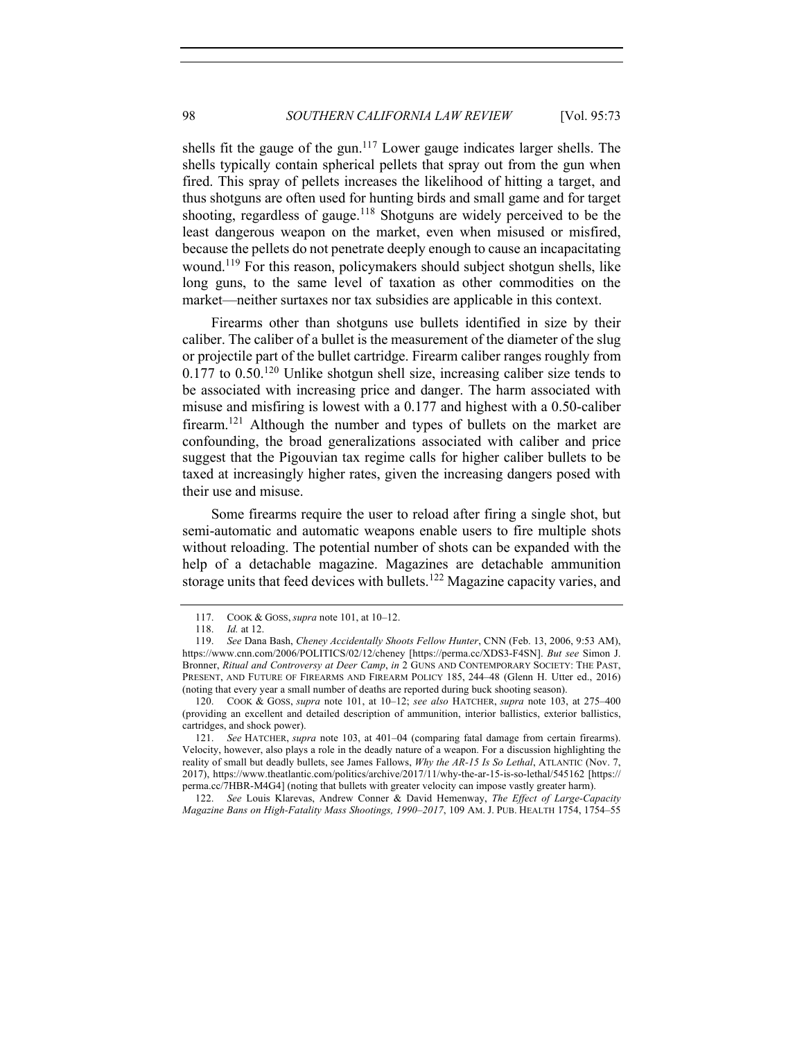shells fit the gauge of the gun.[117] Lower gauge indicates larger shells. The shells typically contain spherical pellets that spray out from the gun when fired. This spray of pellets increases the likelihood of hitting a target, and thus shotguns are often used for hunting birds and small game and for target shooting, regardless of gauge.[118] Shotguns are widely perceived to be the least dangerous weapon on the market, even when misused or misfired, because the pellets do not penetrate deeply enough to cause an incapacitating wound.[119] For this reason, policymakers should subject shotgun shells, like long guns, to the same level of taxation as other commodities on the market—neither surtaxes nor tax subsidies are applicable in this context.

Firearms other than shotguns use bullets identified in size by their caliber. The caliber of a bullet is the measurement of the diameter of the slug or projectile part of the bullet cartridge. Firearm caliber ranges roughly from 0.177 to 0.50.[120] Unlike shotgun shell size, increasing caliber size tends to be associated with increasing price and danger. The harm associated with misuse and misfiring is lowest with a 0.177 and highest with a 0.50-caliber firearm.[121] Although the number and types of bullets on the market are confounding, the broad generalizations associated with caliber and price suggest that the Pigouvian tax regime calls for higher caliber bullets to be taxed at increasingly higher rates, given the increasing dangers posed with their use and misuse.

Some firearms require the user to reload after firing a single shot, but semi-automatic and automatic weapons enable users to fire multiple shots without reloading. The potential number of shots can be expanded with the help of a detachable magazine. Magazines are detachable ammunition storage units that feed devices with bullets.[122] Magazine capacity varies, and

---

117. COOK & GOSS, *supra* note 101, at 10–12.

118. *Id.* at 12.

119. *See* Dana Bash, *Cheney Accidentally Shoots Fellow Hunter*, CNN (Feb. 13, 2006, 9:53 AM), https://www.cnn.com/2006/POLITICS/02/12/cheney [https://perma.cc/XDS3-F4SN]. *But see* Simon J. Bronner, *Ritual and Controversy at Deer Camp*, *in* 2 GUNS AND CONTEMPORARY SOCIETY: THE PAST, PRESENT, AND FUTURE OF FIREARMS AND FIREARM POLICY 185, 244–48 (Glenn H. Utter ed., 2016) (noting that every year a small number of deaths are reported during buck shooting season).

120. COOK & GOSS, *supra* note 101, at 10–12; *see also* HATCHER, *supra* note 103, at 275–400 (providing an excellent and detailed description of ammunition, interior ballistics, exterior ballistics, cartridges, and shock power).

121. *See* HATCHER, *supra* note 103, at 401–04 (comparing fatal damage from certain firearms). Velocity, however, also plays a role in the deadly nature of a weapon. For a discussion highlighting the reality of small but deadly bullets, see James Fallows, *Why the AR-15 Is So Lethal*, ATLANTIC (Nov. 7, 2017), https://www.theatlantic.com/politics/archive/2017/11/why-the-ar-15-is-so-lethal/545162 [https://perma.cc/7HBR-M4G4] (noting that bullets with greater velocity can impose vastly greater harm).

122. *See* Louis Klarevas, Andrew Conner & David Hemenway, *The Effect of Large-Capacity Magazine Bans on High-Fatality Mass Shootings, 1990–2017*, 109 AM. J. PUB. HEALTH 1754, 1754–55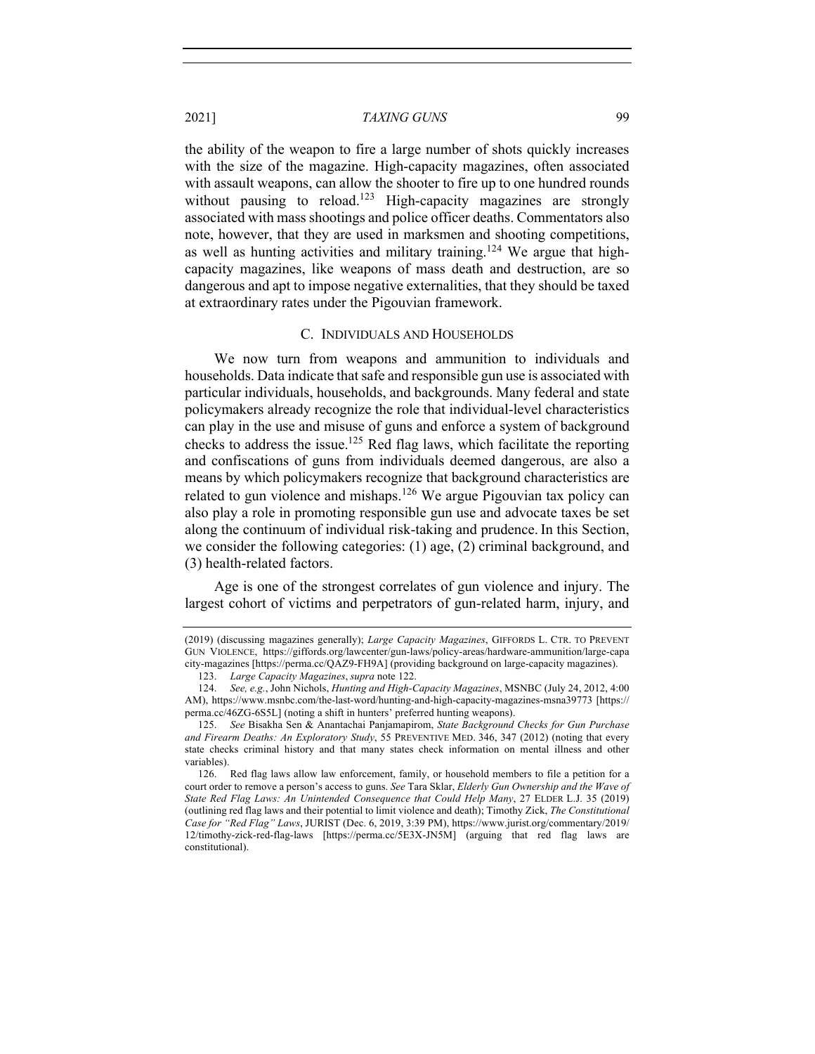the ability of the weapon to fire a large number of shots quickly increases with the size of the magazine. High-capacity magazines, often associated with assault weapons, can allow the shooter to fire up to one hundred rounds without pausing to reload.[123] High-capacity magazines are strongly associated with mass shootings and police officer deaths. Commentators also note, however, that they are used in marksmen and shooting competitions, as well as hunting activities and military training.[124] We argue that high-capacity magazines, like weapons of mass death and destruction, are so dangerous and apt to impose negative externalities, that they should be taxed at extraordinary rates under the Pigouvian framework.

### C. Individuals and Households

We now turn from weapons and ammunition to individuals and households. Data indicate that safe and responsible gun use is associated with particular individuals, households, and backgrounds. Many federal and state policymakers already recognize the role that individual-level characteristics can play in the use and misuse of guns and enforce a system of background checks to address the issue.[125] Red flag laws, which facilitate the reporting and confiscations of guns from individuals deemed dangerous, are also a means by which policymakers recognize that background characteristics are related to gun violence and mishaps.[126] We argue Pigouvian tax policy can also play a role in promoting responsible gun use and advocate taxes be set along the continuum of individual risk-taking and prudence. In this Section, we consider the following categories: (1) age, (2) criminal background, and (3) health-related factors.

Age is one of the strongest correlates of gun violence and injury. The largest cohort of victims and perpetrators of gun-related harm, injury, and

---

(2019) (discussing magazines generally); *Large Capacity Magazines*, GIFFORDS L. CTR. TO PREVENT GUN VIOLENCE, https://giffords.org/lawcenter/gun-laws/policy-areas/hardware-ammunition/large-capacity-magazines [https://perma.cc/QAZ9-FH9A] (providing background on large-capacity magazines).

123. *Large Capacity Magazines*, *supra* note 122.

124. *See, e.g.*, John Nichols, *Hunting and High-Capacity Magazines*, MSNBC (July 24, 2012, 4:00 AM), https://www.msnbc.com/the-last-word/hunting-and-high-capacity-magazines-msna39773 [https://perma.cc/46ZG-6S5L] (noting a shift in hunters' preferred hunting weapons).

125. *See* Bisakha Sen & Anantachai Panjamapirom, *State Background Checks for Gun Purchase and Firearm Deaths: An Exploratory Study*, 55 PREVENTIVE MED. 346, 347 (2012) (noting that every state checks criminal history and that many states check information on mental illness and other variables).

126. Red flag laws allow law enforcement, family, or household members to file a petition for a court order to remove a person's access to guns. *See* Tara Sklar, *Elderly Gun Ownership and the Wave of State Red Flag Laws: An Unintended Consequence that Could Help Many*, 27 ELDER L.J. 35 (2019) (outlining red flag laws and their potential to limit violence and death); Timothy Zick, *The Constitutional Case for "Red Flag" Laws*, JURIST (Dec. 6, 2019, 3:39 PM), https://www.jurist.org/commentary/2019/12/timothy-zick-red-flag-laws [https://perma.cc/5E3X-JN5M] (arguing that red flag laws are constitutional).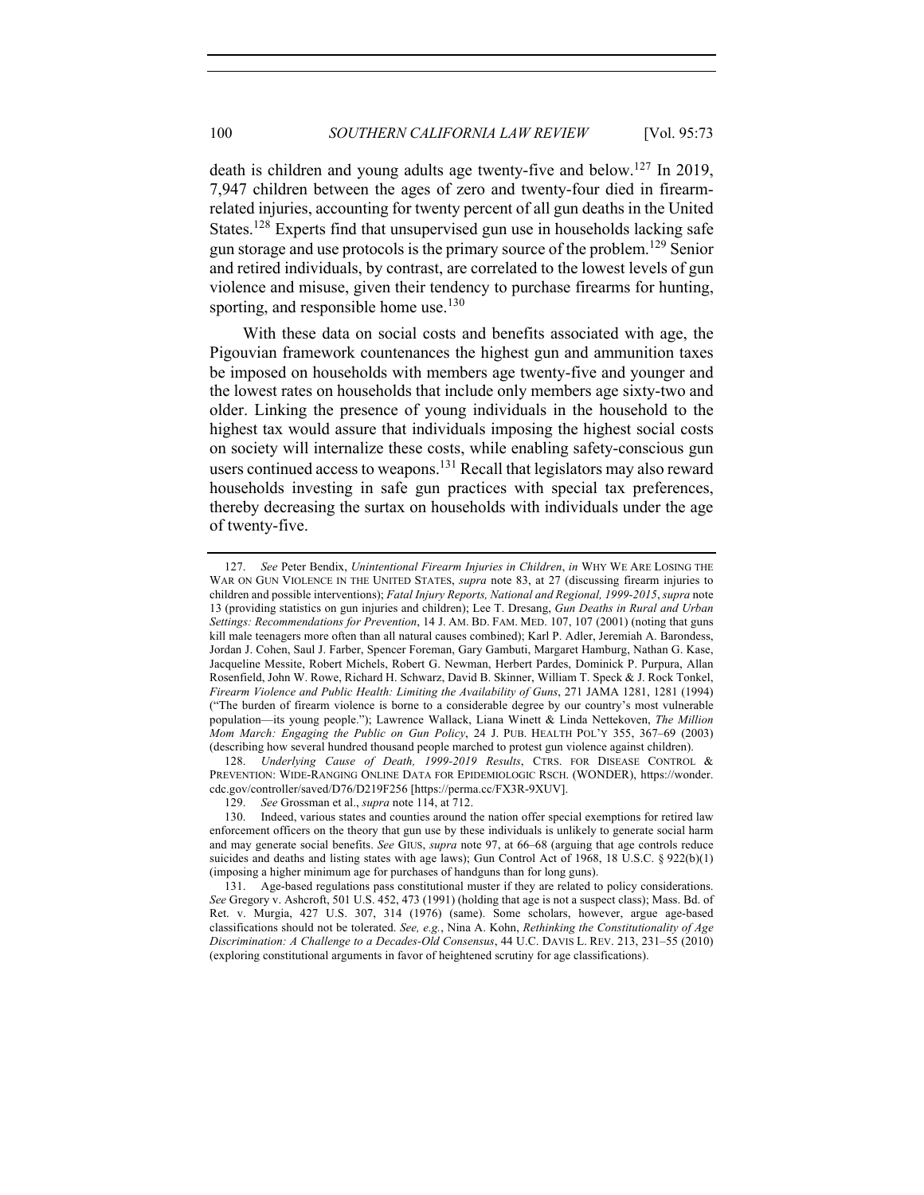death is children and young adults age twenty-five and below.[127] In 2019, 7,947 children between the ages of zero and twenty-four died in firearm-related injuries, accounting for twenty percent of all gun deaths in the United States.[128] Experts find that unsupervised gun use in households lacking safe gun storage and use protocols is the primary source of the problem.[129] Senior and retired individuals, by contrast, are correlated to the lowest levels of gun violence and misuse, given their tendency to purchase firearms for hunting, sporting, and responsible home use.[130]

With these data on social costs and benefits associated with age, the Pigouvian framework countenances the highest gun and ammunition taxes be imposed on households with members age twenty-five and younger and the lowest rates on households that include only members age sixty-two and older. Linking the presence of young individuals in the household to the highest tax would assure that individuals imposing the highest social costs on society will internalize these costs, while enabling safety-conscious gun users continued access to weapons.[131] Recall that legislators may also reward households investing in safe gun practices with special tax preferences, thereby decreasing the surtax on households with individuals under the age of twenty-five.

---

127. *See* Peter Bendix, *Unintentional Firearm Injuries in Children*, *in* WHY WE ARE LOSING THE WAR ON GUN VIOLENCE IN THE UNITED STATES, *supra* note 83, at 27 (discussing firearm injuries to children and possible interventions); *Fatal Injury Reports, National and Regional, 1999-2015*, *supra* note 13 (providing statistics on gun injuries and children); Lee T. Dresang, *Gun Deaths in Rural and Urban Settings: Recommendations for Prevention*, 14 J. AM. BD. FAM. MED. 107, 107 (2001) (noting that guns kill male teenagers more often than all natural causes combined); Karl P. Adler, Jeremiah A. Barondess, Jordan J. Cohen, Saul J. Farber, Spencer Foreman, Gary Gambuti, Margaret Hamburg, Nathan G. Kase, Jacqueline Messite, Robert Michels, Robert G. Newman, Herbert Pardes, Dominick P. Purpura, Allan Rosenfield, John W. Rowe, Richard H. Schwarz, David B. Skinner, William T. Speck & J. Rock Tonkel, *Firearm Violence and Public Health: Limiting the Availability of Guns*, 271 JAMA 1281, 1281 (1994) ("The burden of firearm violence is borne to a considerable degree by our country's most vulnerable population—its young people."); Lawrence Wallack, Liana Winett & Linda Nettekoven, *The Million Mom March: Engaging the Public on Gun Policy*, 24 J. PUB. HEALTH POL'Y 355, 367–69 (2003) (describing how several hundred thousand people marched to protest gun violence against children).

128. *Underlying Cause of Death, 1999-2019 Results*, CTRS. FOR DISEASE CONTROL & PREVENTION: WIDE-RANGING ONLINE DATA FOR EPIDEMIOLOGIC RSCH. (WONDER), https://wonder.cdc.gov/controller/saved/D76/D219F256 [https://perma.cc/FX3R-9XUV].

129. *See* Grossman et al., *supra* note 114, at 712.

130. Indeed, various states and counties around the nation offer special exemptions for retired law enforcement officers on the theory that gun use by these individuals is unlikely to generate social harm and may generate social benefits. *See* GIUS, *supra* note 97, at 66–68 (arguing that age controls reduce suicides and deaths and listing states with age laws); Gun Control Act of 1968, 18 U.S.C. § 922(b)(1) (imposing a higher minimum age for purchases of handguns than for long guns).

131. Age-based regulations pass constitutional muster if they are related to policy considerations. *See* Gregory v. Ashcroft, 501 U.S. 452, 473 (1991) (holding that age is not a suspect class); Mass. Bd. of Ret. v. Murgia, 427 U.S. 307, 314 (1976) (same). Some scholars, however, argue age-based classifications should not be tolerated. *See, e.g.*, Nina A. Kohn, *Rethinking the Constitutionality of Age Discrimination: A Challenge to a Decades-Old Consensus*, 44 U.C. DAVIS L. REV. 213, 231–55 (2010) (exploring constitutional arguments in favor of heightened scrutiny for age classifications).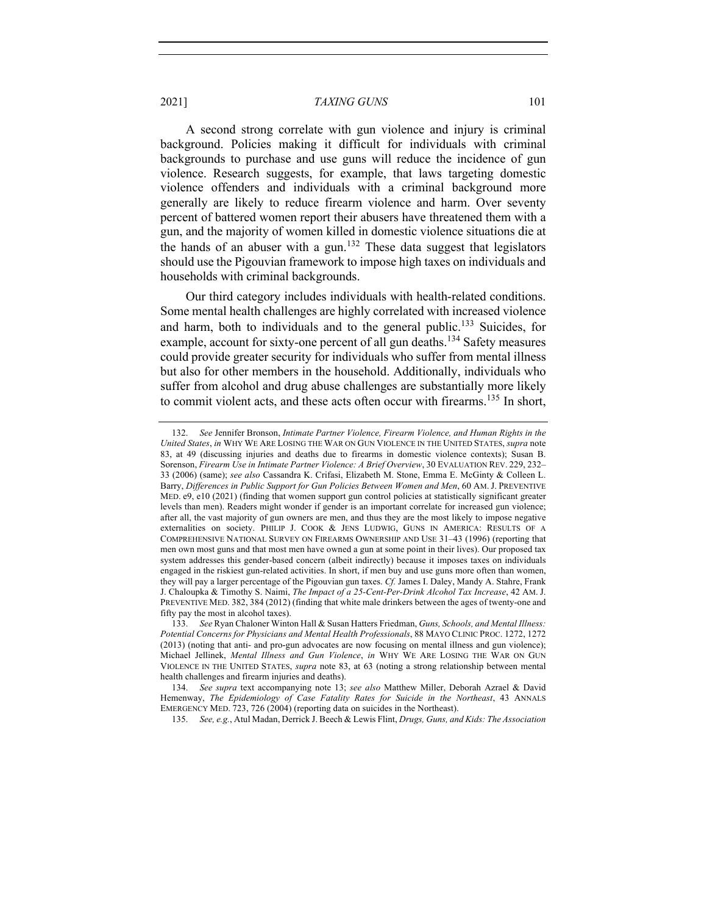A second strong correlate with gun violence and injury is criminal background. Policies making it difficult for individuals with criminal backgrounds to purchase and use guns will reduce the incidence of gun violence. Research suggests, for example, that laws targeting domestic violence offenders and individuals with a criminal background more generally are likely to reduce firearm violence and harm. Over seventy percent of battered women report their abusers have threatened them with a gun, and the majority of women killed in domestic violence situations die at the hands of an abuser with a gun.[132] These data suggest that legislators should use the Pigouvian framework to impose high taxes on individuals and households with criminal backgrounds.

Our third category includes individuals with health-related conditions. Some mental health challenges are highly correlated with increased violence and harm, both to individuals and to the general public.[133] Suicides, for example, account for sixty-one percent of all gun deaths.[134] Safety measures could provide greater security for individuals who suffer from mental illness but also for other members in the household. Additionally, individuals who suffer from alcohol and drug abuse challenges are substantially more likely to commit violent acts, and these acts often occur with firearms.[135] In short,

---

132. *See* Jennifer Bronson, *Intimate Partner Violence, Firearm Violence, and Human Rights in the United States*, *in* WHY WE ARE LOSING THE WAR ON GUN VIOLENCE IN THE UNITED STATES, *supra* note 83, at 49 (discussing injuries and deaths due to firearms in domestic violence contexts); Susan B. Sorenson, *Firearm Use in Intimate Partner Violence: A Brief Overview*, 30 EVALUATION REV. 229, 232–33 (2006) (same); *see also* Cassandra K. Crifasi, Elizabeth M. Stone, Emma E. McGinty & Colleen L. Barry, *Differences in Public Support for Gun Policies Between Women and Men*, 60 AM. J. PREVENTIVE MED. e9, e10 (2021) (finding that women support gun control policies at statistically significant greater levels than men). Readers might wonder if gender is an important correlate for increased gun violence; after all, the vast majority of gun owners are men, and thus they are the most likely to impose negative externalities on society. PHILIP J. COOK & JENS LUDWIG, GUNS IN AMERICA: RESULTS OF A COMPREHENSIVE NATIONAL SURVEY ON FIREARMS OWNERSHIP AND USE 31–43 (1996) (reporting that men own most guns and that most men have owned a gun at some point in their lives). Our proposed tax system addresses this gender-based concern (albeit indirectly) because it imposes taxes on individuals engaged in the riskiest gun-related activities. In short, if men buy and use guns more often than women, they will pay a larger percentage of the Pigouvian gun taxes. *Cf.* James I. Daley, Mandy A. Stahre, Frank J. Chaloupka & Timothy S. Naimi, *The Impact of a 25-Cent-Per-Drink Alcohol Tax Increase*, 42 AM. J. PREVENTIVE MED. 382, 384 (2012) (finding that white male drinkers between the ages of twenty-one and fifty pay the most in alcohol taxes).

133. *See* Ryan Chaloner Winton Hall & Susan Hatters Friedman, *Guns, Schools, and Mental Illness: Potential Concerns for Physicians and Mental Health Professionals*, 88 MAYO CLINIC PROC. 1272, 1272 (2013) (noting that anti- and pro-gun advocates are now focusing on mental illness and gun violence); Michael Jellinek, *Mental Illness and Gun Violence*, *in* WHY WE ARE LOSING THE WAR ON GUN VIOLENCE IN THE UNITED STATES, *supra* note 83, at 63 (noting a strong relationship between mental health challenges and firearm injuries and deaths).

134. *See supra* text accompanying note 13; *see also* Matthew Miller, Deborah Azrael & David Hemenway, *The Epidemiology of Case Fatality Rates for Suicide in the Northeast*, 43 ANNALS EMERGENCY MED. 723, 726 (2004) (reporting data on suicides in the Northeast).

135. *See, e.g.*, Atul Madan, Derrick J. Beech & Lewis Flint, *Drugs, Guns, and Kids: The Association*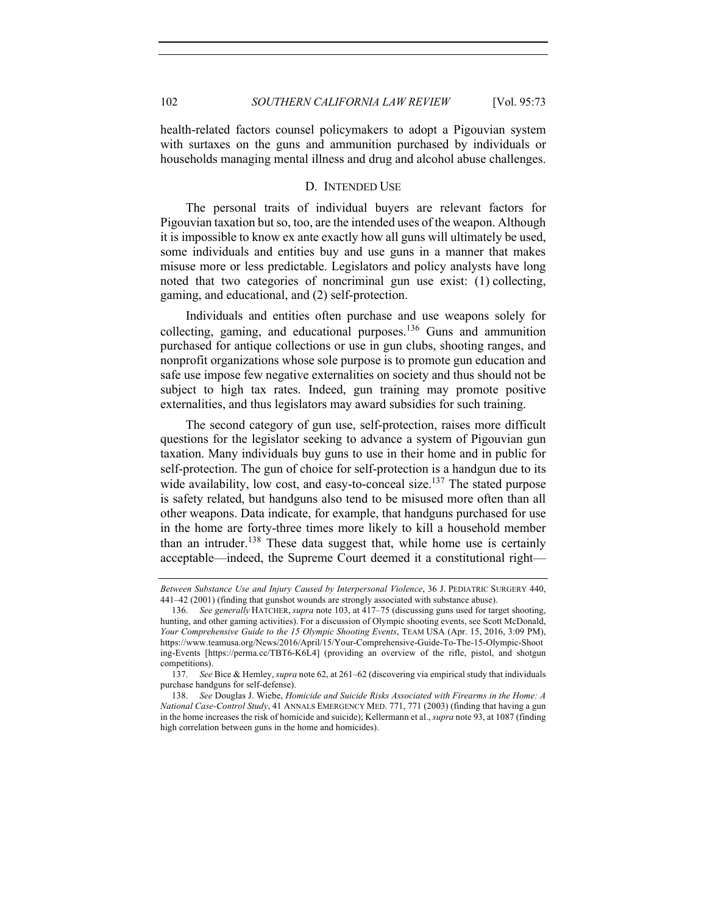health-related factors counsel policymakers to adopt a Pigouvian system with surtaxes on the guns and ammunition purchased by individuals or households managing mental illness and drug and alcohol abuse challenges.

### D. INTENDED USE

The personal traits of individual buyers are relevant factors for Pigouvian taxation but so, too, are the intended uses of the weapon. Although it is impossible to know ex ante exactly how all guns will ultimately be used, some individuals and entities buy and use guns in a manner that makes misuse more or less predictable. Legislators and policy analysts have long noted that two categories of noncriminal gun use exist: (1) collecting, gaming, and educational, and (2) self-protection.

Individuals and entities often purchase and use weapons solely for collecting, gaming, and educational purposes.[136] Guns and ammunition purchased for antique collections or use in gun clubs, shooting ranges, and nonprofit organizations whose sole purpose is to promote gun education and safe use impose few negative externalities on society and thus should not be subject to high tax rates. Indeed, gun training may promote positive externalities, and thus legislators may award subsidies for such training.

The second category of gun use, self-protection, raises more difficult questions for the legislator seeking to advance a system of Pigouvian gun taxation. Many individuals buy guns to use in their home and in public for self-protection. The gun of choice for self-protection is a handgun due to its wide availability, low cost, and easy-to-conceal size.[137] The stated purpose is safety related, but handguns also tend to be misused more often than all other weapons. Data indicate, for example, that handguns purchased for use in the home are forty-three times more likely to kill a household member than an intruder.[138] These data suggest that, while home use is certainly acceptable—indeed, the Supreme Court deemed it a constitutional right—

---

*Between Substance Use and Injury Caused by Interpersonal Violence*, 36 J. PEDIATRIC SURGERY 440, 441–42 (2001) (finding that gunshot wounds are strongly associated with substance abuse).

136. *See generally* HATCHER, *supra* note 103, at 417–75 (discussing guns used for target shooting, hunting, and other gaming activities). For a discussion of Olympic shooting events, see Scott McDonald, *Your Comprehensive Guide to the 15 Olympic Shooting Events*, TEAM USA (Apr. 15, 2016, 3:09 PM), https://www.teamusa.org/News/2016/April/15/Your-Comprehensive-Guide-To-The-15-Olympic-Shooting-Events [https://perma.cc/TBT6-K6L4] (providing an overview of the rifle, pistol, and shotgun competitions).

137. *See* Bice & Hemley, *supra* note 62, at 261–62 (discovering via empirical study that individuals purchase handguns for self-defense).

138. *See* Douglas J. Wiebe, *Homicide and Suicide Risks Associated with Firearms in the Home: A National Case-Control Study*, 41 ANNALS EMERGENCY MED. 771, 771 (2003) (finding that having a gun in the home increases the risk of homicide and suicide); Kellermann et al., *supra* note 93, at 1087 (finding high correlation between guns in the home and homicides).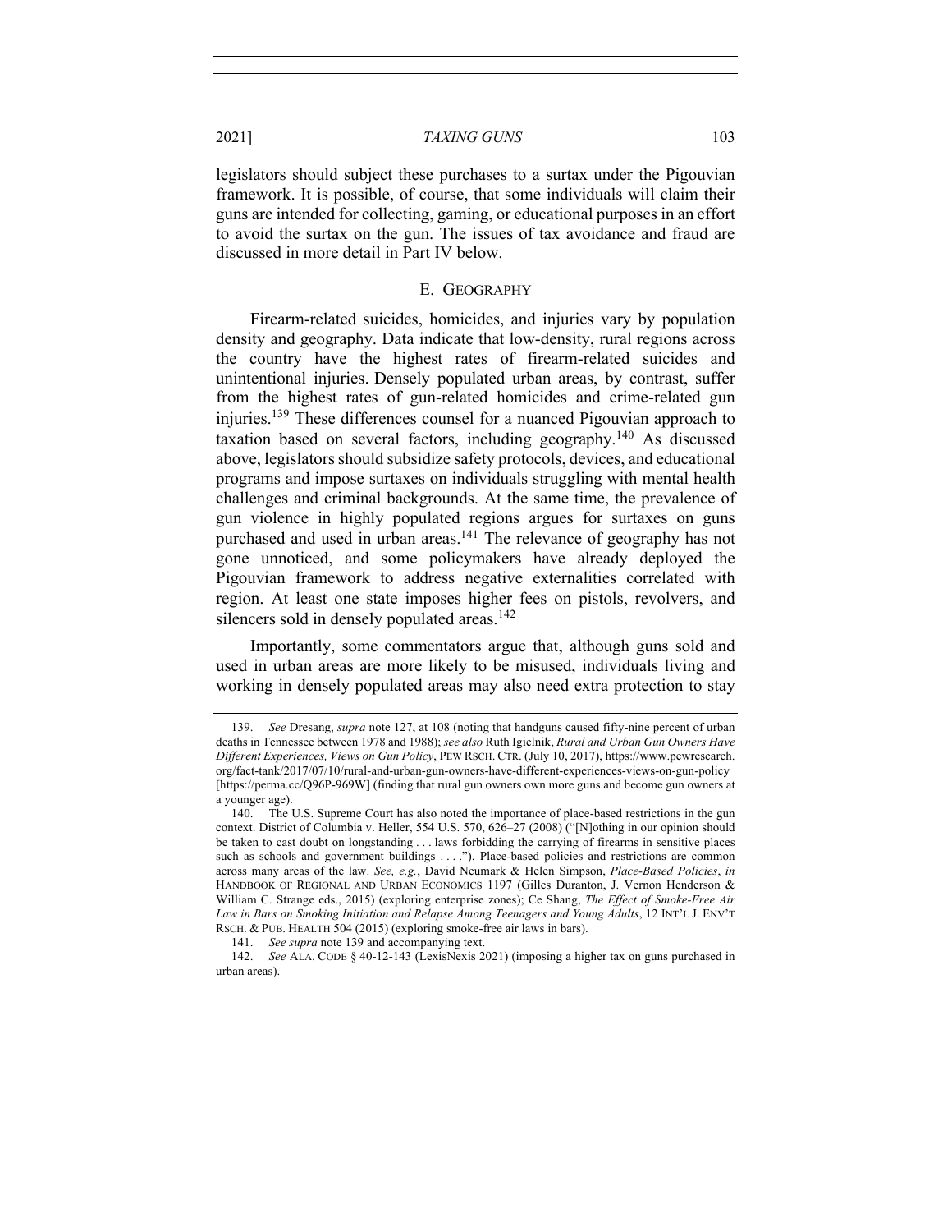legislators should subject these purchases to a surtax under the Pigouvian framework. It is possible, of course, that some individuals will claim their guns are intended for collecting, gaming, or educational purposes in an effort to avoid the surtax on the gun. The issues of tax avoidance and fraud are discussed in more detail in Part IV below.

### E. GEOGRAPHY

Firearm-related suicides, homicides, and injuries vary by population density and geography. Data indicate that low-density, rural regions across the country have the highest rates of firearm-related suicides and unintentional injuries. Densely populated urban areas, by contrast, suffer from the highest rates of gun-related homicides and crime-related gun injuries.[139] These differences counsel for a nuanced Pigouvian approach to taxation based on several factors, including geography.[140] As discussed above, legislators should subsidize safety protocols, devices, and educational programs and impose surtaxes on individuals struggling with mental health challenges and criminal backgrounds. At the same time, the prevalence of gun violence in highly populated regions argues for surtaxes on guns purchased and used in urban areas.[141] The relevance of geography has not gone unnoticed, and some policymakers have already deployed the Pigouvian framework to address negative externalities correlated with region. At least one state imposes higher fees on pistols, revolvers, and silencers sold in densely populated areas.[142]

Importantly, some commentators argue that, although guns sold and used in urban areas are more likely to be misused, individuals living and working in densely populated areas may also need extra protection to stay

---

139. *See* Dresang, *supra* note 127, at 108 (noting that handguns caused fifty-nine percent of urban deaths in Tennessee between 1978 and 1988); *see also* Ruth Igielnik, *Rural and Urban Gun Owners Have Different Experiences, Views on Gun Policy*, PEW RSCH. CTR. (July 10, 2017), https://www.pewresearch.org/fact-tank/2017/07/10/rural-and-urban-gun-owners-have-different-experiences-views-on-gun-policy [https://perma.cc/Q96P-969W] (finding that rural gun owners own more guns and become gun owners at a younger age).

140. The U.S. Supreme Court has also noted the importance of place-based restrictions in the gun context. District of Columbia v. Heller, 554 U.S. 570, 626–27 (2008) ("[N]othing in our opinion should be taken to cast doubt on longstanding . . . laws forbidding the carrying of firearms in sensitive places such as schools and government buildings . . . ."). Place-based policies and restrictions are common across many areas of the law. *See, e.g.*, David Neumark & Helen Simpson, *Place-Based Policies*, *in* HANDBOOK OF REGIONAL AND URBAN ECONOMICS 1197 (Gilles Duranton, J. Vernon Henderson & William C. Strange eds., 2015) (exploring enterprise zones); Ce Shang, *The Effect of Smoke-Free Air Law in Bars on Smoking Initiation and Relapse Among Teenagers and Young Adults*, 12 INT'L J. ENV'T RSCH. & PUB. HEALTH 504 (2015) (exploring smoke-free air laws in bars).

141. *See supra* note 139 and accompanying text.

142. *See* ALA. CODE § 40-12-143 (LexisNexis 2021) (imposing a higher tax on guns purchased in urban areas).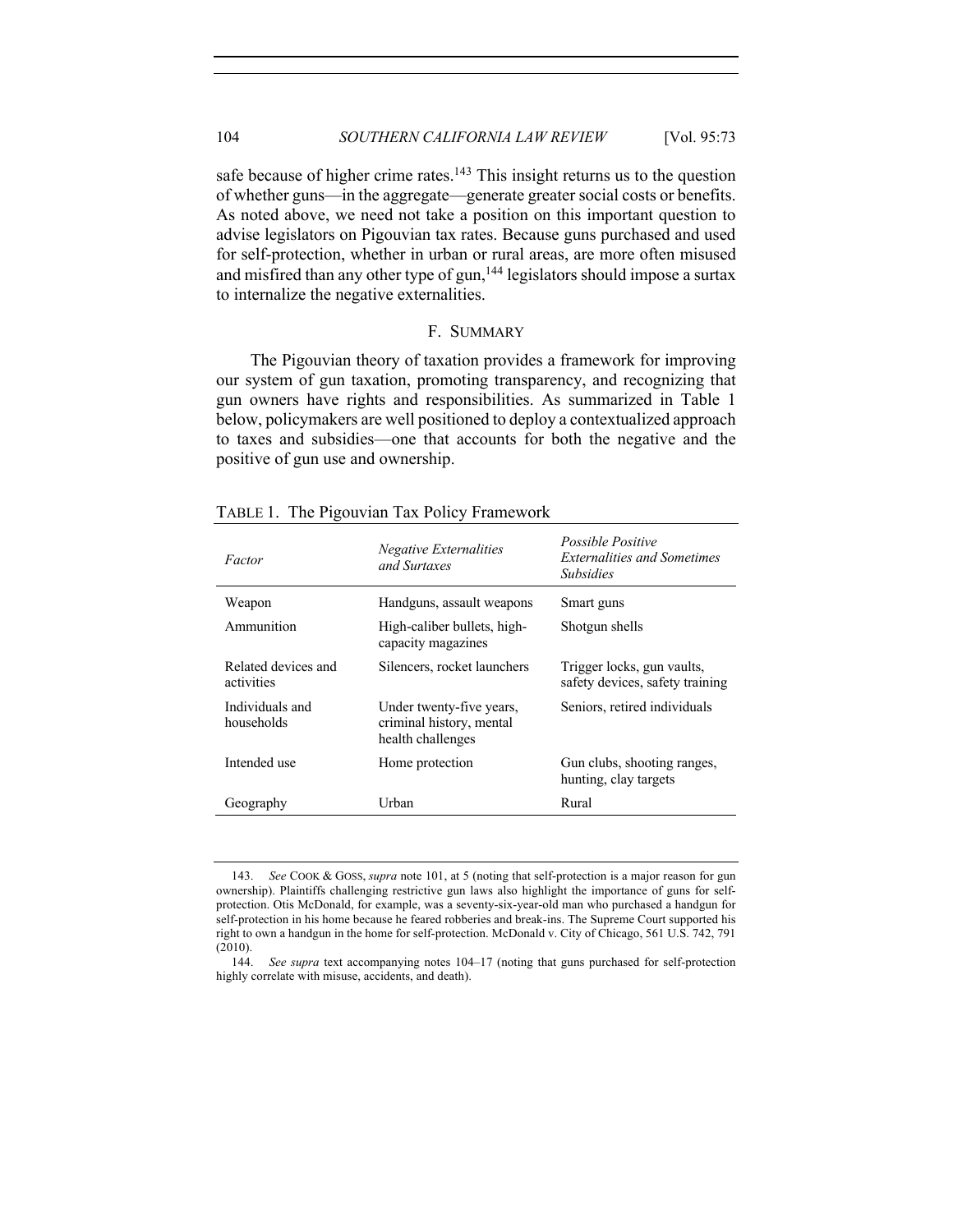safe because of higher crime rates.[143] This insight returns us to the question of whether guns—in the aggregate—generate greater social costs or benefits. As noted above, we need not take a position on this important question to advise legislators on Pigouvian tax rates. Because guns purchased and used for self-protection, whether in urban or rural areas, are more often misused and misfired than any other type of gun,[144] legislators should impose a surtax to internalize the negative externalities.

### F. SUMMARY

The Pigouvian theory of taxation provides a framework for improving our system of gun taxation, promoting transparency, and recognizing that gun owners have rights and responsibilities. As summarized in Table 1 below, policymakers are well positioned to deploy a contextualized approach to taxes and subsidies—one that accounts for both the negative and the positive of gun use and ownership.

TABLE 1. The Pigouvian Tax Policy Framework

| *Factor* | *Negative Externalities and Surtaxes* | *Possible Positive Externalities and Sometimes Subsidies* |
|---|---|---|
| Weapon | Handguns, assault weapons | Smart guns |
| Ammunition | High-caliber bullets, high-capacity magazines | Shotgun shells |
| Related devices and activities | Silencers, rocket launchers | Trigger locks, gun vaults, safety devices, safety training |
| Individuals and households | Under twenty-five years, criminal history, mental health challenges | Seniors, retired individuals |
| Intended use | Home protection | Gun clubs, shooting ranges, hunting, clay targets |
| Geography | Urban | Rural |

143. *See* COOK & GOSS, *supra* note 101, at 5 (noting that self-protection is a major reason for gun ownership). Plaintiffs challenging restrictive gun laws also highlight the importance of guns for self-protection. Otis McDonald, for example, was a seventy-six-year-old man who purchased a handgun for self-protection in his home because he feared robberies and break-ins. The Supreme Court supported his right to own a handgun in the home for self-protection. McDonald v. City of Chicago, 561 U.S. 742, 791 (2010).

144. *See supra* text accompanying notes 104–17 (noting that guns purchased for self-protection highly correlate with misuse, accidents, and death).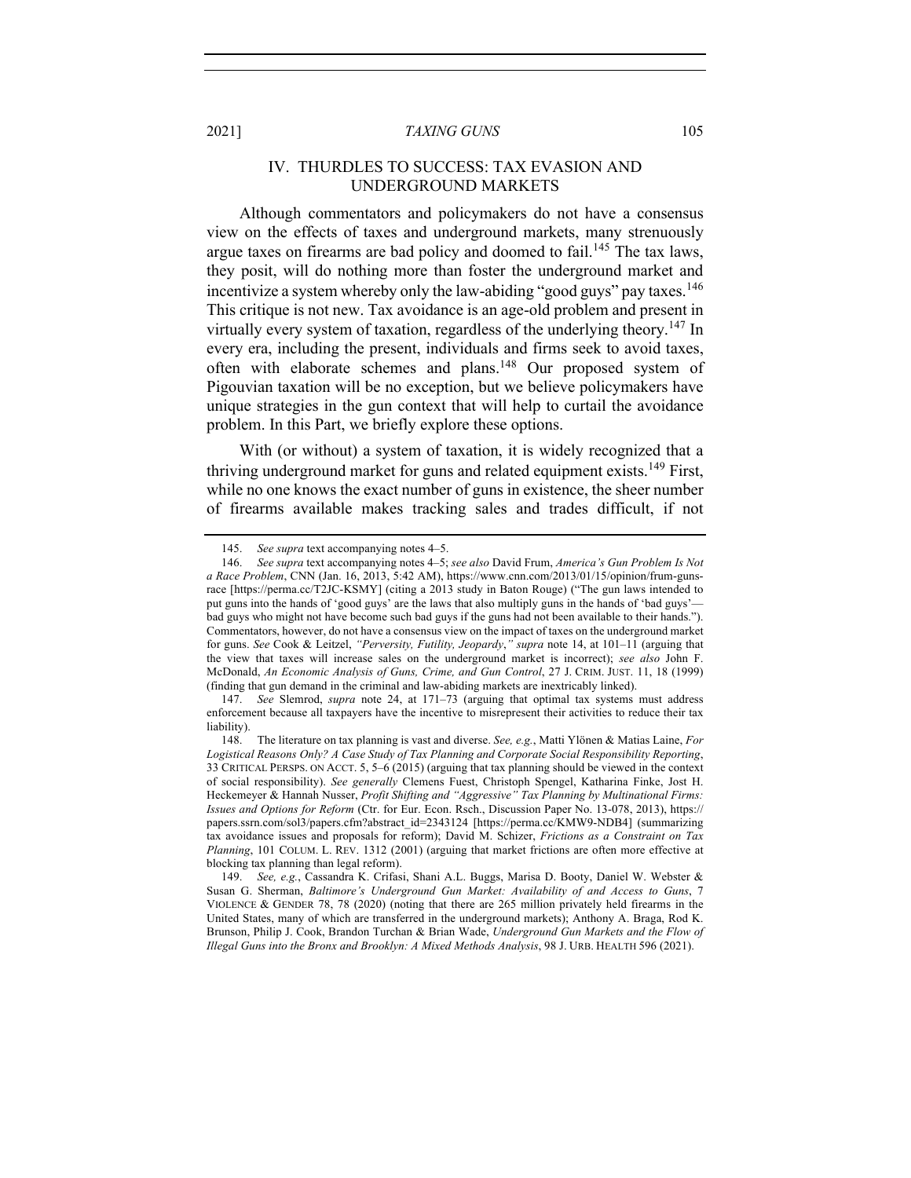## IV. THURDLES TO SUCCESS: TAX EVASION AND UNDERGROUND MARKETS

Although commentators and policymakers do not have a consensus view on the effects of taxes and underground markets, many strenuously argue taxes on firearms are bad policy and doomed to fail.[145] The tax laws, they posit, will do nothing more than foster the underground market and incentivize a system whereby only the law-abiding "good guys" pay taxes.[146] This critique is not new. Tax avoidance is an age-old problem and present in virtually every system of taxation, regardless of the underlying theory.[147] In every era, including the present, individuals and firms seek to avoid taxes, often with elaborate schemes and plans.[148] Our proposed system of Pigouvian taxation will be no exception, but we believe policymakers have unique strategies in the gun context that will help to curtail the avoidance problem. In this Part, we briefly explore these options.

With (or without) a system of taxation, it is widely recognized that a thriving underground market for guns and related equipment exists.[149] First, while no one knows the exact number of guns in existence, the sheer number of firearms available makes tracking sales and trades difficult, if not

---

145. *See supra* text accompanying notes 4–5.

146. *See supra* text accompanying notes 4–5; *see also* David Frum, *America's Gun Problem Is Not a Race Problem*, CNN (Jan. 16, 2013, 5:42 AM), https://www.cnn.com/2013/01/15/opinion/frum-guns-race [https://perma.cc/T2JC-KSMY] (citing a 2013 study in Baton Rouge) ("The gun laws intended to put guns into the hands of 'good guys' are the laws that also multiply guns in the hands of 'bad guys'—bad guys who might not have become such bad guys if the guns had not been available to their hands."). Commentators, however, do not have a consensus view on the impact of taxes on the underground market for guns. *See* Cook & Leitzel, *"Perversity, Futility, Jeopardy," supra* note 14, at 101–11 (arguing that the view that taxes will increase sales on the underground market is incorrect); *see also* John F. McDonald, *An Economic Analysis of Guns, Crime, and Gun Control*, 27 J. CRIM. JUST. 11, 18 (1999) (finding that gun demand in the criminal and law-abiding markets are inextricably linked).

147. *See* Slemrod, *supra* note 24, at 171–73 (arguing that optimal tax systems must address enforcement because all taxpayers have the incentive to misrepresent their activities to reduce their tax liability).

148. The literature on tax planning is vast and diverse. *See, e.g.*, Matti Ylönen & Matias Laine, *For Logistical Reasons Only? A Case Study of Tax Planning and Corporate Social Responsibility Reporting*, 33 CRITICAL PERSPS. ON ACCT. 5, 5–6 (2015) (arguing that tax planning should be viewed in the context of social responsibility). *See generally* Clemens Fuest, Christoph Spengel, Katharina Finke, Jost H. Heckemeyer & Hannah Nusser, *Profit Shifting and "Aggressive" Tax Planning by Multinational Firms: Issues and Options for Reform* (Ctr. for Eur. Econ. Rsch., Discussion Paper No. 13-078, 2013), https://papers.ssrn.com/sol3/papers.cfm?abstract_id=2343124 [https://perma.cc/KMW9-NDB4] (summarizing tax avoidance issues and proposals for reform); David M. Schizer, *Frictions as a Constraint on Tax Planning*, 101 COLUM. L. REV. 1312 (2001) (arguing that market frictions are often more effective at blocking tax planning than legal reform).

149. *See, e.g.*, Cassandra K. Crifasi, Shani A.L. Buggs, Marisa D. Booty, Daniel W. Webster & Susan G. Sherman, *Baltimore's Underground Gun Market: Availability of and Access to Guns*, 7 VIOLENCE & GENDER 78, 78 (2020) (noting that there are 265 million privately held firearms in the United States, many of which are transferred in the underground markets); Anthony A. Braga, Rod K. Brunson, Philip J. Cook, Brandon Turchan & Brian Wade, *Underground Gun Markets and the Flow of Illegal Guns into the Bronx and Brooklyn: A Mixed Methods Analysis*, 98 J. URB. HEALTH 596 (2021).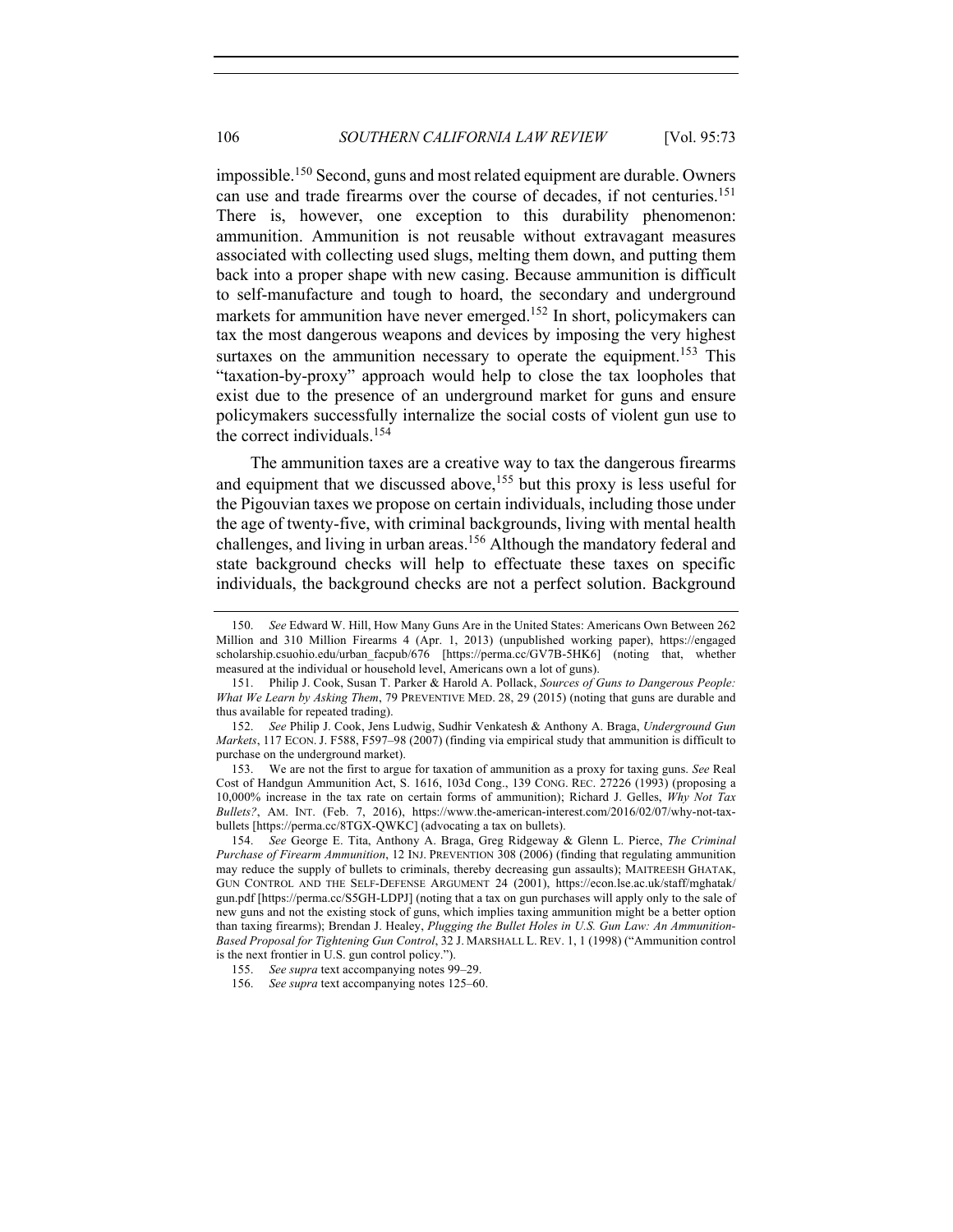impossible.[150] Second, guns and most related equipment are durable. Owners can use and trade firearms over the course of decades, if not centuries.[151] There is, however, one exception to this durability phenomenon: ammunition. Ammunition is not reusable without extravagant measures associated with collecting used slugs, melting them down, and putting them back into a proper shape with new casing. Because ammunition is difficult to self-manufacture and tough to hoard, the secondary and underground markets for ammunition have never emerged.[152] In short, policymakers can tax the most dangerous weapons and devices by imposing the very highest surtaxes on the ammunition necessary to operate the equipment.[153] This "taxation-by-proxy" approach would help to close the tax loopholes that exist due to the presence of an underground market for guns and ensure policymakers successfully internalize the social costs of violent gun use to the correct individuals.[154]

The ammunition taxes are a creative way to tax the dangerous firearms and equipment that we discussed above,[155] but this proxy is less useful for the Pigouvian taxes we propose on certain individuals, including those under the age of twenty-five, with criminal backgrounds, living with mental health challenges, and living in urban areas.[156] Although the mandatory federal and state background checks will help to effectuate these taxes on specific individuals, the background checks are not a perfect solution. Background

---

150. *See* Edward W. Hill, How Many Guns Are in the United States: Americans Own Between 262 Million and 310 Million Firearms 4 (Apr. 1, 2013) (unpublished working paper), https://engagedscholarship.csuohio.edu/urban_facpub/676 [https://perma.cc/GV7B-5HK6] (noting that, whether measured at the individual or household level, Americans own a lot of guns).

151. Philip J. Cook, Susan T. Parker & Harold A. Pollack, *Sources of Guns to Dangerous People: What We Learn by Asking Them*, 79 PREVENTIVE MED. 28, 29 (2015) (noting that guns are durable and thus available for repeated trading).

152. *See* Philip J. Cook, Jens Ludwig, Sudhir Venkatesh & Anthony A. Braga, *Underground Gun Markets*, 117 ECON. J. F588, F597–98 (2007) (finding via empirical study that ammunition is difficult to purchase on the underground market).

153. We are not the first to argue for taxation of ammunition as a proxy for taxing guns. *See* Real Cost of Handgun Ammunition Act, S. 1616, 103d Cong., 139 CONG. REC. 27226 (1993) (proposing a 10,000% increase in the tax rate on certain forms of ammunition); Richard J. Gelles, *Why Not Tax Bullets?*, AM. INT. (Feb. 7, 2016), https://www.the-american-interest.com/2016/02/07/why-not-tax-bullets [https://perma.cc/8TGX-QWKC] (advocating a tax on bullets).

154. *See* George E. Tita, Anthony A. Braga, Greg Ridgeway & Glenn L. Pierce, *The Criminal Purchase of Firearm Ammunition*, 12 INJ. PREVENTION 308 (2006) (finding that regulating ammunition may reduce the supply of bullets to criminals, thereby decreasing gun assaults); MAITREESH GHATAK, GUN CONTROL AND THE SELF-DEFENSE ARGUMENT 24 (2001), https://econ.lse.ac.uk/staff/mghatak/gun.pdf [https://perma.cc/S5GH-LDPJ] (noting that a tax on gun purchases will apply only to the sale of new guns and not the existing stock of guns, which implies taxing ammunition might be a better option than taxing firearms); Brendan J. Healey, *Plugging the Bullet Holes in U.S. Gun Law: An Ammunition-Based Proposal for Tightening Gun Control*, 32 J. MARSHALL L. REV. 1, 1 (1998) ("Ammunition control is the next frontier in U.S. gun control policy.").

155. *See supra* text accompanying notes 99–29.

156. *See supra* text accompanying notes 125–60.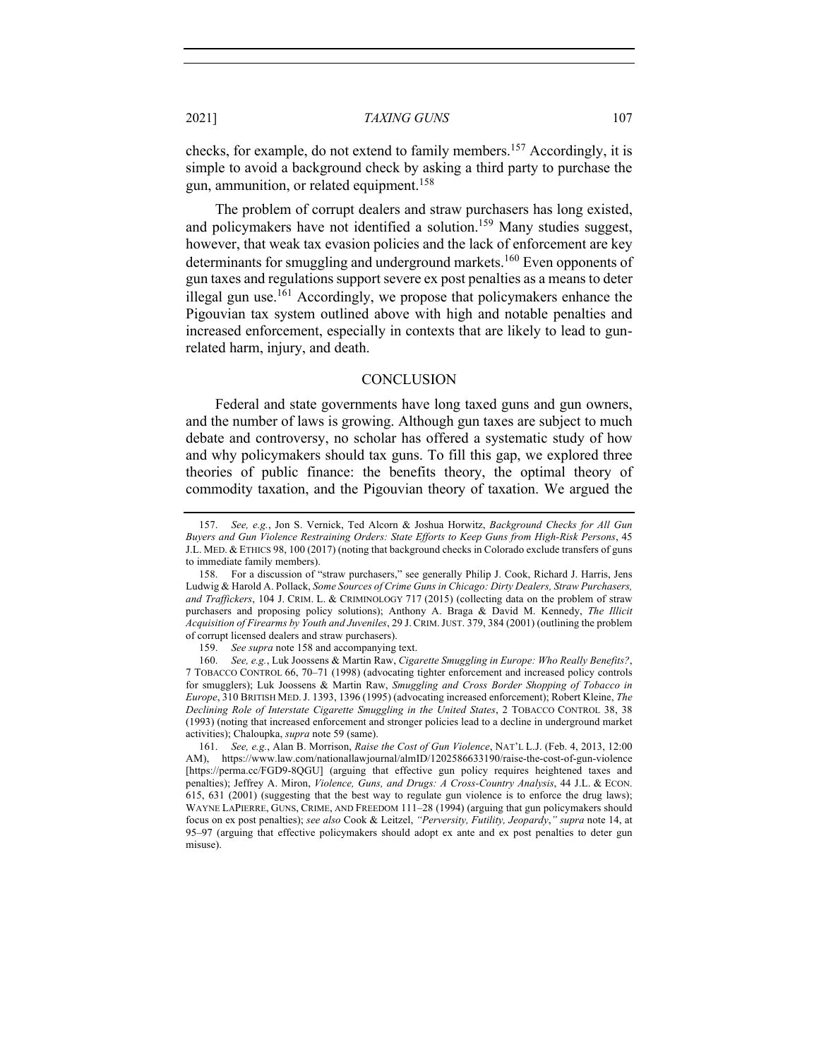checks, for example, do not extend to family members.[157] Accordingly, it is simple to avoid a background check by asking a third party to purchase the gun, ammunition, or related equipment.[158]

The problem of corrupt dealers and straw purchasers has long existed, and policymakers have not identified a solution.[159] Many studies suggest, however, that weak tax evasion policies and the lack of enforcement are key determinants for smuggling and underground markets.[160] Even opponents of gun taxes and regulations support severe ex post penalties as a means to deter illegal gun use.[161] Accordingly, we propose that policymakers enhance the Pigouvian tax system outlined above with high and notable penalties and increased enforcement, especially in contexts that are likely to lead to gun-related harm, injury, and death.

## CONCLUSION

Federal and state governments have long taxed guns and gun owners, and the number of laws is growing. Although gun taxes are subject to much debate and controversy, no scholar has offered a systematic study of how and why policymakers should tax guns. To fill this gap, we explored three theories of public finance: the benefits theory, the optimal theory of commodity taxation, and the Pigouvian theory of taxation. We argued the

---

157. *See, e.g.*, Jon S. Vernick, Ted Alcorn & Joshua Horwitz, *Background Checks for All Gun Buyers and Gun Violence Restraining Orders: State Efforts to Keep Guns from High-Risk Persons*, 45 J.L. MED. & ETHICS 98, 100 (2017) (noting that background checks in Colorado exclude transfers of guns to immediate family members).

158. For a discussion of "straw purchasers," see generally Philip J. Cook, Richard J. Harris, Jens Ludwig & Harold A. Pollack, *Some Sources of Crime Guns in Chicago: Dirty Dealers, Straw Purchasers, and Traffickers*, 104 J. CRIM. L. & CRIMINOLOGY 717 (2015) (collecting data on the problem of straw purchasers and proposing policy solutions); Anthony A. Braga & David M. Kennedy, *The Illicit Acquisition of Firearms by Youth and Juveniles*, 29 J. CRIM. JUST. 379, 384 (2001) (outlining the problem of corrupt licensed dealers and straw purchasers).

159. *See supra* note 158 and accompanying text.

160. *See, e.g.*, Luk Joossens & Martin Raw, *Cigarette Smuggling in Europe: Who Really Benefits?*, 7 TOBACCO CONTROL 66, 70–71 (1998) (advocating tighter enforcement and increased policy controls for smugglers); Luk Joossens & Martin Raw, *Smuggling and Cross Border Shopping of Tobacco in Europe*, 310 BRITISH MED. J. 1393, 1396 (1995) (advocating increased enforcement); Robert Kleine, *The Declining Role of Interstate Cigarette Smuggling in the United States*, 2 TOBACCO CONTROL 38, 38 (1993) (noting that increased enforcement and stronger policies lead to a decline in underground market activities); Chaloupka, *supra* note 59 (same).

161. *See, e.g.*, Alan B. Morrison, *Raise the Cost of Gun Violence*, NAT'L L.J. (Feb. 4, 2013, 12:00 AM), https://www.law.com/nationallawjournal/almID/1202586633190/raise-the-cost-of-gun-violence [https://perma.cc/FGD9-8QGU] (arguing that effective gun policy requires heightened taxes and penalties); Jeffrey A. Miron, *Violence, Guns, and Drugs: A Cross-Country Analysis*, 44 J.L. & ECON. 615, 631 (2001) (suggesting that the best way to regulate gun violence is to enforce the drug laws); WAYNE LAPIERRE, GUNS, CRIME, AND FREEDOM 111–28 (1994) (arguing that gun policymakers should focus on ex post penalties); *see also* Cook & Leitzel, *"Perversity, Futility, Jeopardy*,*" supra* note 14, at 95–97 (arguing that effective policymakers should adopt ex ante and ex post penalties to deter gun misuse).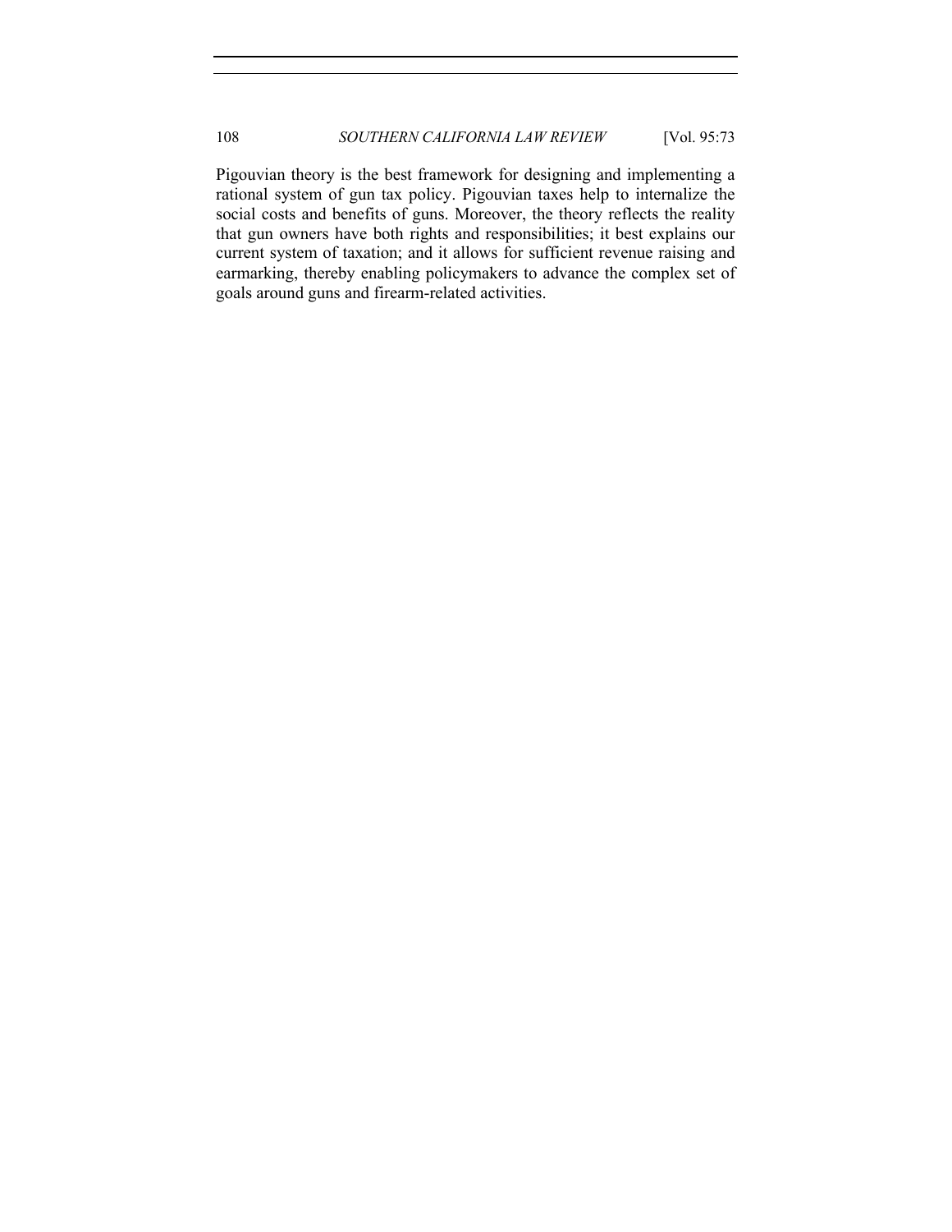Pigouvian theory is the best framework for designing and implementing a rational system of gun tax policy. Pigouvian taxes help to internalize the social costs and benefits of guns. Moreover, the theory reflects the reality that gun owners have both rights and responsibilities; it best explains our current system of taxation; and it allows for sufficient revenue raising and earmarking, thereby enabling policymakers to advance the complex set of goals around guns and firearm-related activities.